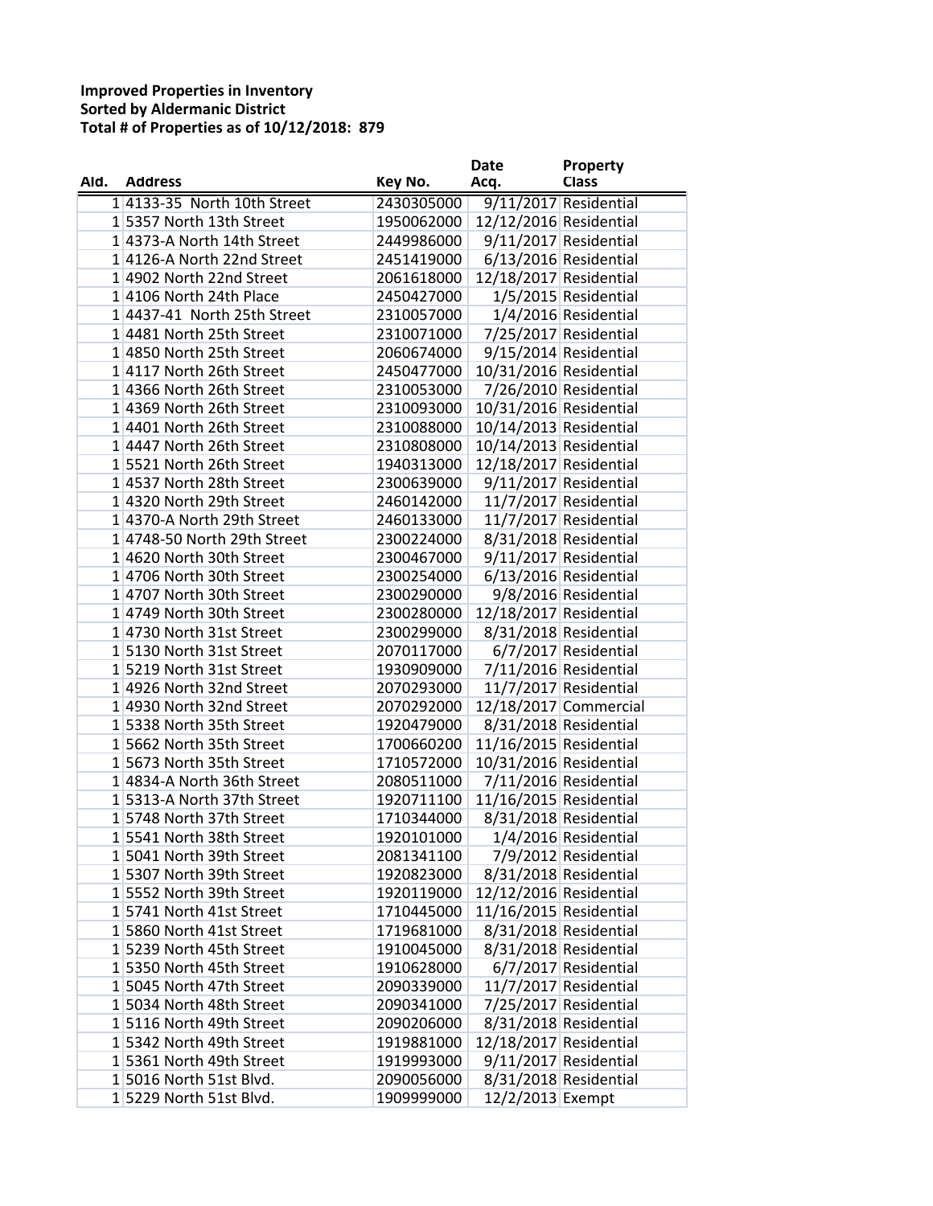**Improved Properties in Inventory**
**Sorted by Aldermanic District**
**Total # of Properties as of 10/12/2018: 879**

| Ald. | Address | Key No. | Date Acq. | Property Class |
|---|---|---|---|---|
| 1 | 4133-35 North 10th Street | 2430305000 | 9/11/2017 | Residential |
| 1 | 5357 North 13th Street | 1950062000 | 12/12/2016 | Residential |
| 1 | 4373-A North 14th Street | 2449986000 | 9/11/2017 | Residential |
| 1 | 4126-A North 22nd Street | 2451419000 | 6/13/2016 | Residential |
| 1 | 4902 North 22nd Street | 2061618000 | 12/18/2017 | Residential |
| 1 | 4106 North 24th Place | 2450427000 | 1/5/2015 | Residential |
| 1 | 4437-41 North 25th Street | 2310057000 | 1/4/2016 | Residential |
| 1 | 4481 North 25th Street | 2310071000 | 7/25/2017 | Residential |
| 1 | 4850 North 25th Street | 2060674000 | 9/15/2014 | Residential |
| 1 | 4117 North 26th Street | 2450477000 | 10/31/2016 | Residential |
| 1 | 4366 North 26th Street | 2310053000 | 7/26/2010 | Residential |
| 1 | 4369 North 26th Street | 2310093000 | 10/31/2016 | Residential |
| 1 | 4401 North 26th Street | 2310088000 | 10/14/2013 | Residential |
| 1 | 4447 North 26th Street | 2310808000 | 10/14/2013 | Residential |
| 1 | 5521 North 26th Street | 1940313000 | 12/18/2017 | Residential |
| 1 | 4537 North 28th Street | 2300639000 | 9/11/2017 | Residential |
| 1 | 4320 North 29th Street | 2460142000 | 11/7/2017 | Residential |
| 1 | 4370-A North 29th Street | 2460133000 | 11/7/2017 | Residential |
| 1 | 4748-50 North 29th Street | 2300224000 | 8/31/2018 | Residential |
| 1 | 4620 North 30th Street | 2300467000 | 9/11/2017 | Residential |
| 1 | 4706 North 30th Street | 2300254000 | 6/13/2016 | Residential |
| 1 | 4707 North 30th Street | 2300290000 | 9/8/2016 | Residential |
| 1 | 4749 North 30th Street | 2300280000 | 12/18/2017 | Residential |
| 1 | 4730 North 31st Street | 2300299000 | 8/31/2018 | Residential |
| 1 | 5130 North 31st Street | 2070117000 | 6/7/2017 | Residential |
| 1 | 5219 North 31st Street | 1930909000 | 7/11/2016 | Residential |
| 1 | 4926 North 32nd Street | 2070293000 | 11/7/2017 | Residential |
| 1 | 4930 North 32nd Street | 2070292000 | 12/18/2017 | Commercial |
| 1 | 5338 North 35th Street | 1920479000 | 8/31/2018 | Residential |
| 1 | 5662 North 35th Street | 1700660200 | 11/16/2015 | Residential |
| 1 | 5673 North 35th Street | 1710572000 | 10/31/2016 | Residential |
| 1 | 4834-A North 36th Street | 2080511000 | 7/11/2016 | Residential |
| 1 | 5313-A North 37th Street | 1920711100 | 11/16/2015 | Residential |
| 1 | 5748 North 37th Street | 1710344000 | 8/31/2018 | Residential |
| 1 | 5541 North 38th Street | 1920101000 | 1/4/2016 | Residential |
| 1 | 5041 North 39th Street | 2081341100 | 7/9/2012 | Residential |
| 1 | 5307 North 39th Street | 1920823000 | 8/31/2018 | Residential |
| 1 | 5552 North 39th Street | 1920119000 | 12/12/2016 | Residential |
| 1 | 5741 North 41st Street | 1710445000 | 11/16/2015 | Residential |
| 1 | 5860 North 41st Street | 1719681000 | 8/31/2018 | Residential |
| 1 | 5239 North 45th Street | 1910045000 | 8/31/2018 | Residential |
| 1 | 5350 North 45th Street | 1910628000 | 6/7/2017 | Residential |
| 1 | 5045 North 47th Street | 2090339000 | 11/7/2017 | Residential |
| 1 | 5034 North 48th Street | 2090341000 | 7/25/2017 | Residential |
| 1 | 5116 North 49th Street | 2090206000 | 8/31/2018 | Residential |
| 1 | 5342 North 49th Street | 1919881000 | 12/18/2017 | Residential |
| 1 | 5361 North 49th Street | 1919993000 | 9/11/2017 | Residential |
| 1 | 5016 North 51st Blvd. | 2090056000 | 8/31/2018 | Residential |
| 1 | 5229 North 51st Blvd. | 1909999000 | 12/2/2013 | Exempt |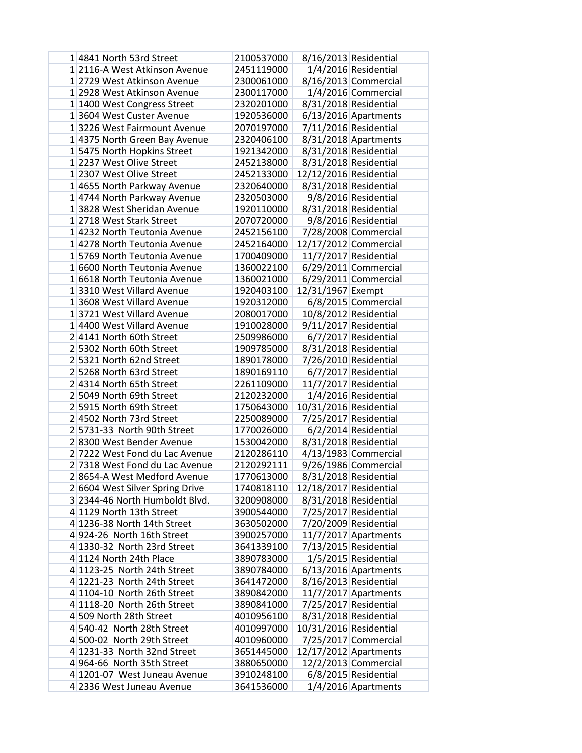| | | | | |
|---|---|---|---|---|
| 1 | 4841 North 53rd Street | 2100537000 | 8/16/2013 | Residential |
| 1 | 2116-A West Atkinson Avenue | 2451119000 | 1/4/2016 | Residential |
| 1 | 2729 West Atkinson Avenue | 2300061000 | 8/16/2013 | Commercial |
| 1 | 2928 West Atkinson Avenue | 2300117000 | 1/4/2016 | Commercial |
| 1 | 1400 West Congress Street | 2320201000 | 8/31/2018 | Residential |
| 1 | 3604 West Custer Avenue | 1920536000 | 6/13/2016 | Apartments |
| 1 | 3226 West Fairmount Avenue | 2070197000 | 7/11/2016 | Residential |
| 1 | 4375 North Green Bay Avenue | 2320406100 | 8/31/2018 | Apartments |
| 1 | 5475 North Hopkins Street | 1921342000 | 8/31/2018 | Residential |
| 1 | 2237 West Olive Street | 2452138000 | 8/31/2018 | Residential |
| 1 | 2307 West Olive Street | 2452133000 | 12/12/2016 | Residential |
| 1 | 4655 North Parkway Avenue | 2320640000 | 8/31/2018 | Residential |
| 1 | 4744 North Parkway Avenue | 2320503000 | 9/8/2016 | Residential |
| 1 | 3828 West Sheridan Avenue | 1920110000 | 8/31/2018 | Residential |
| 1 | 2718 West Stark Street | 2070720000 | 9/8/2016 | Residential |
| 1 | 4232 North Teutonia Avenue | 2452156100 | 7/28/2008 | Commercial |
| 1 | 4278 North Teutonia Avenue | 2452164000 | 12/17/2012 | Commercial |
| 1 | 5769 North Teutonia Avenue | 1700409000 | 11/7/2017 | Residential |
| 1 | 6600 North Teutonia Avenue | 1360022100 | 6/29/2011 | Commercial |
| 1 | 6618 North Teutonia Avenue | 1360021000 | 6/29/2011 | Commercial |
| 1 | 3310 West Villard Avenue | 1920403100 | 12/31/1967 | Exempt |
| 1 | 3608 West Villard Avenue | 1920312000 | 6/8/2015 | Commercial |
| 1 | 3721 West Villard Avenue | 2080017000 | 10/8/2012 | Residential |
| 1 | 4400 West Villard Avenue | 1910028000 | 9/11/2017 | Residential |
| 2 | 4141 North 60th Street | 2509986000 | 6/7/2017 | Residential |
| 2 | 5302 North 60th Street | 1909785000 | 8/31/2018 | Residential |
| 2 | 5321 North 62nd Street | 1890178000 | 7/26/2010 | Residential |
| 2 | 5268 North 63rd Street | 1890169110 | 6/7/2017 | Residential |
| 2 | 4314 North 65th Street | 2261109000 | 11/7/2017 | Residential |
| 2 | 5049 North 69th Street | 2120232000 | 1/4/2016 | Residential |
| 2 | 5915 North 69th Street | 1750643000 | 10/31/2016 | Residential |
| 2 | 4502 North 73rd Street | 2250089000 | 7/25/2017 | Residential |
| 2 | 5731-33 North 90th Street | 1770026000 | 6/2/2014 | Residential |
| 2 | 8300 West Bender Avenue | 1530042000 | 8/31/2018 | Residential |
| 2 | 7222 West Fond du Lac Avenue | 2120286110 | 4/13/1983 | Commercial |
| 2 | 7318 West Fond du Lac Avenue | 2120292111 | 9/26/1986 | Commercial |
| 2 | 8654-A West Medford Avenue | 1770613000 | 8/31/2018 | Residential |
| 2 | 6604 West Silver Spring Drive | 1740818110 | 12/18/2017 | Residential |
| 3 | 2344-46 North Humboldt Blvd. | 3200908000 | 8/31/2018 | Residential |
| 4 | 1129 North 13th Street | 3900544000 | 7/25/2017 | Residential |
| 4 | 1236-38 North 14th Street | 3630502000 | 7/20/2009 | Residential |
| 4 | 924-26 North 16th Street | 3900257000 | 11/7/2017 | Apartments |
| 4 | 1330-32 North 23rd Street | 3641339100 | 7/13/2015 | Residential |
| 4 | 1124 North 24th Place | 3890783000 | 1/5/2015 | Residential |
| 4 | 1123-25 North 24th Street | 3890784000 | 6/13/2016 | Apartments |
| 4 | 1221-23 North 24th Street | 3641472000 | 8/16/2013 | Residential |
| 4 | 1104-10 North 26th Street | 3890842000 | 11/7/2017 | Apartments |
| 4 | 1118-20 North 26th Street | 3890841000 | 7/25/2017 | Residential |
| 4 | 509 North 28th Street | 4010956100 | 8/31/2018 | Residential |
| 4 | 540-42 North 28th Street | 4010997000 | 10/31/2016 | Residential |
| 4 | 500-02 North 29th Street | 4010960000 | 7/25/2017 | Commercial |
| 4 | 1231-33 North 32nd Street | 3651445000 | 12/17/2012 | Apartments |
| 4 | 964-66 North 35th Street | 3880650000 | 12/2/2013 | Commercial |
| 4 | 1201-07 West Juneau Avenue | 3910248100 | 6/8/2015 | Residential |
| 4 | 2336 West Juneau Avenue | 3641536000 | 1/4/2016 | Apartments |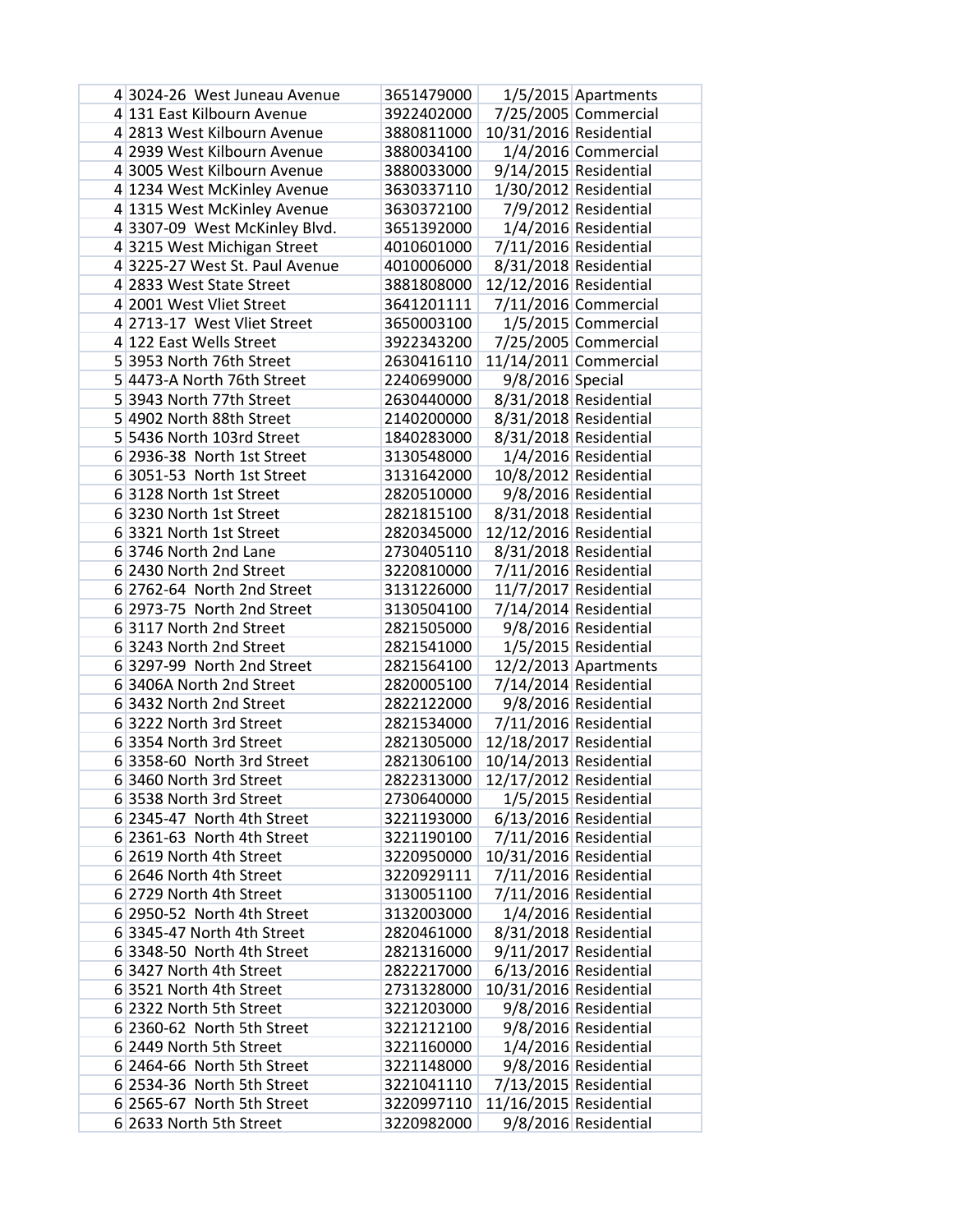| | | | | |
|---|---|---|---|---|
| 4 | 3024-26 West Juneau Avenue | 3651479000 | 1/5/2015 | Apartments |
| 4 | 131 East Kilbourn Avenue | 3922402000 | 7/25/2005 | Commercial |
| 4 | 2813 West Kilbourn Avenue | 3880811000 | 10/31/2016 | Residential |
| 4 | 2939 West Kilbourn Avenue | 3880034100 | 1/4/2016 | Commercial |
| 4 | 3005 West Kilbourn Avenue | 3880033000 | 9/14/2015 | Residential |
| 4 | 1234 West McKinley Avenue | 3630337110 | 1/30/2012 | Residential |
| 4 | 1315 West McKinley Avenue | 3630372100 | 7/9/2012 | Residential |
| 4 | 3307-09 West McKinley Blvd. | 3651392000 | 1/4/2016 | Residential |
| 4 | 3215 West Michigan Street | 4010601000 | 7/11/2016 | Residential |
| 4 | 3225-27 West St. Paul Avenue | 4010006000 | 8/31/2018 | Residential |
| 4 | 2833 West State Street | 3881808000 | 12/12/2016 | Residential |
| 4 | 2001 West Vliet Street | 3641201111 | 7/11/2016 | Commercial |
| 4 | 2713-17 West Vliet Street | 3650003100 | 1/5/2015 | Commercial |
| 4 | 122 East Wells Street | 3922343200 | 7/25/2005 | Commercial |
| 5 | 3953 North 76th Street | 2630416110 | 11/14/2011 | Commercial |
| 5 | 4473-A North 76th Street | 2240699000 | 9/8/2016 | Special |
| 5 | 3943 North 77th Street | 2630440000 | 8/31/2018 | Residential |
| 5 | 4902 North 88th Street | 2140200000 | 8/31/2018 | Residential |
| 5 | 5436 North 103rd Street | 1840283000 | 8/31/2018 | Residential |
| 6 | 2936-38 North 1st Street | 3130548000 | 1/4/2016 | Residential |
| 6 | 3051-53 North 1st Street | 3131642000 | 10/8/2012 | Residential |
| 6 | 3128 North 1st Street | 2820510000 | 9/8/2016 | Residential |
| 6 | 3230 North 1st Street | 2821815100 | 8/31/2018 | Residential |
| 6 | 3321 North 1st Street | 2820345000 | 12/12/2016 | Residential |
| 6 | 3746 North 2nd Lane | 2730405110 | 8/31/2018 | Residential |
| 6 | 2430 North 2nd Street | 3220810000 | 7/11/2016 | Residential |
| 6 | 2762-64 North 2nd Street | 3131226000 | 11/7/2017 | Residential |
| 6 | 2973-75 North 2nd Street | 3130504100 | 7/14/2014 | Residential |
| 6 | 3117 North 2nd Street | 2821505000 | 9/8/2016 | Residential |
| 6 | 3243 North 2nd Street | 2821541000 | 1/5/2015 | Residential |
| 6 | 3297-99 North 2nd Street | 2821564100 | 12/2/2013 | Apartments |
| 6 | 3406A North 2nd Street | 2820005100 | 7/14/2014 | Residential |
| 6 | 3432 North 2nd Street | 2822122000 | 9/8/2016 | Residential |
| 6 | 3222 North 3rd Street | 2821534000 | 7/11/2016 | Residential |
| 6 | 3354 North 3rd Street | 2821305000 | 12/18/2017 | Residential |
| 6 | 3358-60 North 3rd Street | 2821306100 | 10/14/2013 | Residential |
| 6 | 3460 North 3rd Street | 2822313000 | 12/17/2012 | Residential |
| 6 | 3538 North 3rd Street | 2730640000 | 1/5/2015 | Residential |
| 6 | 2345-47 North 4th Street | 3221193000 | 6/13/2016 | Residential |
| 6 | 2361-63 North 4th Street | 3221190100 | 7/11/2016 | Residential |
| 6 | 2619 North 4th Street | 3220950000 | 10/31/2016 | Residential |
| 6 | 2646 North 4th Street | 3220929111 | 7/11/2016 | Residential |
| 6 | 2729 North 4th Street | 3130051100 | 7/11/2016 | Residential |
| 6 | 2950-52 North 4th Street | 3132003000 | 1/4/2016 | Residential |
| 6 | 3345-47 North 4th Street | 2820461000 | 8/31/2018 | Residential |
| 6 | 3348-50 North 4th Street | 2821316000 | 9/11/2017 | Residential |
| 6 | 3427 North 4th Street | 2822217000 | 6/13/2016 | Residential |
| 6 | 3521 North 4th Street | 2731328000 | 10/31/2016 | Residential |
| 6 | 2322 North 5th Street | 3221203000 | 9/8/2016 | Residential |
| 6 | 2360-62 North 5th Street | 3221212100 | 9/8/2016 | Residential |
| 6 | 2449 North 5th Street | 3221160000 | 1/4/2016 | Residential |
| 6 | 2464-66 North 5th Street | 3221148000 | 9/8/2016 | Residential |
| 6 | 2534-36 North 5th Street | 3221041110 | 7/13/2015 | Residential |
| 6 | 2565-67 North 5th Street | 3220997110 | 11/16/2015 | Residential |
| 6 | 2633 North 5th Street | 3220982000 | 9/8/2016 | Residential |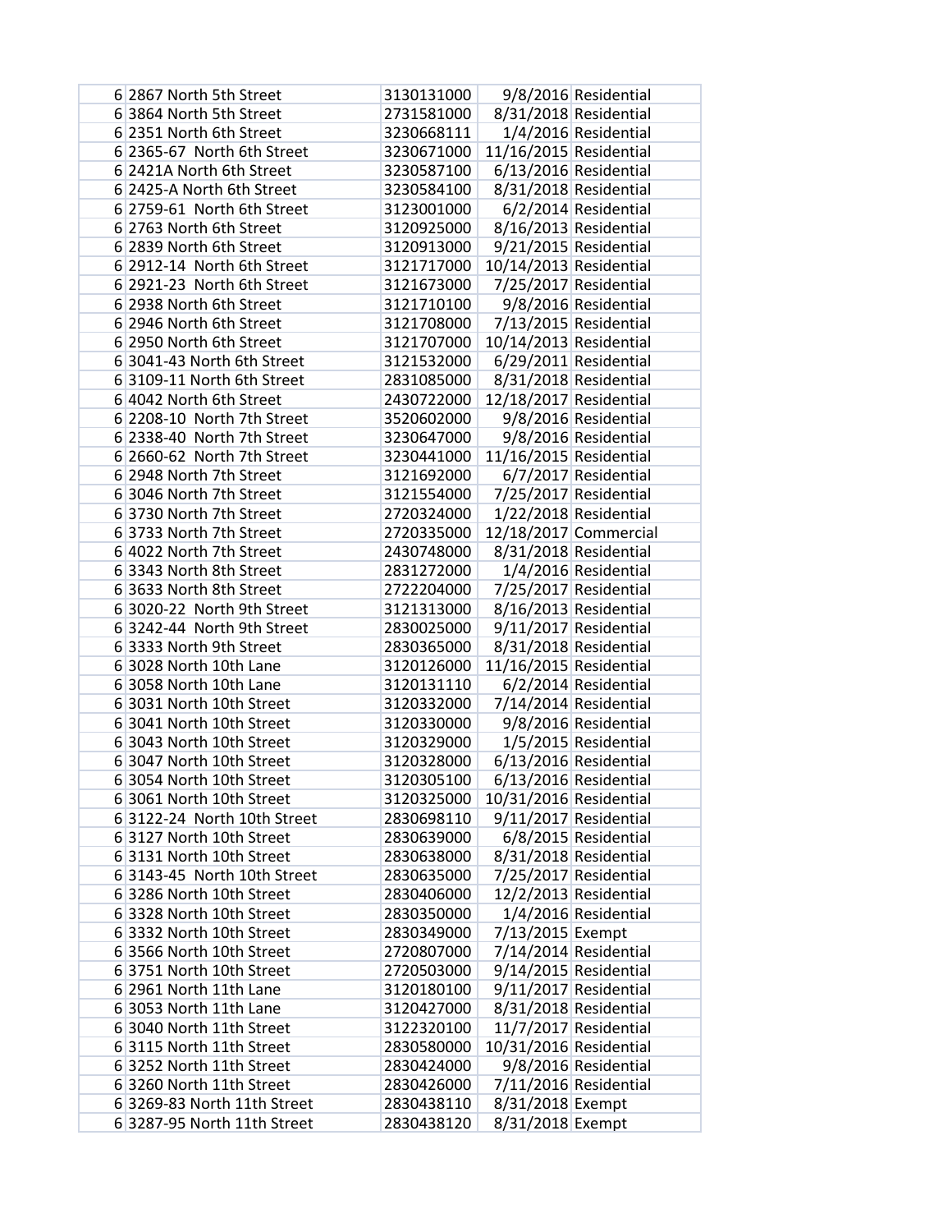| | | | | |
|---|---|---|---|---|
| 6 | 2867 North 5th Street | 3130131000 | 9/8/2016 | Residential |
| 6 | 3864 North 5th Street | 2731581000 | 8/31/2018 | Residential |
| 6 | 2351 North 6th Street | 3230668111 | 1/4/2016 | Residential |
| 6 | 2365-67 North 6th Street | 3230671000 | 11/16/2015 | Residential |
| 6 | 2421A North 6th Street | 3230587100 | 6/13/2016 | Residential |
| 6 | 2425-A North 6th Street | 3230584100 | 8/31/2018 | Residential |
| 6 | 2759-61 North 6th Street | 3123001000 | 6/2/2014 | Residential |
| 6 | 2763 North 6th Street | 3120925000 | 8/16/2013 | Residential |
| 6 | 2839 North 6th Street | 3120913000 | 9/21/2015 | Residential |
| 6 | 2912-14 North 6th Street | 3121717000 | 10/14/2013 | Residential |
| 6 | 2921-23 North 6th Street | 3121673000 | 7/25/2017 | Residential |
| 6 | 2938 North 6th Street | 3121710100 | 9/8/2016 | Residential |
| 6 | 2946 North 6th Street | 3121708000 | 7/13/2015 | Residential |
| 6 | 2950 North 6th Street | 3121707000 | 10/14/2013 | Residential |
| 6 | 3041-43 North 6th Street | 3121532000 | 6/29/2011 | Residential |
| 6 | 3109-11 North 6th Street | 2831085000 | 8/31/2018 | Residential |
| 6 | 4042 North 6th Street | 2430722000 | 12/18/2017 | Residential |
| 6 | 2208-10 North 7th Street | 3520602000 | 9/8/2016 | Residential |
| 6 | 2338-40 North 7th Street | 3230647000 | 9/8/2016 | Residential |
| 6 | 2660-62 North 7th Street | 3230441000 | 11/16/2015 | Residential |
| 6 | 2948 North 7th Street | 3121692000 | 6/7/2017 | Residential |
| 6 | 3046 North 7th Street | 3121554000 | 7/25/2017 | Residential |
| 6 | 3730 North 7th Street | 2720324000 | 1/22/2018 | Residential |
| 6 | 3733 North 7th Street | 2720335000 | 12/18/2017 | Commercial |
| 6 | 4022 North 7th Street | 2430748000 | 8/31/2018 | Residential |
| 6 | 3343 North 8th Street | 2831272000 | 1/4/2016 | Residential |
| 6 | 3633 North 8th Street | 2722204000 | 7/25/2017 | Residential |
| 6 | 3020-22 North 9th Street | 3121313000 | 8/16/2013 | Residential |
| 6 | 3242-44 North 9th Street | 2830025000 | 9/11/2017 | Residential |
| 6 | 3333 North 9th Street | 2830365000 | 8/31/2018 | Residential |
| 6 | 3028 North 10th Lane | 3120126000 | 11/16/2015 | Residential |
| 6 | 3058 North 10th Lane | 3120131110 | 6/2/2014 | Residential |
| 6 | 3031 North 10th Street | 3120332000 | 7/14/2014 | Residential |
| 6 | 3041 North 10th Street | 3120330000 | 9/8/2016 | Residential |
| 6 | 3043 North 10th Street | 3120329000 | 1/5/2015 | Residential |
| 6 | 3047 North 10th Street | 3120328000 | 6/13/2016 | Residential |
| 6 | 3054 North 10th Street | 3120305100 | 6/13/2016 | Residential |
| 6 | 3061 North 10th Street | 3120325000 | 10/31/2016 | Residential |
| 6 | 3122-24 North 10th Street | 2830698110 | 9/11/2017 | Residential |
| 6 | 3127 North 10th Street | 2830639000 | 6/8/2015 | Residential |
| 6 | 3131 North 10th Street | 2830638000 | 8/31/2018 | Residential |
| 6 | 3143-45 North 10th Street | 2830635000 | 7/25/2017 | Residential |
| 6 | 3286 North 10th Street | 2830406000 | 12/2/2013 | Residential |
| 6 | 3328 North 10th Street | 2830350000 | 1/4/2016 | Residential |
| 6 | 3332 North 10th Street | 2830349000 | 7/13/2015 | Exempt |
| 6 | 3566 North 10th Street | 2720807000 | 7/14/2014 | Residential |
| 6 | 3751 North 10th Street | 2720503000 | 9/14/2015 | Residential |
| 6 | 2961 North 11th Lane | 3120180100 | 9/11/2017 | Residential |
| 6 | 3053 North 11th Lane | 3120427000 | 8/31/2018 | Residential |
| 6 | 3040 North 11th Street | 3122320100 | 11/7/2017 | Residential |
| 6 | 3115 North 11th Street | 2830580000 | 10/31/2016 | Residential |
| 6 | 3252 North 11th Street | 2830424000 | 9/8/2016 | Residential |
| 6 | 3260 North 11th Street | 2830426000 | 7/11/2016 | Residential |
| 6 | 3269-83 North 11th Street | 2830438110 | 8/31/2018 | Exempt |
| 6 | 3287-95 North 11th Street | 2830438120 | 8/31/2018 | Exempt |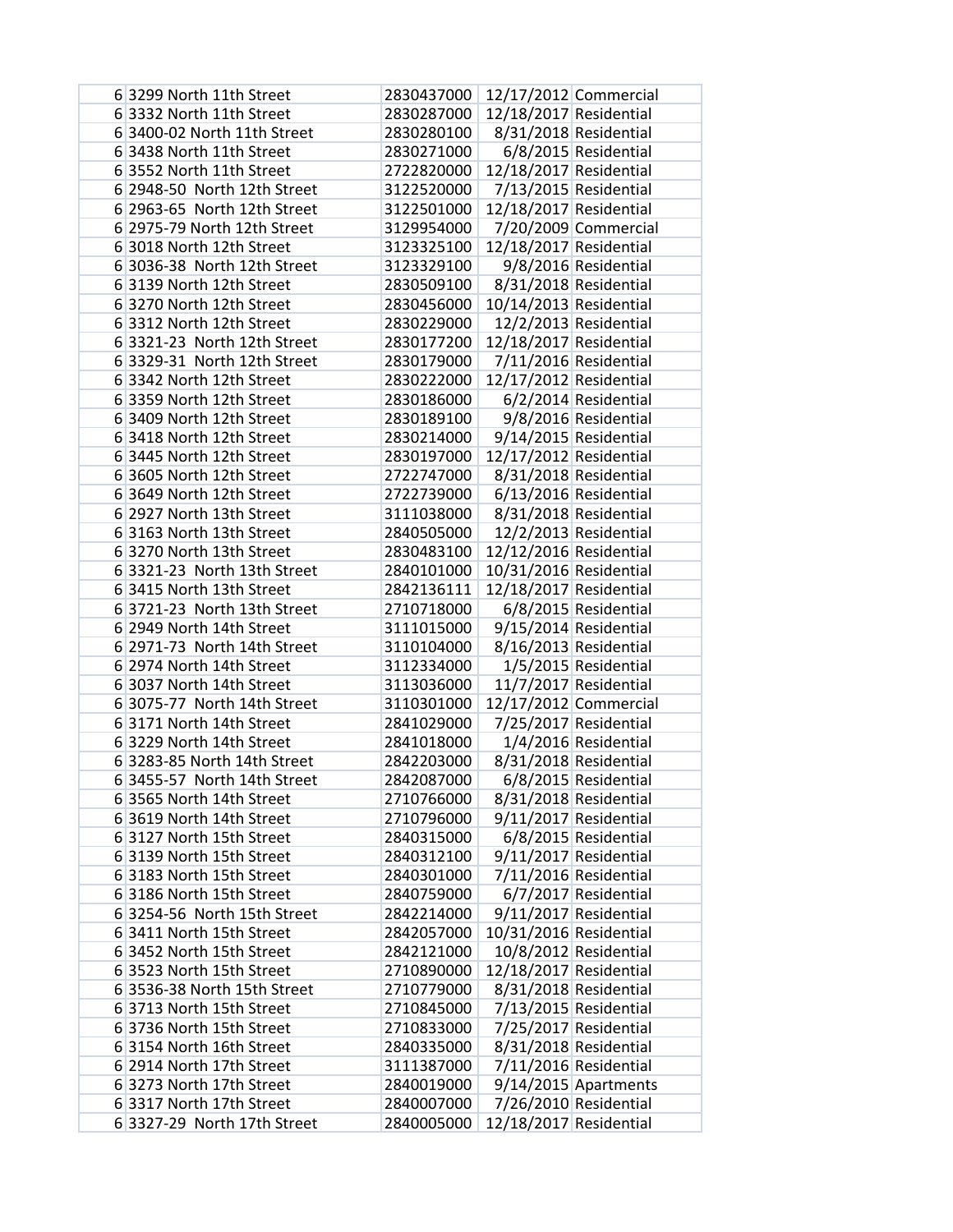| | | | | |
|---|---|---|---|---|
| 6 | 3299 North 11th Street | 2830437000 | 12/17/2012 | Commercial |
| 6 | 3332 North 11th Street | 2830287000 | 12/18/2017 | Residential |
| 6 | 3400-02 North 11th Street | 2830280100 | 8/31/2018 | Residential |
| 6 | 3438 North 11th Street | 2830271000 | 6/8/2015 | Residential |
| 6 | 3552 North 11th Street | 2722820000 | 12/18/2017 | Residential |
| 6 | 2948-50 North 12th Street | 3122520000 | 7/13/2015 | Residential |
| 6 | 2963-65 North 12th Street | 3122501000 | 12/18/2017 | Residential |
| 6 | 2975-79 North 12th Street | 3129954000 | 7/20/2009 | Commercial |
| 6 | 3018 North 12th Street | 3123325100 | 12/18/2017 | Residential |
| 6 | 3036-38 North 12th Street | 3123329100 | 9/8/2016 | Residential |
| 6 | 3139 North 12th Street | 2830509100 | 8/31/2018 | Residential |
| 6 | 3270 North 12th Street | 2830456000 | 10/14/2013 | Residential |
| 6 | 3312 North 12th Street | 2830229000 | 12/2/2013 | Residential |
| 6 | 3321-23 North 12th Street | 2830177200 | 12/18/2017 | Residential |
| 6 | 3329-31 North 12th Street | 2830179000 | 7/11/2016 | Residential |
| 6 | 3342 North 12th Street | 2830222000 | 12/17/2012 | Residential |
| 6 | 3359 North 12th Street | 2830186000 | 6/2/2014 | Residential |
| 6 | 3409 North 12th Street | 2830189100 | 9/8/2016 | Residential |
| 6 | 3418 North 12th Street | 2830214000 | 9/14/2015 | Residential |
| 6 | 3445 North 12th Street | 2830197000 | 12/17/2012 | Residential |
| 6 | 3605 North 12th Street | 2722747000 | 8/31/2018 | Residential |
| 6 | 3649 North 12th Street | 2722739000 | 6/13/2016 | Residential |
| 6 | 2927 North 13th Street | 3111038000 | 8/31/2018 | Residential |
| 6 | 3163 North 13th Street | 2840505000 | 12/2/2013 | Residential |
| 6 | 3270 North 13th Street | 2830483100 | 12/12/2016 | Residential |
| 6 | 3321-23 North 13th Street | 2840101000 | 10/31/2016 | Residential |
| 6 | 3415 North 13th Street | 2842136111 | 12/18/2017 | Residential |
| 6 | 3721-23 North 13th Street | 2710718000 | 6/8/2015 | Residential |
| 6 | 2949 North 14th Street | 3111015000 | 9/15/2014 | Residential |
| 6 | 2971-73 North 14th Street | 3110104000 | 8/16/2013 | Residential |
| 6 | 2974 North 14th Street | 3112334000 | 1/5/2015 | Residential |
| 6 | 3037 North 14th Street | 3113036000 | 11/7/2017 | Residential |
| 6 | 3075-77 North 14th Street | 3110301000 | 12/17/2012 | Commercial |
| 6 | 3171 North 14th Street | 2841029000 | 7/25/2017 | Residential |
| 6 | 3229 North 14th Street | 2841018000 | 1/4/2016 | Residential |
| 6 | 3283-85 North 14th Street | 2842203000 | 8/31/2018 | Residential |
| 6 | 3455-57 North 14th Street | 2842087000 | 6/8/2015 | Residential |
| 6 | 3565 North 14th Street | 2710766000 | 8/31/2018 | Residential |
| 6 | 3619 North 14th Street | 2710796000 | 9/11/2017 | Residential |
| 6 | 3127 North 15th Street | 2840315000 | 6/8/2015 | Residential |
| 6 | 3139 North 15th Street | 2840312100 | 9/11/2017 | Residential |
| 6 | 3183 North 15th Street | 2840301000 | 7/11/2016 | Residential |
| 6 | 3186 North 15th Street | 2840759000 | 6/7/2017 | Residential |
| 6 | 3254-56 North 15th Street | 2842214000 | 9/11/2017 | Residential |
| 6 | 3411 North 15th Street | 2842057000 | 10/31/2016 | Residential |
| 6 | 3452 North 15th Street | 2842121000 | 10/8/2012 | Residential |
| 6 | 3523 North 15th Street | 2710890000 | 12/18/2017 | Residential |
| 6 | 3536-38 North 15th Street | 2710779000 | 8/31/2018 | Residential |
| 6 | 3713 North 15th Street | 2710845000 | 7/13/2015 | Residential |
| 6 | 3736 North 15th Street | 2710833000 | 7/25/2017 | Residential |
| 6 | 3154 North 16th Street | 2840335000 | 8/31/2018 | Residential |
| 6 | 2914 North 17th Street | 3111387000 | 7/11/2016 | Residential |
| 6 | 3273 North 17th Street | 2840019000 | 9/14/2015 | Apartments |
| 6 | 3317 North 17th Street | 2840007000 | 7/26/2010 | Residential |
| 6 | 3327-29 North 17th Street | 2840005000 | 12/18/2017 | Residential |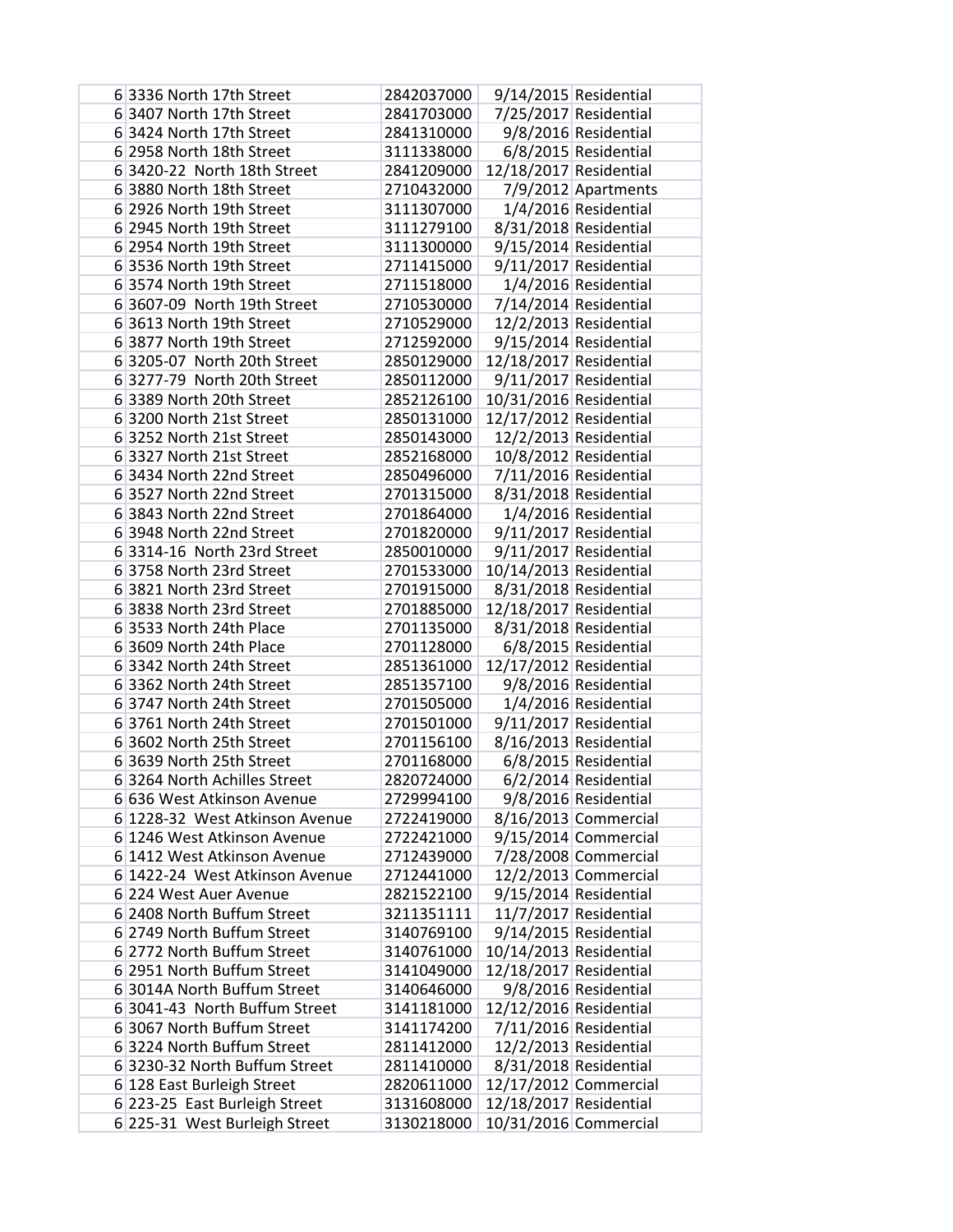| | | | | |
|---|---|---|---|---|
| 6 | 3336 North 17th Street | 2842037000 | 9/14/2015 | Residential |
| 6 | 3407 North 17th Street | 2841703000 | 7/25/2017 | Residential |
| 6 | 3424 North 17th Street | 2841310000 | 9/8/2016 | Residential |
| 6 | 2958 North 18th Street | 3111338000 | 6/8/2015 | Residential |
| 6 | 3420-22  North 18th Street | 2841209000 | 12/18/2017 | Residential |
| 6 | 3880 North 18th Street | 2710432000 | 7/9/2012 | Apartments |
| 6 | 2926 North 19th Street | 3111307000 | 1/4/2016 | Residential |
| 6 | 2945 North 19th Street | 3111279100 | 8/31/2018 | Residential |
| 6 | 2954 North 19th Street | 3111300000 | 9/15/2014 | Residential |
| 6 | 3536 North 19th Street | 2711415000 | 9/11/2017 | Residential |
| 6 | 3574 North 19th Street | 2711518000 | 1/4/2016 | Residential |
| 6 | 3607-09  North 19th Street | 2710530000 | 7/14/2014 | Residential |
| 6 | 3613 North 19th Street | 2710529000 | 12/2/2013 | Residential |
| 6 | 3877 North 19th Street | 2712592000 | 9/15/2014 | Residential |
| 6 | 3205-07  North 20th Street | 2850129000 | 12/18/2017 | Residential |
| 6 | 3277-79  North 20th Street | 2850112000 | 9/11/2017 | Residential |
| 6 | 3389 North 20th Street | 2852126100 | 10/31/2016 | Residential |
| 6 | 3200 North 21st Street | 2850131000 | 12/17/2012 | Residential |
| 6 | 3252 North 21st Street | 2850143000 | 12/2/2013 | Residential |
| 6 | 3327 North 21st Street | 2852168000 | 10/8/2012 | Residential |
| 6 | 3434 North 22nd Street | 2850496000 | 7/11/2016 | Residential |
| 6 | 3527 North 22nd Street | 2701315000 | 8/31/2018 | Residential |
| 6 | 3843 North 22nd Street | 2701864000 | 1/4/2016 | Residential |
| 6 | 3948 North 22nd Street | 2701820000 | 9/11/2017 | Residential |
| 6 | 3314-16  North 23rd Street | 2850010000 | 9/11/2017 | Residential |
| 6 | 3758 North 23rd Street | 2701533000 | 10/14/2013 | Residential |
| 6 | 3821 North 23rd Street | 2701915000 | 8/31/2018 | Residential |
| 6 | 3838 North 23rd Street | 2701885000 | 12/18/2017 | Residential |
| 6 | 3533 North 24th Place | 2701135000 | 8/31/2018 | Residential |
| 6 | 3609 North 24th Place | 2701128000 | 6/8/2015 | Residential |
| 6 | 3342 North 24th Street | 2851361000 | 12/17/2012 | Residential |
| 6 | 3362 North 24th Street | 2851357100 | 9/8/2016 | Residential |
| 6 | 3747 North 24th Street | 2701505000 | 1/4/2016 | Residential |
| 6 | 3761 North 24th Street | 2701501000 | 9/11/2017 | Residential |
| 6 | 3602 North 25th Street | 2701156100 | 8/16/2013 | Residential |
| 6 | 3639 North 25th Street | 2701168000 | 6/8/2015 | Residential |
| 6 | 3264 North Achilles Street | 2820724000 | 6/2/2014 | Residential |
| 6 | 636 West Atkinson Avenue | 2729994100 | 9/8/2016 | Residential |
| 6 | 1228-32  West Atkinson Avenue | 2722419000 | 8/16/2013 | Commercial |
| 6 | 1246 West Atkinson Avenue | 2722421000 | 9/15/2014 | Commercial |
| 6 | 1412 West Atkinson Avenue | 2712439000 | 7/28/2008 | Commercial |
| 6 | 1422-24  West Atkinson Avenue | 2712441000 | 12/2/2013 | Commercial |
| 6 | 224 West Auer Avenue | 2821522100 | 9/15/2014 | Residential |
| 6 | 2408 North Buffum Street | 3211351111 | 11/7/2017 | Residential |
| 6 | 2749 North Buffum Street | 3140769100 | 9/14/2015 | Residential |
| 6 | 2772 North Buffum Street | 3140761000 | 10/14/2013 | Residential |
| 6 | 2951 North Buffum Street | 3141049000 | 12/18/2017 | Residential |
| 6 | 3014A North Buffum Street | 3140646000 | 9/8/2016 | Residential |
| 6 | 3041-43  North Buffum Street | 3141181000 | 12/12/2016 | Residential |
| 6 | 3067 North Buffum Street | 3141174200 | 7/11/2016 | Residential |
| 6 | 3224 North Buffum Street | 2811412000 | 12/2/2013 | Residential |
| 6 | 3230-32 North Buffum Street | 2811410000 | 8/31/2018 | Residential |
| 6 | 128 East Burleigh Street | 2820611000 | 12/17/2012 | Commercial |
| 6 | 223-25  East Burleigh Street | 3131608000 | 12/18/2017 | Residential |
| 6 | 225-31  West Burleigh Street | 3130218000 | 10/31/2016 | Commercial |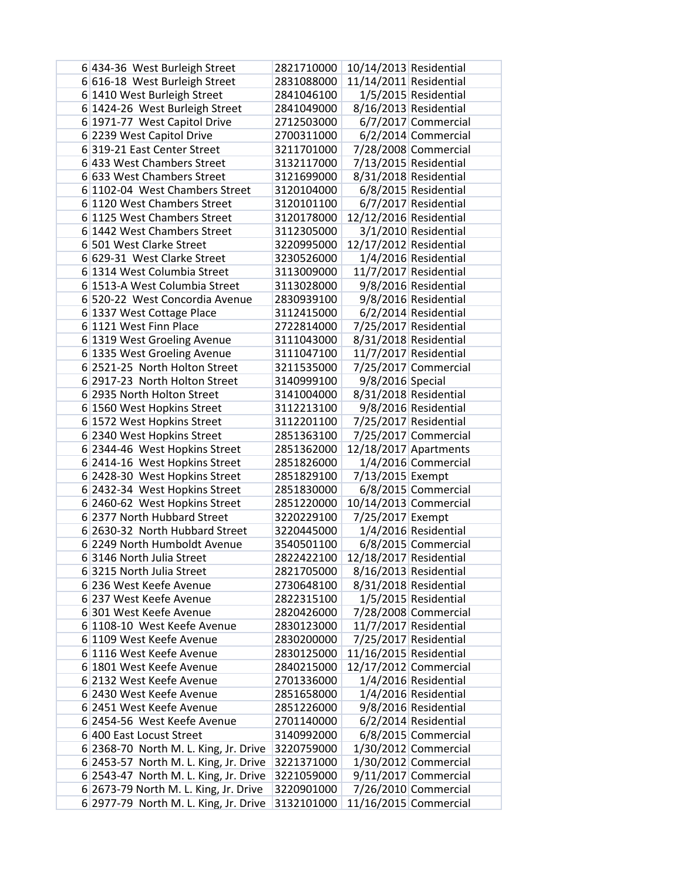| | | | | |
|---|---|---|---|---|
| 6 | 434-36 West Burleigh Street | 2821710000 | 10/14/2013 | Residential |
| 6 | 616-18 West Burleigh Street | 2831088000 | 11/14/2011 | Residential |
| 6 | 1410 West Burleigh Street | 2841046100 | 1/5/2015 | Residential |
| 6 | 1424-26 West Burleigh Street | 2841049000 | 8/16/2013 | Residential |
| 6 | 1971-77 West Capitol Drive | 2712503000 | 6/7/2017 | Commercial |
| 6 | 2239 West Capitol Drive | 2700311000 | 6/2/2014 | Commercial |
| 6 | 319-21 East Center Street | 3211701000 | 7/28/2008 | Commercial |
| 6 | 433 West Chambers Street | 3132117000 | 7/13/2015 | Residential |
| 6 | 633 West Chambers Street | 3121699000 | 8/31/2018 | Residential |
| 6 | 1102-04 West Chambers Street | 3120104000 | 6/8/2015 | Residential |
| 6 | 1120 West Chambers Street | 3120101100 | 6/7/2017 | Residential |
| 6 | 1125 West Chambers Street | 3120178000 | 12/12/2016 | Residential |
| 6 | 1442 West Chambers Street | 3112305000 | 3/1/2010 | Residential |
| 6 | 501 West Clarke Street | 3220995000 | 12/17/2012 | Residential |
| 6 | 629-31 West Clarke Street | 3230526000 | 1/4/2016 | Residential |
| 6 | 1314 West Columbia Street | 3113009000 | 11/7/2017 | Residential |
| 6 | 1513-A West Columbia Street | 3113028000 | 9/8/2016 | Residential |
| 6 | 520-22 West Concordia Avenue | 2830939100 | 9/8/2016 | Residential |
| 6 | 1337 West Cottage Place | 3112415000 | 6/2/2014 | Residential |
| 6 | 1121 West Finn Place | 2722814000 | 7/25/2017 | Residential |
| 6 | 1319 West Groeling Avenue | 3111043000 | 8/31/2018 | Residential |
| 6 | 1335 West Groeling Avenue | 3111047100 | 11/7/2017 | Residential |
| 6 | 2521-25 North Holton Street | 3211535000 | 7/25/2017 | Commercial |
| 6 | 2917-23 North Holton Street | 3140999100 | 9/8/2016 | Special |
| 6 | 2935 North Holton Street | 3141004000 | 8/31/2018 | Residential |
| 6 | 1560 West Hopkins Street | 3112213100 | 9/8/2016 | Residential |
| 6 | 1572 West Hopkins Street | 3112201100 | 7/25/2017 | Residential |
| 6 | 2340 West Hopkins Street | 2851363100 | 7/25/2017 | Commercial |
| 6 | 2344-46 West Hopkins Street | 2851362000 | 12/18/2017 | Apartments |
| 6 | 2414-16 West Hopkins Street | 2851826000 | 1/4/2016 | Commercial |
| 6 | 2428-30 West Hopkins Street | 2851829100 | 7/13/2015 | Exempt |
| 6 | 2432-34 West Hopkins Street | 2851830000 | 6/8/2015 | Commercial |
| 6 | 2460-62 West Hopkins Street | 2851220000 | 10/14/2013 | Commercial |
| 6 | 2377 North Hubbard Street | 3220229100 | 7/25/2017 | Exempt |
| 6 | 2630-32 North Hubbard Street | 3220445000 | 1/4/2016 | Residential |
| 6 | 2249 North Humboldt Avenue | 3540501100 | 6/8/2015 | Commercial |
| 6 | 3146 North Julia Street | 2822422100 | 12/18/2017 | Residential |
| 6 | 3215 North Julia Street | 2821705000 | 8/16/2013 | Residential |
| 6 | 236 West Keefe Avenue | 2730648100 | 8/31/2018 | Residential |
| 6 | 237 West Keefe Avenue | 2822315100 | 1/5/2015 | Residential |
| 6 | 301 West Keefe Avenue | 2820426000 | 7/28/2008 | Commercial |
| 6 | 1108-10 West Keefe Avenue | 2830123000 | 11/7/2017 | Residential |
| 6 | 1109 West Keefe Avenue | 2830200000 | 7/25/2017 | Residential |
| 6 | 1116 West Keefe Avenue | 2830125000 | 11/16/2015 | Residential |
| 6 | 1801 West Keefe Avenue | 2840215000 | 12/17/2012 | Commercial |
| 6 | 2132 West Keefe Avenue | 2701336000 | 1/4/2016 | Residential |
| 6 | 2430 West Keefe Avenue | 2851658000 | 1/4/2016 | Residential |
| 6 | 2451 West Keefe Avenue | 2851226000 | 9/8/2016 | Residential |
| 6 | 2454-56 West Keefe Avenue | 2701140000 | 6/2/2014 | Residential |
| 6 | 400 East Locust Street | 3140992000 | 6/8/2015 | Commercial |
| 6 | 2368-70 North M. L. King, Jr. Drive | 3220759000 | 1/30/2012 | Commercial |
| 6 | 2453-57 North M. L. King, Jr. Drive | 3221371000 | 1/30/2012 | Commercial |
| 6 | 2543-47 North M. L. King, Jr. Drive | 3221059000 | 9/11/2017 | Commercial |
| 6 | 2673-79 North M. L. King, Jr. Drive | 3220901000 | 7/26/2010 | Commercial |
| 6 | 2977-79 North M. L. King, Jr. Drive | 3132101000 | 11/16/2015 | Commercial |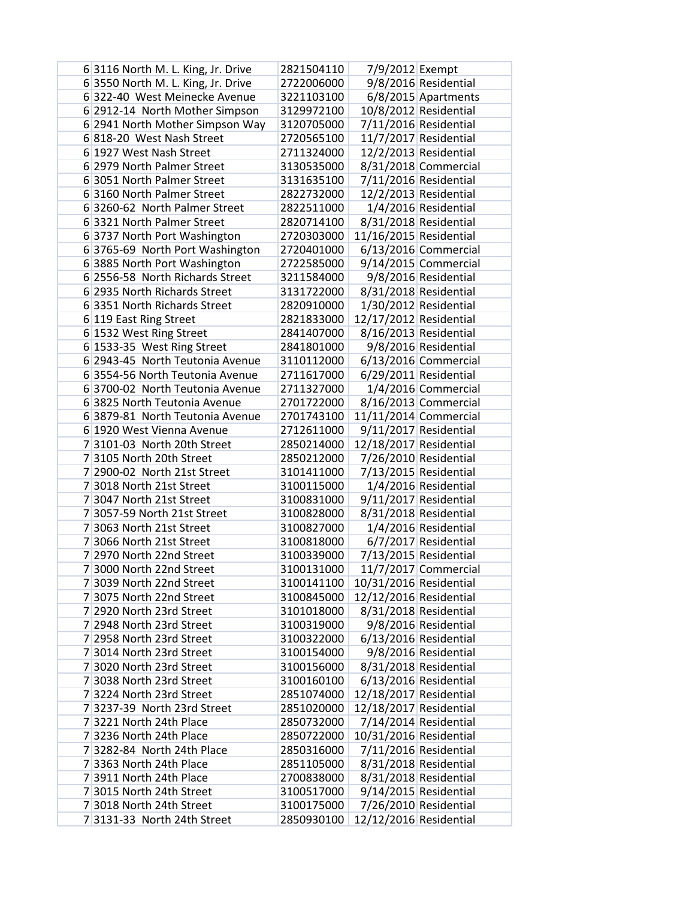| | | | | |
|---|---|---|---|---|
| 6 | 3116 North M. L. King, Jr. Drive | 2821504110 | 7/9/2012 | Exempt |
| 6 | 3550 North M. L. King, Jr. Drive | 2722006000 | 9/8/2016 | Residential |
| 6 | 322-40 West Meinecke Avenue | 3221103100 | 6/8/2015 | Apartments |
| 6 | 2912-14 North Mother Simpson | 3129972100 | 10/8/2012 | Residential |
| 6 | 2941 North Mother Simpson Way | 3120705000 | 7/11/2016 | Residential |
| 6 | 818-20 West Nash Street | 2720565100 | 11/7/2017 | Residential |
| 6 | 1927 West Nash Street | 2711324000 | 12/2/2013 | Residential |
| 6 | 2979 North Palmer Street | 3130535000 | 8/31/2018 | Commercial |
| 6 | 3051 North Palmer Street | 3131635100 | 7/11/2016 | Residential |
| 6 | 3160 North Palmer Street | 2822732000 | 12/2/2013 | Residential |
| 6 | 3260-62 North Palmer Street | 2822511000 | 1/4/2016 | Residential |
| 6 | 3321 North Palmer Street | 2820714100 | 8/31/2018 | Residential |
| 6 | 3737 North Port Washington | 2720303000 | 11/16/2015 | Residential |
| 6 | 3765-69 North Port Washington | 2720401000 | 6/13/2016 | Commercial |
| 6 | 3885 North Port Washington | 2722585000 | 9/14/2015 | Commercial |
| 6 | 2556-58 North Richards Street | 3211584000 | 9/8/2016 | Residential |
| 6 | 2935 North Richards Street | 3131722000 | 8/31/2018 | Residential |
| 6 | 3351 North Richards Street | 2820910000 | 1/30/2012 | Residential |
| 6 | 119 East Ring Street | 2821833000 | 12/17/2012 | Residential |
| 6 | 1532 West Ring Street | 2841407000 | 8/16/2013 | Residential |
| 6 | 1533-35 West Ring Street | 2841801000 | 9/8/2016 | Residential |
| 6 | 2943-45 North Teutonia Avenue | 3110112000 | 6/13/2016 | Commercial |
| 6 | 3554-56 North Teutonia Avenue | 2711617000 | 6/29/2011 | Residential |
| 6 | 3700-02 North Teutonia Avenue | 2711327000 | 1/4/2016 | Commercial |
| 6 | 3825 North Teutonia Avenue | 2701722000 | 8/16/2013 | Commercial |
| 6 | 3879-81 North Teutonia Avenue | 2701743100 | 11/11/2014 | Commercial |
| 6 | 1920 West Vienna Avenue | 2712611000 | 9/11/2017 | Residential |
| 7 | 3101-03 North 20th Street | 2850214000 | 12/18/2017 | Residential |
| 7 | 3105 North 20th Street | 2850212000 | 7/26/2010 | Residential |
| 7 | 2900-02 North 21st Street | 3101411000 | 7/13/2015 | Residential |
| 7 | 3018 North 21st Street | 3100115000 | 1/4/2016 | Residential |
| 7 | 3047 North 21st Street | 3100831000 | 9/11/2017 | Residential |
| 7 | 3057-59 North 21st Street | 3100828000 | 8/31/2018 | Residential |
| 7 | 3063 North 21st Street | 3100827000 | 1/4/2016 | Residential |
| 7 | 3066 North 21st Street | 3100818000 | 6/7/2017 | Residential |
| 7 | 2970 North 22nd Street | 3100339000 | 7/13/2015 | Residential |
| 7 | 3000 North 22nd Street | 3100131000 | 11/7/2017 | Commercial |
| 7 | 3039 North 22nd Street | 3100141100 | 10/31/2016 | Residential |
| 7 | 3075 North 22nd Street | 3100845000 | 12/12/2016 | Residential |
| 7 | 2920 North 23rd Street | 3101018000 | 8/31/2018 | Residential |
| 7 | 2948 North 23rd Street | 3100319000 | 9/8/2016 | Residential |
| 7 | 2958 North 23rd Street | 3100322000 | 6/13/2016 | Residential |
| 7 | 3014 North 23rd Street | 3100154000 | 9/8/2016 | Residential |
| 7 | 3020 North 23rd Street | 3100156000 | 8/31/2018 | Residential |
| 7 | 3038 North 23rd Street | 3100160100 | 6/13/2016 | Residential |
| 7 | 3224 North 23rd Street | 2851074000 | 12/18/2017 | Residential |
| 7 | 3237-39 North 23rd Street | 2851020000 | 12/18/2017 | Residential |
| 7 | 3221 North 24th Place | 2850732000 | 7/14/2014 | Residential |
| 7 | 3236 North 24th Place | 2850722000 | 10/31/2016 | Residential |
| 7 | 3282-84 North 24th Place | 2850316000 | 7/11/2016 | Residential |
| 7 | 3363 North 24th Place | 2851105000 | 8/31/2018 | Residential |
| 7 | 3911 North 24th Place | 2700838000 | 8/31/2018 | Residential |
| 7 | 3015 North 24th Street | 3100517000 | 9/14/2015 | Residential |
| 7 | 3018 North 24th Street | 3100175000 | 7/26/2010 | Residential |
| 7 | 3131-33 North 24th Street | 2850930100 | 12/12/2016 | Residential |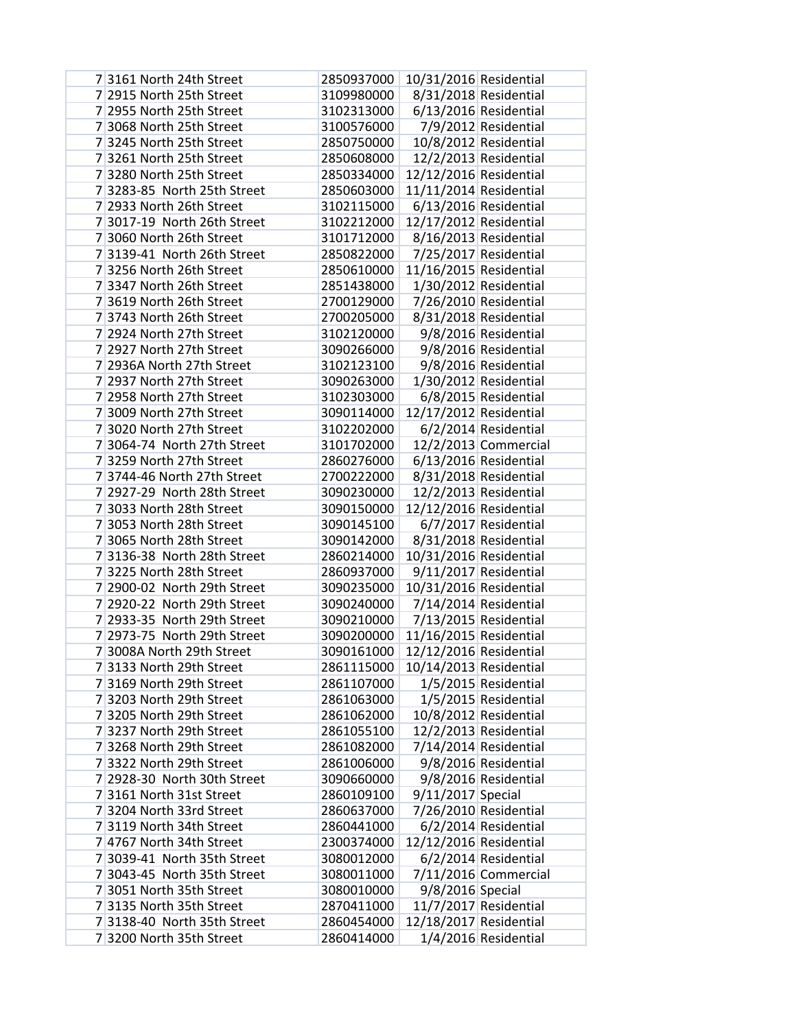| | | | | |
|---|---|---|---|---|
| 7 | 3161 North 24th Street | 2850937000 | 10/31/2016 | Residential |
| 7 | 2915 North 25th Street | 3109980000 | 8/31/2018 | Residential |
| 7 | 2955 North 25th Street | 3102313000 | 6/13/2016 | Residential |
| 7 | 3068 North 25th Street | 3100576000 | 7/9/2012 | Residential |
| 7 | 3245 North 25th Street | 2850750000 | 10/8/2012 | Residential |
| 7 | 3261 North 25th Street | 2850608000 | 12/2/2013 | Residential |
| 7 | 3280 North 25th Street | 2850334000 | 12/12/2016 | Residential |
| 7 | 3283-85 North 25th Street | 2850603000 | 11/11/2014 | Residential |
| 7 | 2933 North 26th Street | 3102115000 | 6/13/2016 | Residential |
| 7 | 3017-19 North 26th Street | 3102212000 | 12/17/2012 | Residential |
| 7 | 3060 North 26th Street | 3101712000 | 8/16/2013 | Residential |
| 7 | 3139-41 North 26th Street | 2850822000 | 7/25/2017 | Residential |
| 7 | 3256 North 26th Street | 2850610000 | 11/16/2015 | Residential |
| 7 | 3347 North 26th Street | 2851438000 | 1/30/2012 | Residential |
| 7 | 3619 North 26th Street | 2700129000 | 7/26/2010 | Residential |
| 7 | 3743 North 26th Street | 2700205000 | 8/31/2018 | Residential |
| 7 | 2924 North 27th Street | 3102120000 | 9/8/2016 | Residential |
| 7 | 2927 North 27th Street | 3090266000 | 9/8/2016 | Residential |
| 7 | 2936A North 27th Street | 3102123100 | 9/8/2016 | Residential |
| 7 | 2937 North 27th Street | 3090263000 | 1/30/2012 | Residential |
| 7 | 2958 North 27th Street | 3102303000 | 6/8/2015 | Residential |
| 7 | 3009 North 27th Street | 3090114000 | 12/17/2012 | Residential |
| 7 | 3020 North 27th Street | 3102202000 | 6/2/2014 | Residential |
| 7 | 3064-74 North 27th Street | 3101702000 | 12/2/2013 | Commercial |
| 7 | 3259 North 27th Street | 2860276000 | 6/13/2016 | Residential |
| 7 | 3744-46 North 27th Street | 2700222000 | 8/31/2018 | Residential |
| 7 | 2927-29 North 28th Street | 3090230000 | 12/2/2013 | Residential |
| 7 | 3033 North 28th Street | 3090150000 | 12/12/2016 | Residential |
| 7 | 3053 North 28th Street | 3090145100 | 6/7/2017 | Residential |
| 7 | 3065 North 28th Street | 3090142000 | 8/31/2018 | Residential |
| 7 | 3136-38 North 28th Street | 2860214000 | 10/31/2016 | Residential |
| 7 | 3225 North 28th Street | 2860937000 | 9/11/2017 | Residential |
| 7 | 2900-02 North 29th Street | 3090235000 | 10/31/2016 | Residential |
| 7 | 2920-22 North 29th Street | 3090240000 | 7/14/2014 | Residential |
| 7 | 2933-35 North 29th Street | 3090210000 | 7/13/2015 | Residential |
| 7 | 2973-75 North 29th Street | 3090200000 | 11/16/2015 | Residential |
| 7 | 3008A North 29th Street | 3090161000 | 12/12/2016 | Residential |
| 7 | 3133 North 29th Street | 2861115000 | 10/14/2013 | Residential |
| 7 | 3169 North 29th Street | 2861107000 | 1/5/2015 | Residential |
| 7 | 3203 North 29th Street | 2861063000 | 1/5/2015 | Residential |
| 7 | 3205 North 29th Street | 2861062000 | 10/8/2012 | Residential |
| 7 | 3237 North 29th Street | 2861055100 | 12/2/2013 | Residential |
| 7 | 3268 North 29th Street | 2861082000 | 7/14/2014 | Residential |
| 7 | 3322 North 29th Street | 2861006000 | 9/8/2016 | Residential |
| 7 | 2928-30 North 30th Street | 3090660000 | 9/8/2016 | Residential |
| 7 | 3161 North 31st Street | 2860109100 | 9/11/2017 | Special |
| 7 | 3204 North 33rd Street | 2860637000 | 7/26/2010 | Residential |
| 7 | 3119 North 34th Street | 2860441000 | 6/2/2014 | Residential |
| 7 | 4767 North 34th Street | 2300374000 | 12/12/2016 | Residential |
| 7 | 3039-41 North 35th Street | 3080012000 | 6/2/2014 | Residential |
| 7 | 3043-45 North 35th Street | 3080011000 | 7/11/2016 | Commercial |
| 7 | 3051 North 35th Street | 3080010000 | 9/8/2016 | Special |
| 7 | 3135 North 35th Street | 2870411000 | 11/7/2017 | Residential |
| 7 | 3138-40 North 35th Street | 2860454000 | 12/18/2017 | Residential |
| 7 | 3200 North 35th Street | 2860414000 | 1/4/2016 | Residential |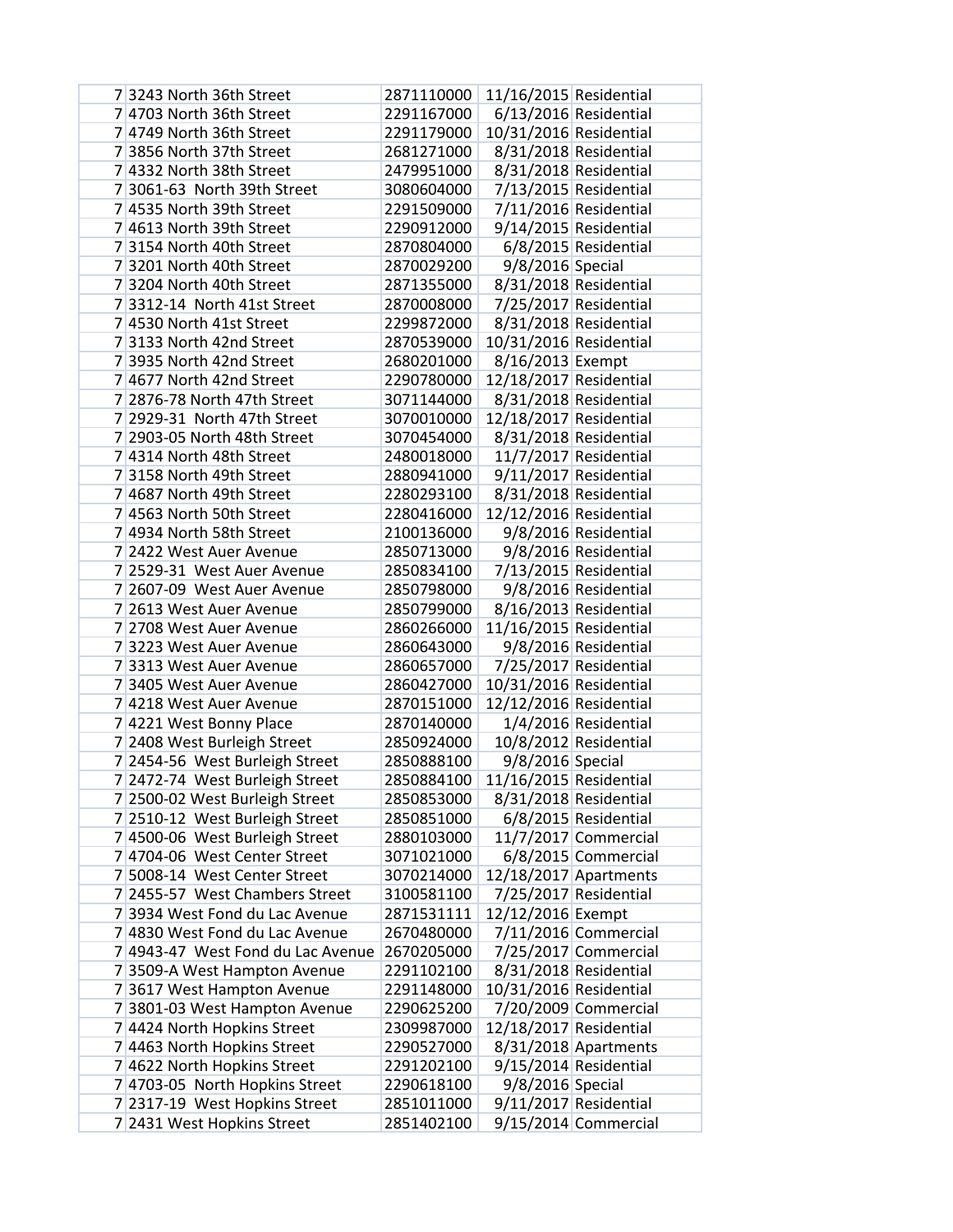| | | | | |
|---|---|---|---|---|
| 7 | 3243 North 36th Street | 2871110000 | 11/16/2015 | Residential |
| 7 | 4703 North 36th Street | 2291167000 | 6/13/2016 | Residential |
| 7 | 4749 North 36th Street | 2291179000 | 10/31/2016 | Residential |
| 7 | 3856 North 37th Street | 2681271000 | 8/31/2018 | Residential |
| 7 | 4332 North 38th Street | 2479951000 | 8/31/2018 | Residential |
| 7 | 3061-63 North 39th Street | 3080604000 | 7/13/2015 | Residential |
| 7 | 4535 North 39th Street | 2291509000 | 7/11/2016 | Residential |
| 7 | 4613 North 39th Street | 2290912000 | 9/14/2015 | Residential |
| 7 | 3154 North 40th Street | 2870804000 | 6/8/2015 | Residential |
| 7 | 3201 North 40th Street | 2870029200 | 9/8/2016 | Special |
| 7 | 3204 North 40th Street | 2871355000 | 8/31/2018 | Residential |
| 7 | 3312-14 North 41st Street | 2870008000 | 7/25/2017 | Residential |
| 7 | 4530 North 41st Street | 2299872000 | 8/31/2018 | Residential |
| 7 | 3133 North 42nd Street | 2870539000 | 10/31/2016 | Residential |
| 7 | 3935 North 42nd Street | 2680201000 | 8/16/2013 | Exempt |
| 7 | 4677 North 42nd Street | 2290780000 | 12/18/2017 | Residential |
| 7 | 2876-78 North 47th Street | 3071144000 | 8/31/2018 | Residential |
| 7 | 2929-31 North 47th Street | 3070010000 | 12/18/2017 | Residential |
| 7 | 2903-05 North 48th Street | 3070454000 | 8/31/2018 | Residential |
| 7 | 4314 North 48th Street | 2480018000 | 11/7/2017 | Residential |
| 7 | 3158 North 49th Street | 2880941000 | 9/11/2017 | Residential |
| 7 | 4687 North 49th Street | 2280293100 | 8/31/2018 | Residential |
| 7 | 4563 North 50th Street | 2280416000 | 12/12/2016 | Residential |
| 7 | 4934 North 58th Street | 2100136000 | 9/8/2016 | Residential |
| 7 | 2422 West Auer Avenue | 2850713000 | 9/8/2016 | Residential |
| 7 | 2529-31 West Auer Avenue | 2850834100 | 7/13/2015 | Residential |
| 7 | 2607-09 West Auer Avenue | 2850798000 | 9/8/2016 | Residential |
| 7 | 2613 West Auer Avenue | 2850799000 | 8/16/2013 | Residential |
| 7 | 2708 West Auer Avenue | 2860266000 | 11/16/2015 | Residential |
| 7 | 3223 West Auer Avenue | 2860643000 | 9/8/2016 | Residential |
| 7 | 3313 West Auer Avenue | 2860657000 | 7/25/2017 | Residential |
| 7 | 3405 West Auer Avenue | 2860427000 | 10/31/2016 | Residential |
| 7 | 4218 West Auer Avenue | 2870151000 | 12/12/2016 | Residential |
| 7 | 4221 West Bonny Place | 2870140000 | 1/4/2016 | Residential |
| 7 | 2408 West Burleigh Street | 2850924000 | 10/8/2012 | Residential |
| 7 | 2454-56 West Burleigh Street | 2850888100 | 9/8/2016 | Special |
| 7 | 2472-74 West Burleigh Street | 2850884100 | 11/16/2015 | Residential |
| 7 | 2500-02 West Burleigh Street | 2850853000 | 8/31/2018 | Residential |
| 7 | 2510-12 West Burleigh Street | 2850851000 | 6/8/2015 | Residential |
| 7 | 4500-06 West Burleigh Street | 2880103000 | 11/7/2017 | Commercial |
| 7 | 4704-06 West Center Street | 3071021000 | 6/8/2015 | Commercial |
| 7 | 5008-14 West Center Street | 3070214000 | 12/18/2017 | Apartments |
| 7 | 2455-57 West Chambers Street | 3100581100 | 7/25/2017 | Residential |
| 7 | 3934 West Fond du Lac Avenue | 2871531111 | 12/12/2016 | Exempt |
| 7 | 4830 West Fond du Lac Avenue | 2670480000 | 7/11/2016 | Commercial |
| 7 | 4943-47 West Fond du Lac Avenue | 2670205000 | 7/25/2017 | Commercial |
| 7 | 3509-A West Hampton Avenue | 2291102100 | 8/31/2018 | Residential |
| 7 | 3617 West Hampton Avenue | 2291148000 | 10/31/2016 | Residential |
| 7 | 3801-03 West Hampton Avenue | 2290625200 | 7/20/2009 | Commercial |
| 7 | 4424 North Hopkins Street | 2309987000 | 12/18/2017 | Residential |
| 7 | 4463 North Hopkins Street | 2290527000 | 8/31/2018 | Apartments |
| 7 | 4622 North Hopkins Street | 2291202100 | 9/15/2014 | Residential |
| 7 | 4703-05 North Hopkins Street | 2290618100 | 9/8/2016 | Special |
| 7 | 2317-19 West Hopkins Street | 2851011000 | 9/11/2017 | Residential |
| 7 | 2431 West Hopkins Street | 2851402100 | 9/15/2014 | Commercial |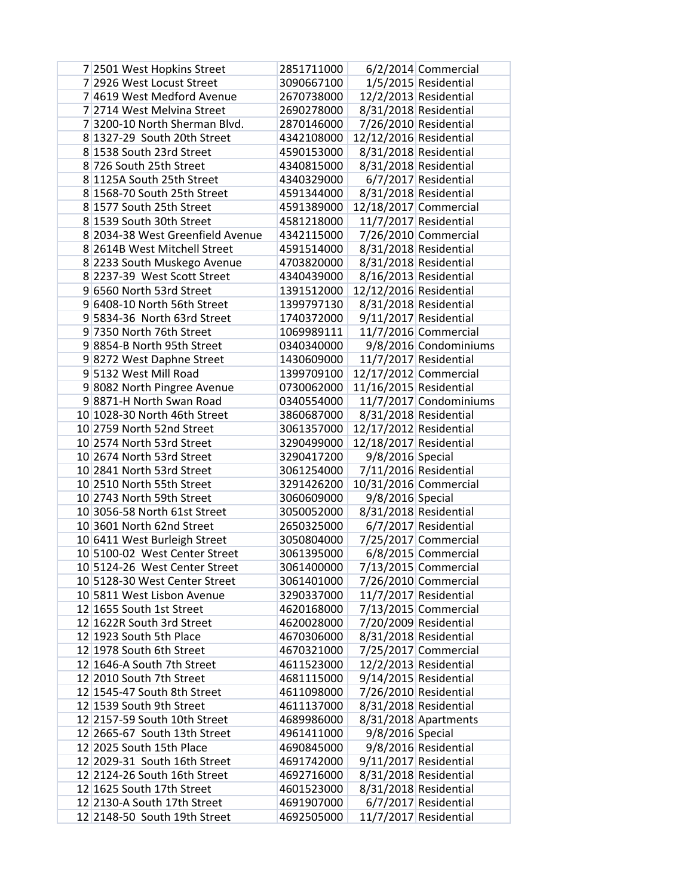| | | | | |
|---|---|---|---|---|
| 7 | 2501 West Hopkins Street | 2851711000 | 6/2/2014 | Commercial |
| 7 | 2926 West Locust Street | 3090667100 | 1/5/2015 | Residential |
| 7 | 4619 West Medford Avenue | 2670738000 | 12/2/2013 | Residential |
| 7 | 2714 West Melvina Street | 2690278000 | 8/31/2018 | Residential |
| 7 | 3200-10 North Sherman Blvd. | 2870146000 | 7/26/2010 | Residential |
| 8 | 1327-29 South 20th Street | 4342108000 | 12/12/2016 | Residential |
| 8 | 1538 South 23rd Street | 4590153000 | 8/31/2018 | Residential |
| 8 | 726 South 25th Street | 4340815000 | 8/31/2018 | Residential |
| 8 | 1125A South 25th Street | 4340329000 | 6/7/2017 | Residential |
| 8 | 1568-70 South 25th Street | 4591344000 | 8/31/2018 | Residential |
| 8 | 1577 South 25th Street | 4591389000 | 12/18/2017 | Commercial |
| 8 | 1539 South 30th Street | 4581218000 | 11/7/2017 | Residential |
| 8 | 2034-38 West Greenfield Avenue | 4342115000 | 7/26/2010 | Commercial |
| 8 | 2614B West Mitchell Street | 4591514000 | 8/31/2018 | Residential |
| 8 | 2233 South Muskego Avenue | 4703820000 | 8/31/2018 | Residential |
| 8 | 2237-39 West Scott Street | 4340439000 | 8/16/2013 | Residential |
| 9 | 6560 North 53rd Street | 1391512000 | 12/12/2016 | Residential |
| 9 | 6408-10 North 56th Street | 1399797130 | 8/31/2018 | Residential |
| 9 | 5834-36 North 63rd Street | 1740372000 | 9/11/2017 | Residential |
| 9 | 7350 North 76th Street | 1069989111 | 11/7/2016 | Commercial |
| 9 | 8854-B North 95th Street | 0340340000 | 9/8/2016 | Condominiums |
| 9 | 8272 West Daphne Street | 1430609000 | 11/7/2017 | Residential |
| 9 | 5132 West Mill Road | 1399709100 | 12/17/2012 | Commercial |
| 9 | 8082 North Pingree Avenue | 0730062000 | 11/16/2015 | Residential |
| 9 | 8871-H North Swan Road | 0340554000 | 11/7/2017 | Condominiums |
| 10 | 1028-30 North 46th Street | 3860687000 | 8/31/2018 | Residential |
| 10 | 2759 North 52nd Street | 3061357000 | 12/17/2012 | Residential |
| 10 | 2574 North 53rd Street | 3290499000 | 12/18/2017 | Residential |
| 10 | 2674 North 53rd Street | 3290417200 | 9/8/2016 | Special |
| 10 | 2841 North 53rd Street | 3061254000 | 7/11/2016 | Residential |
| 10 | 2510 North 55th Street | 3291426200 | 10/31/2016 | Commercial |
| 10 | 2743 North 59th Street | 3060609000 | 9/8/2016 | Special |
| 10 | 3056-58 North 61st Street | 3050052000 | 8/31/2018 | Residential |
| 10 | 3601 North 62nd Street | 2650325000 | 6/7/2017 | Residential |
| 10 | 6411 West Burleigh Street | 3050804000 | 7/25/2017 | Commercial |
| 10 | 5100-02 West Center Street | 3061395000 | 6/8/2015 | Commercial |
| 10 | 5124-26 West Center Street | 3061400000 | 7/13/2015 | Commercial |
| 10 | 5128-30 West Center Street | 3061401000 | 7/26/2010 | Commercial |
| 10 | 5811 West Lisbon Avenue | 3290337000 | 11/7/2017 | Residential |
| 12 | 1655 South 1st Street | 4620168000 | 7/13/2015 | Commercial |
| 12 | 1622R South 3rd Street | 4620028000 | 7/20/2009 | Residential |
| 12 | 1923 South 5th Place | 4670306000 | 8/31/2018 | Residential |
| 12 | 1978 South 6th Street | 4670321000 | 7/25/2017 | Commercial |
| 12 | 1646-A South 7th Street | 4611523000 | 12/2/2013 | Residential |
| 12 | 2010 South 7th Street | 4681115000 | 9/14/2015 | Residential |
| 12 | 1545-47 South 8th Street | 4611098000 | 7/26/2010 | Residential |
| 12 | 1539 South 9th Street | 4611137000 | 8/31/2018 | Residential |
| 12 | 2157-59 South 10th Street | 4689986000 | 8/31/2018 | Apartments |
| 12 | 2665-67 South 13th Street | 4961411000 | 9/8/2016 | Special |
| 12 | 2025 South 15th Place | 4690845000 | 9/8/2016 | Residential |
| 12 | 2029-31 South 16th Street | 4691742000 | 9/11/2017 | Residential |
| 12 | 2124-26 South 16th Street | 4692716000 | 8/31/2018 | Residential |
| 12 | 1625 South 17th Street | 4601523000 | 8/31/2018 | Residential |
| 12 | 2130-A South 17th Street | 4691907000 | 6/7/2017 | Residential |
| 12 | 2148-50 South 19th Street | 4692505000 | 11/7/2017 | Residential |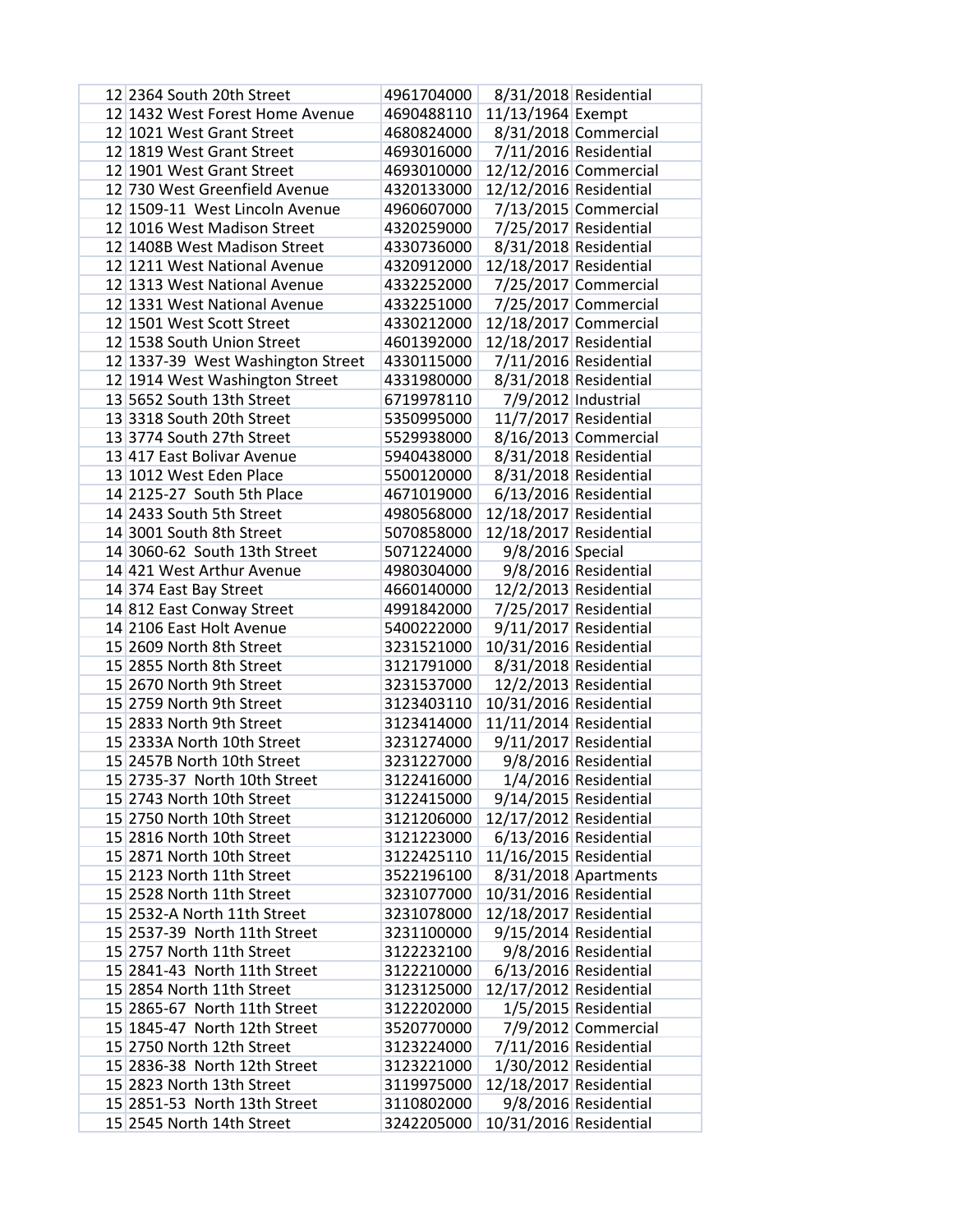| | | | | |
|---|---|---|---|---|
| 12 | 2364 South 20th Street | 4961704000 | 8/31/2018 | Residential |
| 12 | 1432 West Forest Home Avenue | 4690488110 | 11/13/1964 | Exempt |
| 12 | 1021 West Grant Street | 4680824000 | 8/31/2018 | Commercial |
| 12 | 1819 West Grant Street | 4693016000 | 7/11/2016 | Residential |
| 12 | 1901 West Grant Street | 4693010000 | 12/12/2016 | Commercial |
| 12 | 730 West Greenfield Avenue | 4320133000 | 12/12/2016 | Residential |
| 12 | 1509-11 West Lincoln Avenue | 4960607000 | 7/13/2015 | Commercial |
| 12 | 1016 West Madison Street | 4320259000 | 7/25/2017 | Residential |
| 12 | 1408B West Madison Street | 4330736000 | 8/31/2018 | Residential |
| 12 | 1211 West National Avenue | 4320912000 | 12/18/2017 | Residential |
| 12 | 1313 West National Avenue | 4332252000 | 7/25/2017 | Commercial |
| 12 | 1331 West National Avenue | 4332251000 | 7/25/2017 | Commercial |
| 12 | 1501 West Scott Street | 4330212000 | 12/18/2017 | Commercial |
| 12 | 1538 South Union Street | 4601392000 | 12/18/2017 | Residential |
| 12 | 1337-39 West Washington Street | 4330115000 | 7/11/2016 | Residential |
| 12 | 1914 West Washington Street | 4331980000 | 8/31/2018 | Residential |
| 13 | 5652 South 13th Street | 6719978110 | 7/9/2012 | Industrial |
| 13 | 3318 South 20th Street | 5350995000 | 11/7/2017 | Residential |
| 13 | 3774 South 27th Street | 5529938000 | 8/16/2013 | Commercial |
| 13 | 417 East Bolivar Avenue | 5940438000 | 8/31/2018 | Residential |
| 13 | 1012 West Eden Place | 5500120000 | 8/31/2018 | Residential |
| 14 | 2125-27 South 5th Place | 4671019000 | 6/13/2016 | Residential |
| 14 | 2433 South 5th Street | 4980568000 | 12/18/2017 | Residential |
| 14 | 3001 South 8th Street | 5070858000 | 12/18/2017 | Residential |
| 14 | 3060-62 South 13th Street | 5071224000 | 9/8/2016 | Special |
| 14 | 421 West Arthur Avenue | 4980304000 | 9/8/2016 | Residential |
| 14 | 374 East Bay Street | 4660140000 | 12/2/2013 | Residential |
| 14 | 812 East Conway Street | 4991842000 | 7/25/2017 | Residential |
| 14 | 2106 East Holt Avenue | 5400222000 | 9/11/2017 | Residential |
| 15 | 2609 North 8th Street | 3231521000 | 10/31/2016 | Residential |
| 15 | 2855 North 8th Street | 3121791000 | 8/31/2018 | Residential |
| 15 | 2670 North 9th Street | 3231537000 | 12/2/2013 | Residential |
| 15 | 2759 North 9th Street | 3123403110 | 10/31/2016 | Residential |
| 15 | 2833 North 9th Street | 3123414000 | 11/11/2014 | Residential |
| 15 | 2333A North 10th Street | 3231274000 | 9/11/2017 | Residential |
| 15 | 2457B North 10th Street | 3231227000 | 9/8/2016 | Residential |
| 15 | 2735-37 North 10th Street | 3122416000 | 1/4/2016 | Residential |
| 15 | 2743 North 10th Street | 3122415000 | 9/14/2015 | Residential |
| 15 | 2750 North 10th Street | 3121206000 | 12/17/2012 | Residential |
| 15 | 2816 North 10th Street | 3121223000 | 6/13/2016 | Residential |
| 15 | 2871 North 10th Street | 3122425110 | 11/16/2015 | Residential |
| 15 | 2123 North 11th Street | 3522196100 | 8/31/2018 | Apartments |
| 15 | 2528 North 11th Street | 3231077000 | 10/31/2016 | Residential |
| 15 | 2532-A North 11th Street | 3231078000 | 12/18/2017 | Residential |
| 15 | 2537-39 North 11th Street | 3231100000 | 9/15/2014 | Residential |
| 15 | 2757 North 11th Street | 3122232100 | 9/8/2016 | Residential |
| 15 | 2841-43 North 11th Street | 3122210000 | 6/13/2016 | Residential |
| 15 | 2854 North 11th Street | 3123125000 | 12/17/2012 | Residential |
| 15 | 2865-67 North 11th Street | 3122202000 | 1/5/2015 | Residential |
| 15 | 1845-47 North 12th Street | 3520770000 | 7/9/2012 | Commercial |
| 15 | 2750 North 12th Street | 3123224000 | 7/11/2016 | Residential |
| 15 | 2836-38 North 12th Street | 3123221000 | 1/30/2012 | Residential |
| 15 | 2823 North 13th Street | 3119975000 | 12/18/2017 | Residential |
| 15 | 2851-53 North 13th Street | 3110802000 | 9/8/2016 | Residential |
| 15 | 2545 North 14th Street | 3242205000 | 10/31/2016 | Residential |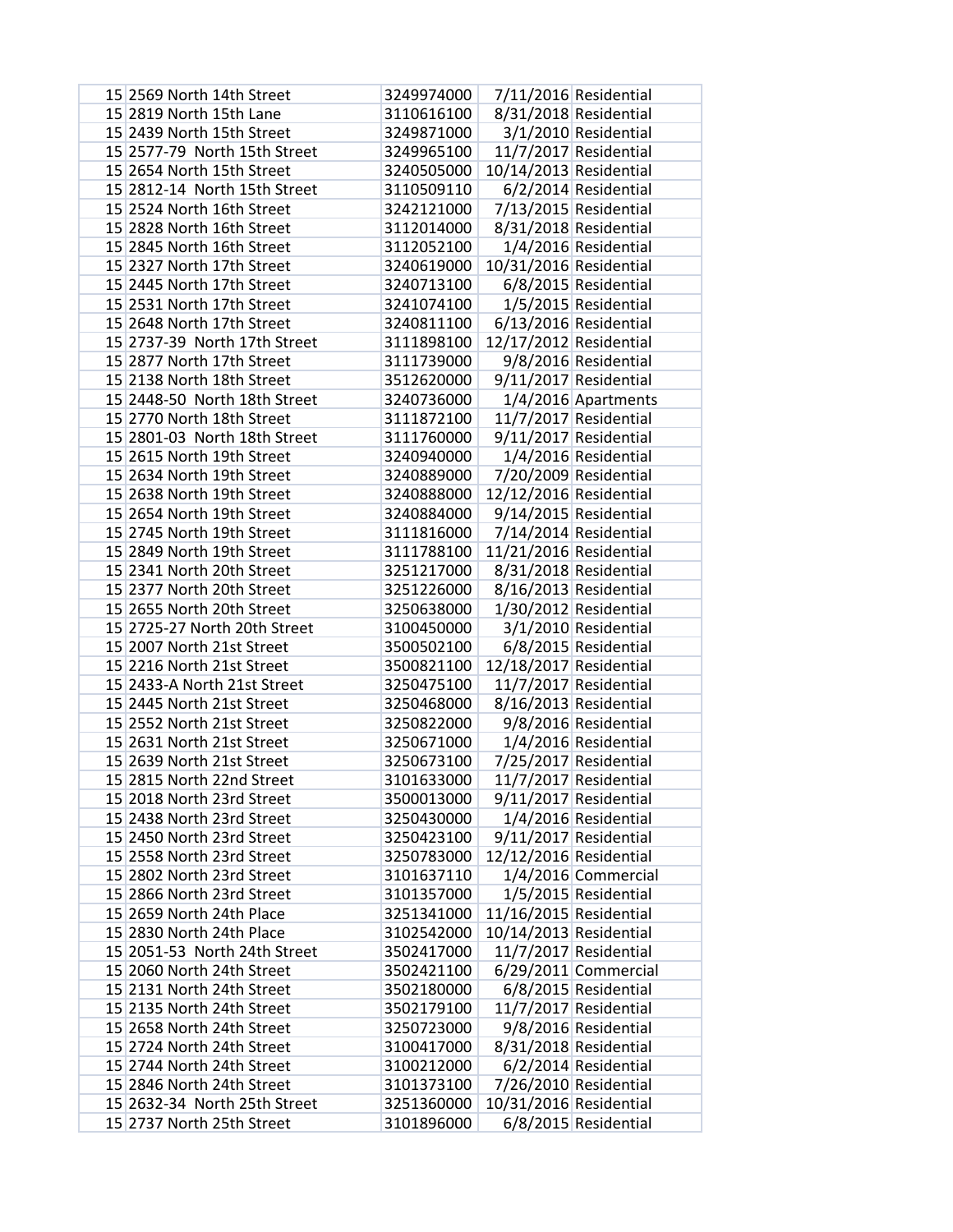| | | | | |
|---|---|---|---|---|
| 15 | 2569 North 14th Street | 3249974000 | 7/11/2016 | Residential |
| 15 | 2819 North 15th Lane | 3110616100 | 8/31/2018 | Residential |
| 15 | 2439 North 15th Street | 3249871000 | 3/1/2010 | Residential |
| 15 | 2577-79 North 15th Street | 3249965100 | 11/7/2017 | Residential |
| 15 | 2654 North 15th Street | 3240505000 | 10/14/2013 | Residential |
| 15 | 2812-14 North 15th Street | 3110509110 | 6/2/2014 | Residential |
| 15 | 2524 North 16th Street | 3242121000 | 7/13/2015 | Residential |
| 15 | 2828 North 16th Street | 3112014000 | 8/31/2018 | Residential |
| 15 | 2845 North 16th Street | 3112052100 | 1/4/2016 | Residential |
| 15 | 2327 North 17th Street | 3240619000 | 10/31/2016 | Residential |
| 15 | 2445 North 17th Street | 3240713100 | 6/8/2015 | Residential |
| 15 | 2531 North 17th Street | 3241074100 | 1/5/2015 | Residential |
| 15 | 2648 North 17th Street | 3240811100 | 6/13/2016 | Residential |
| 15 | 2737-39 North 17th Street | 3111898100 | 12/17/2012 | Residential |
| 15 | 2877 North 17th Street | 3111739000 | 9/8/2016 | Residential |
| 15 | 2138 North 18th Street | 3512620000 | 9/11/2017 | Residential |
| 15 | 2448-50 North 18th Street | 3240736000 | 1/4/2016 | Apartments |
| 15 | 2770 North 18th Street | 3111872100 | 11/7/2017 | Residential |
| 15 | 2801-03 North 18th Street | 3111760000 | 9/11/2017 | Residential |
| 15 | 2615 North 19th Street | 3240940000 | 1/4/2016 | Residential |
| 15 | 2634 North 19th Street | 3240889000 | 7/20/2009 | Residential |
| 15 | 2638 North 19th Street | 3240888000 | 12/12/2016 | Residential |
| 15 | 2654 North 19th Street | 3240884000 | 9/14/2015 | Residential |
| 15 | 2745 North 19th Street | 3111816000 | 7/14/2014 | Residential |
| 15 | 2849 North 19th Street | 3111788100 | 11/21/2016 | Residential |
| 15 | 2341 North 20th Street | 3251217000 | 8/31/2018 | Residential |
| 15 | 2377 North 20th Street | 3251226000 | 8/16/2013 | Residential |
| 15 | 2655 North 20th Street | 3250638000 | 1/30/2012 | Residential |
| 15 | 2725-27 North 20th Street | 3100450000 | 3/1/2010 | Residential |
| 15 | 2007 North 21st Street | 3500502100 | 6/8/2015 | Residential |
| 15 | 2216 North 21st Street | 3500821100 | 12/18/2017 | Residential |
| 15 | 2433-A North 21st Street | 3250475100 | 11/7/2017 | Residential |
| 15 | 2445 North 21st Street | 3250468000 | 8/16/2013 | Residential |
| 15 | 2552 North 21st Street | 3250822000 | 9/8/2016 | Residential |
| 15 | 2631 North 21st Street | 3250671000 | 1/4/2016 | Residential |
| 15 | 2639 North 21st Street | 3250673100 | 7/25/2017 | Residential |
| 15 | 2815 North 22nd Street | 3101633000 | 11/7/2017 | Residential |
| 15 | 2018 North 23rd Street | 3500013000 | 9/11/2017 | Residential |
| 15 | 2438 North 23rd Street | 3250430000 | 1/4/2016 | Residential |
| 15 | 2450 North 23rd Street | 3250423100 | 9/11/2017 | Residential |
| 15 | 2558 North 23rd Street | 3250783000 | 12/12/2016 | Residential |
| 15 | 2802 North 23rd Street | 3101637110 | 1/4/2016 | Commercial |
| 15 | 2866 North 23rd Street | 3101357000 | 1/5/2015 | Residential |
| 15 | 2659 North 24th Place | 3251341000 | 11/16/2015 | Residential |
| 15 | 2830 North 24th Place | 3102542000 | 10/14/2013 | Residential |
| 15 | 2051-53 North 24th Street | 3502417000 | 11/7/2017 | Residential |
| 15 | 2060 North 24th Street | 3502421100 | 6/29/2011 | Commercial |
| 15 | 2131 North 24th Street | 3502180000 | 6/8/2015 | Residential |
| 15 | 2135 North 24th Street | 3502179100 | 11/7/2017 | Residential |
| 15 | 2658 North 24th Street | 3250723000 | 9/8/2016 | Residential |
| 15 | 2724 North 24th Street | 3100417000 | 8/31/2018 | Residential |
| 15 | 2744 North 24th Street | 3100212000 | 6/2/2014 | Residential |
| 15 | 2846 North 24th Street | 3101373100 | 7/26/2010 | Residential |
| 15 | 2632-34 North 25th Street | 3251360000 | 10/31/2016 | Residential |
| 15 | 2737 North 25th Street | 3101896000 | 6/8/2015 | Residential |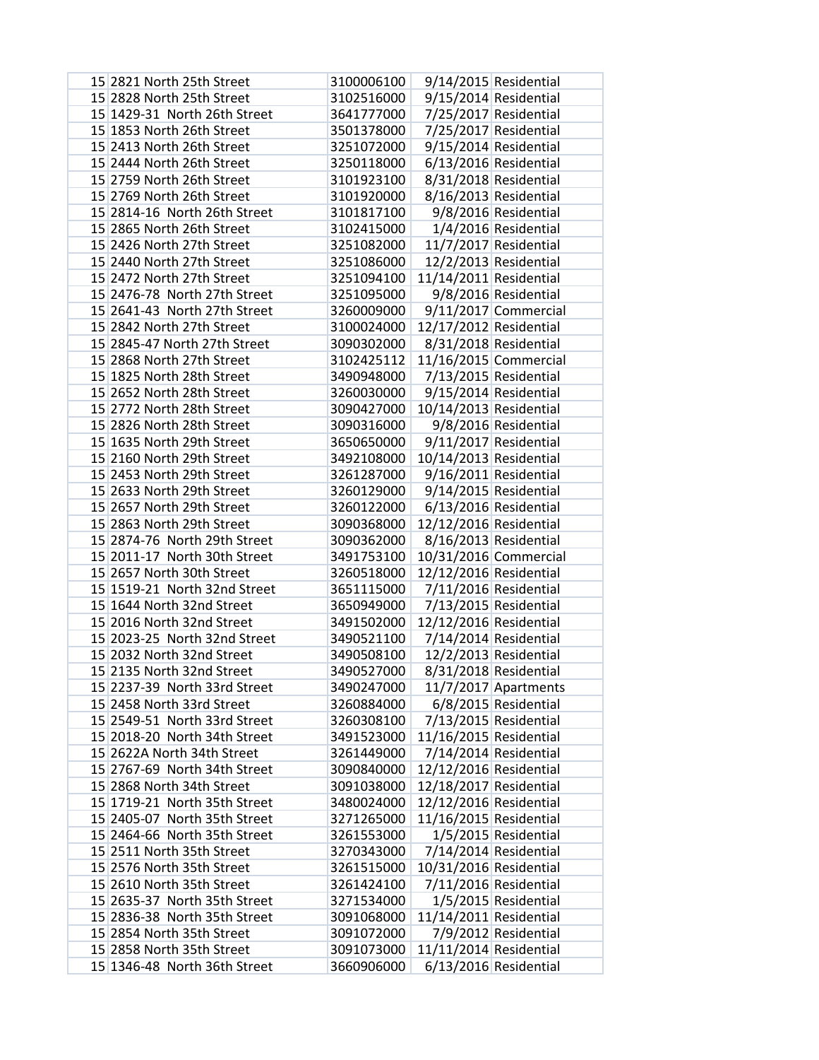| | | | | |
|---|---|---|---|---|
| 15 | 2821 North 25th Street | 3100006100 | 9/14/2015 | Residential |
| 15 | 2828 North 25th Street | 3102516000 | 9/15/2014 | Residential |
| 15 | 1429-31 North 26th Street | 3641777000 | 7/25/2017 | Residential |
| 15 | 1853 North 26th Street | 3501378000 | 7/25/2017 | Residential |
| 15 | 2413 North 26th Street | 3251072000 | 9/15/2014 | Residential |
| 15 | 2444 North 26th Street | 3250118000 | 6/13/2016 | Residential |
| 15 | 2759 North 26th Street | 3101923100 | 8/31/2018 | Residential |
| 15 | 2769 North 26th Street | 3101920000 | 8/16/2013 | Residential |
| 15 | 2814-16 North 26th Street | 3101817100 | 9/8/2016 | Residential |
| 15 | 2865 North 26th Street | 3102415000 | 1/4/2016 | Residential |
| 15 | 2426 North 27th Street | 3251082000 | 11/7/2017 | Residential |
| 15 | 2440 North 27th Street | 3251086000 | 12/2/2013 | Residential |
| 15 | 2472 North 27th Street | 3251094100 | 11/14/2011 | Residential |
| 15 | 2476-78 North 27th Street | 3251095000 | 9/8/2016 | Residential |
| 15 | 2641-43 North 27th Street | 3260009000 | 9/11/2017 | Commercial |
| 15 | 2842 North 27th Street | 3100024000 | 12/17/2012 | Residential |
| 15 | 2845-47 North 27th Street | 3090302000 | 8/31/2018 | Residential |
| 15 | 2868 North 27th Street | 3102425112 | 11/16/2015 | Commercial |
| 15 | 1825 North 28th Street | 3490948000 | 7/13/2015 | Residential |
| 15 | 2652 North 28th Street | 3260030000 | 9/15/2014 | Residential |
| 15 | 2772 North 28th Street | 3090427000 | 10/14/2013 | Residential |
| 15 | 2826 North 28th Street | 3090316000 | 9/8/2016 | Residential |
| 15 | 1635 North 29th Street | 3650650000 | 9/11/2017 | Residential |
| 15 | 2160 North 29th Street | 3492108000 | 10/14/2013 | Residential |
| 15 | 2453 North 29th Street | 3261287000 | 9/16/2011 | Residential |
| 15 | 2633 North 29th Street | 3260129000 | 9/14/2015 | Residential |
| 15 | 2657 North 29th Street | 3260122000 | 6/13/2016 | Residential |
| 15 | 2863 North 29th Street | 3090368000 | 12/12/2016 | Residential |
| 15 | 2874-76 North 29th Street | 3090362000 | 8/16/2013 | Residential |
| 15 | 2011-17 North 30th Street | 3491753100 | 10/31/2016 | Commercial |
| 15 | 2657 North 30th Street | 3260518000 | 12/12/2016 | Residential |
| 15 | 1519-21 North 32nd Street | 3651115000 | 7/11/2016 | Residential |
| 15 | 1644 North 32nd Street | 3650949000 | 7/13/2015 | Residential |
| 15 | 2016 North 32nd Street | 3491502000 | 12/12/2016 | Residential |
| 15 | 2023-25 North 32nd Street | 3490521100 | 7/14/2014 | Residential |
| 15 | 2032 North 32nd Street | 3490508100 | 12/2/2013 | Residential |
| 15 | 2135 North 32nd Street | 3490527000 | 8/31/2018 | Residential |
| 15 | 2237-39 North 33rd Street | 3490247000 | 11/7/2017 | Apartments |
| 15 | 2458 North 33rd Street | 3260884000 | 6/8/2015 | Residential |
| 15 | 2549-51 North 33rd Street | 3260308100 | 7/13/2015 | Residential |
| 15 | 2018-20 North 34th Street | 3491523000 | 11/16/2015 | Residential |
| 15 | 2622A North 34th Street | 3261449000 | 7/14/2014 | Residential |
| 15 | 2767-69 North 34th Street | 3090840000 | 12/12/2016 | Residential |
| 15 | 2868 North 34th Street | 3091038000 | 12/18/2017 | Residential |
| 15 | 1719-21 North 35th Street | 3480024000 | 12/12/2016 | Residential |
| 15 | 2405-07 North 35th Street | 3271265000 | 11/16/2015 | Residential |
| 15 | 2464-66 North 35th Street | 3261553000 | 1/5/2015 | Residential |
| 15 | 2511 North 35th Street | 3270343000 | 7/14/2014 | Residential |
| 15 | 2576 North 35th Street | 3261515000 | 10/31/2016 | Residential |
| 15 | 2610 North 35th Street | 3261424100 | 7/11/2016 | Residential |
| 15 | 2635-37 North 35th Street | 3271534000 | 1/5/2015 | Residential |
| 15 | 2836-38 North 35th Street | 3091068000 | 11/14/2011 | Residential |
| 15 | 2854 North 35th Street | 3091072000 | 7/9/2012 | Residential |
| 15 | 2858 North 35th Street | 3091073000 | 11/11/2014 | Residential |
| 15 | 1346-48 North 36th Street | 3660906000 | 6/13/2016 | Residential |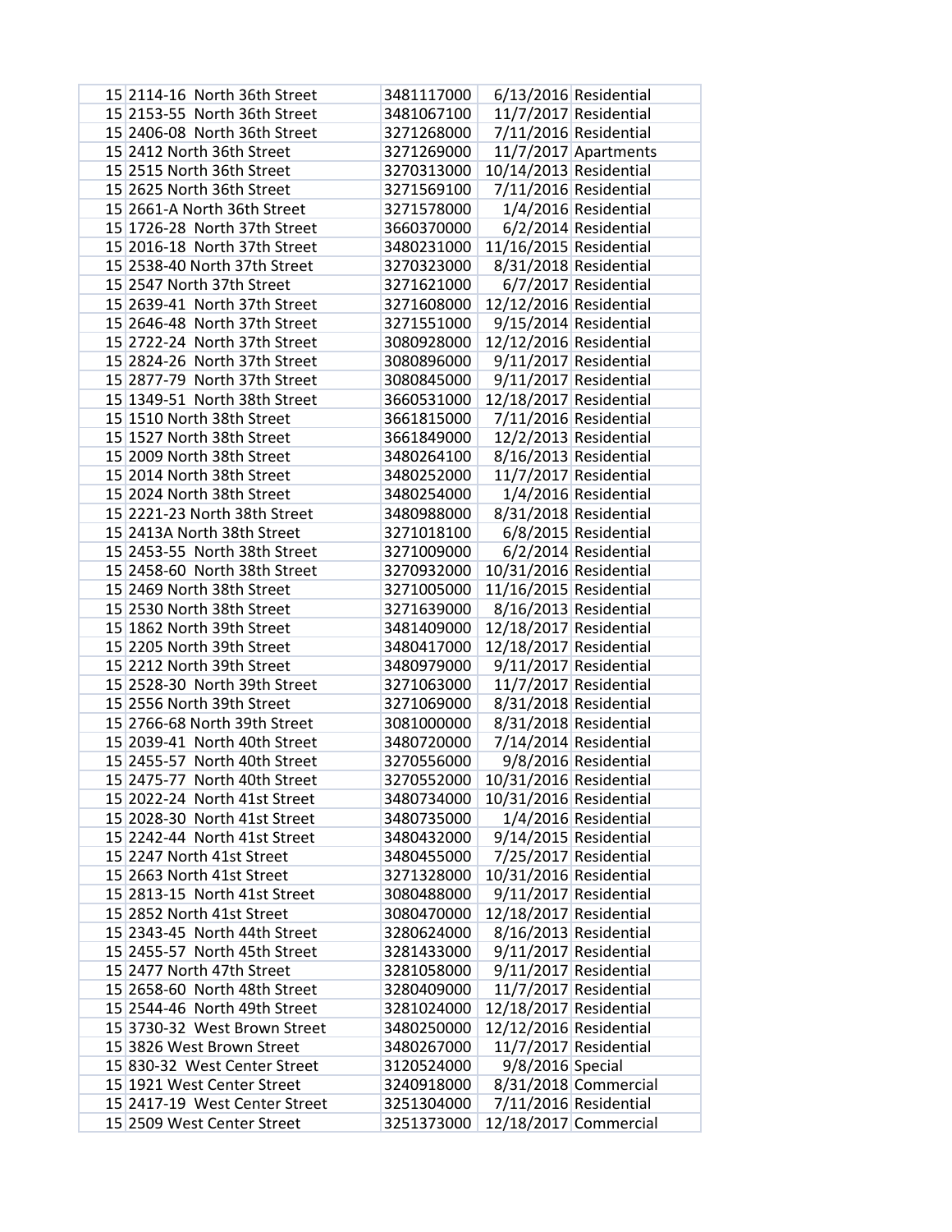| | | | | |
|---|---|---|---|---|
| 15 | 2114-16 North 36th Street | 3481117000 | 6/13/2016 | Residential |
| 15 | 2153-55 North 36th Street | 3481067100 | 11/7/2017 | Residential |
| 15 | 2406-08 North 36th Street | 3271268000 | 7/11/2016 | Residential |
| 15 | 2412 North 36th Street | 3271269000 | 11/7/2017 | Apartments |
| 15 | 2515 North 36th Street | 3270313000 | 10/14/2013 | Residential |
| 15 | 2625 North 36th Street | 3271569100 | 7/11/2016 | Residential |
| 15 | 2661-A North 36th Street | 3271578000 | 1/4/2016 | Residential |
| 15 | 1726-28 North 37th Street | 3660370000 | 6/2/2014 | Residential |
| 15 | 2016-18 North 37th Street | 3480231000 | 11/16/2015 | Residential |
| 15 | 2538-40 North 37th Street | 3270323000 | 8/31/2018 | Residential |
| 15 | 2547 North 37th Street | 3271621000 | 6/7/2017 | Residential |
| 15 | 2639-41 North 37th Street | 3271608000 | 12/12/2016 | Residential |
| 15 | 2646-48 North 37th Street | 3271551000 | 9/15/2014 | Residential |
| 15 | 2722-24 North 37th Street | 3080928000 | 12/12/2016 | Residential |
| 15 | 2824-26 North 37th Street | 3080896000 | 9/11/2017 | Residential |
| 15 | 2877-79 North 37th Street | 3080845000 | 9/11/2017 | Residential |
| 15 | 1349-51 North 38th Street | 3660531000 | 12/18/2017 | Residential |
| 15 | 1510 North 38th Street | 3661815000 | 7/11/2016 | Residential |
| 15 | 1527 North 38th Street | 3661849000 | 12/2/2013 | Residential |
| 15 | 2009 North 38th Street | 3480264100 | 8/16/2013 | Residential |
| 15 | 2014 North 38th Street | 3480252000 | 11/7/2017 | Residential |
| 15 | 2024 North 38th Street | 3480254000 | 1/4/2016 | Residential |
| 15 | 2221-23 North 38th Street | 3480988000 | 8/31/2018 | Residential |
| 15 | 2413A North 38th Street | 3271018100 | 6/8/2015 | Residential |
| 15 | 2453-55 North 38th Street | 3271009000 | 6/2/2014 | Residential |
| 15 | 2458-60 North 38th Street | 3270932000 | 10/31/2016 | Residential |
| 15 | 2469 North 38th Street | 3271005000 | 11/16/2015 | Residential |
| 15 | 2530 North 38th Street | 3271639000 | 8/16/2013 | Residential |
| 15 | 1862 North 39th Street | 3481409000 | 12/18/2017 | Residential |
| 15 | 2205 North 39th Street | 3480417000 | 12/18/2017 | Residential |
| 15 | 2212 North 39th Street | 3480979000 | 9/11/2017 | Residential |
| 15 | 2528-30 North 39th Street | 3271063000 | 11/7/2017 | Residential |
| 15 | 2556 North 39th Street | 3271069000 | 8/31/2018 | Residential |
| 15 | 2766-68 North 39th Street | 3081000000 | 8/31/2018 | Residential |
| 15 | 2039-41 North 40th Street | 3480720000 | 7/14/2014 | Residential |
| 15 | 2455-57 North 40th Street | 3270556000 | 9/8/2016 | Residential |
| 15 | 2475-77 North 40th Street | 3270552000 | 10/31/2016 | Residential |
| 15 | 2022-24 North 41st Street | 3480734000 | 10/31/2016 | Residential |
| 15 | 2028-30 North 41st Street | 3480735000 | 1/4/2016 | Residential |
| 15 | 2242-44 North 41st Street | 3480432000 | 9/14/2015 | Residential |
| 15 | 2247 North 41st Street | 3480455000 | 7/25/2017 | Residential |
| 15 | 2663 North 41st Street | 3271328000 | 10/31/2016 | Residential |
| 15 | 2813-15 North 41st Street | 3080488000 | 9/11/2017 | Residential |
| 15 | 2852 North 41st Street | 3080470000 | 12/18/2017 | Residential |
| 15 | 2343-45 North 44th Street | 3280624000 | 8/16/2013 | Residential |
| 15 | 2455-57 North 45th Street | 3281433000 | 9/11/2017 | Residential |
| 15 | 2477 North 47th Street | 3281058000 | 9/11/2017 | Residential |
| 15 | 2658-60 North 48th Street | 3280409000 | 11/7/2017 | Residential |
| 15 | 2544-46 North 49th Street | 3281024000 | 12/18/2017 | Residential |
| 15 | 3730-32 West Brown Street | 3480250000 | 12/12/2016 | Residential |
| 15 | 3826 West Brown Street | 3480267000 | 11/7/2017 | Residential |
| 15 | 830-32 West Center Street | 3120524000 | 9/8/2016 | Special |
| 15 | 1921 West Center Street | 3240918000 | 8/31/2018 | Commercial |
| 15 | 2417-19 West Center Street | 3251304000 | 7/11/2016 | Residential |
| 15 | 2509 West Center Street | 3251373000 | 12/18/2017 | Commercial |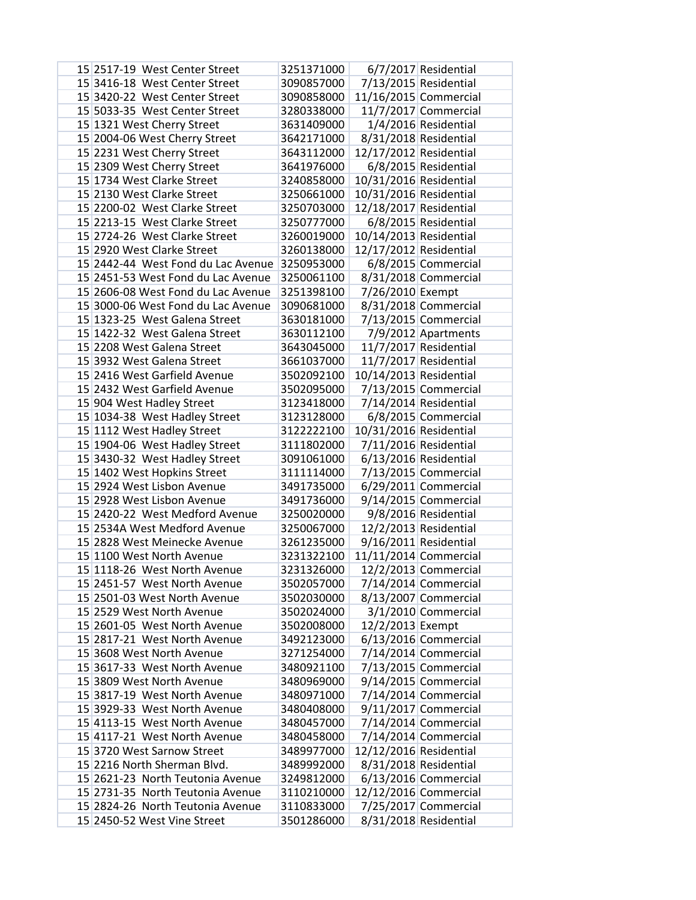| | | | | |
|---|---|---|---|---|
| 15 | 2517-19 West Center Street | 3251371000 | 6/7/2017 | Residential |
| 15 | 3416-18 West Center Street | 3090857000 | 7/13/2015 | Residential |
| 15 | 3420-22 West Center Street | 3090858000 | 11/16/2015 | Commercial |
| 15 | 5033-35 West Center Street | 3280338000 | 11/7/2017 | Commercial |
| 15 | 1321 West Cherry Street | 3631409000 | 1/4/2016 | Residential |
| 15 | 2004-06 West Cherry Street | 3642171000 | 8/31/2018 | Residential |
| 15 | 2231 West Cherry Street | 3643112000 | 12/17/2012 | Residential |
| 15 | 2309 West Cherry Street | 3641976000 | 6/8/2015 | Residential |
| 15 | 1734 West Clarke Street | 3240858000 | 10/31/2016 | Residential |
| 15 | 2130 West Clarke Street | 3250661000 | 10/31/2016 | Residential |
| 15 | 2200-02 West Clarke Street | 3250703000 | 12/18/2017 | Residential |
| 15 | 2213-15 West Clarke Street | 3250777000 | 6/8/2015 | Residential |
| 15 | 2724-26 West Clarke Street | 3260019000 | 10/14/2013 | Residential |
| 15 | 2920 West Clarke Street | 3260138000 | 12/17/2012 | Residential |
| 15 | 2442-44 West Fond du Lac Avenue | 3250953000 | 6/8/2015 | Commercial |
| 15 | 2451-53 West Fond du Lac Avenue | 3250061100 | 8/31/2018 | Commercial |
| 15 | 2606-08 West Fond du Lac Avenue | 3251398100 | 7/26/2010 | Exempt |
| 15 | 3000-06 West Fond du Lac Avenue | 3090681000 | 8/31/2018 | Commercial |
| 15 | 1323-25 West Galena Street | 3630181000 | 7/13/2015 | Commercial |
| 15 | 1422-32 West Galena Street | 3630112100 | 7/9/2012 | Apartments |
| 15 | 2208 West Galena Street | 3643045000 | 11/7/2017 | Residential |
| 15 | 3932 West Galena Street | 3661037000 | 11/7/2017 | Residential |
| 15 | 2416 West Garfield Avenue | 3502092100 | 10/14/2013 | Residential |
| 15 | 2432 West Garfield Avenue | 3502095000 | 7/13/2015 | Commercial |
| 15 | 904 West Hadley Street | 3123418000 | 7/14/2014 | Residential |
| 15 | 1034-38 West Hadley Street | 3123128000 | 6/8/2015 | Commercial |
| 15 | 1112 West Hadley Street | 3122222100 | 10/31/2016 | Residential |
| 15 | 1904-06 West Hadley Street | 3111802000 | 7/11/2016 | Residential |
| 15 | 3430-32 West Hadley Street | 3091061000 | 6/13/2016 | Residential |
| 15 | 1402 West Hopkins Street | 3111114000 | 7/13/2015 | Commercial |
| 15 | 2924 West Lisbon Avenue | 3491735000 | 6/29/2011 | Commercial |
| 15 | 2928 West Lisbon Avenue | 3491736000 | 9/14/2015 | Commercial |
| 15 | 2420-22 West Medford Avenue | 3250020000 | 9/8/2016 | Residential |
| 15 | 2534A West Medford Avenue | 3250067000 | 12/2/2013 | Residential |
| 15 | 2828 West Meinecke Avenue | 3261235000 | 9/16/2011 | Residential |
| 15 | 1100 West North Avenue | 3231322100 | 11/11/2014 | Commercial |
| 15 | 1118-26 West North Avenue | 3231326000 | 12/2/2013 | Commercial |
| 15 | 2451-57 West North Avenue | 3502057000 | 7/14/2014 | Commercial |
| 15 | 2501-03 West North Avenue | 3502030000 | 8/13/2007 | Commercial |
| 15 | 2529 West North Avenue | 3502024000 | 3/1/2010 | Commercial |
| 15 | 2601-05 West North Avenue | 3502008000 | 12/2/2013 | Exempt |
| 15 | 2817-21 West North Avenue | 3492123000 | 6/13/2016 | Commercial |
| 15 | 3608 West North Avenue | 3271254000 | 7/14/2014 | Commercial |
| 15 | 3617-33 West North Avenue | 3480921100 | 7/13/2015 | Commercial |
| 15 | 3809 West North Avenue | 3480969000 | 9/14/2015 | Commercial |
| 15 | 3817-19 West North Avenue | 3480971000 | 7/14/2014 | Commercial |
| 15 | 3929-33 West North Avenue | 3480408000 | 9/11/2017 | Commercial |
| 15 | 4113-15 West North Avenue | 3480457000 | 7/14/2014 | Commercial |
| 15 | 4117-21 West North Avenue | 3480458000 | 7/14/2014 | Commercial |
| 15 | 3720 West Sarnow Street | 3489977000 | 12/12/2016 | Residential |
| 15 | 2216 North Sherman Blvd. | 3489992000 | 8/31/2018 | Residential |
| 15 | 2621-23 North Teutonia Avenue | 3249812000 | 6/13/2016 | Commercial |
| 15 | 2731-35 North Teutonia Avenue | 3110210000 | 12/12/2016 | Commercial |
| 15 | 2824-26 North Teutonia Avenue | 3110833000 | 7/25/2017 | Commercial |
| 15 | 2450-52 West Vine Street | 3501286000 | 8/31/2018 | Residential |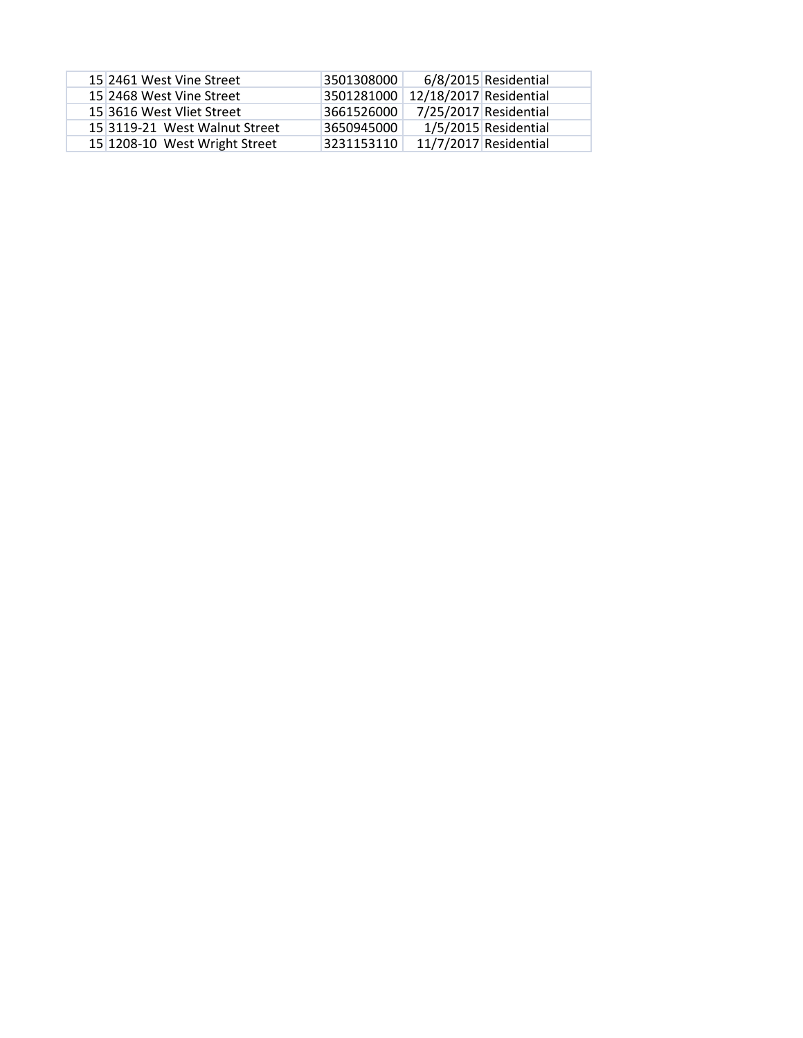| | | | | |
|---|---|---|---|---|
| 15 | 2461 West Vine Street | 3501308000 | 6/8/2015 | Residential |
| 15 | 2468 West Vine Street | 3501281000 | 12/18/2017 | Residential |
| 15 | 3616 West Vliet Street | 3661526000 | 7/25/2017 | Residential |
| 15 | 3119-21 West Walnut Street | 3650945000 | 1/5/2015 | Residential |
| 15 | 1208-10 West Wright Street | 3231153110 | 11/7/2017 | Residential |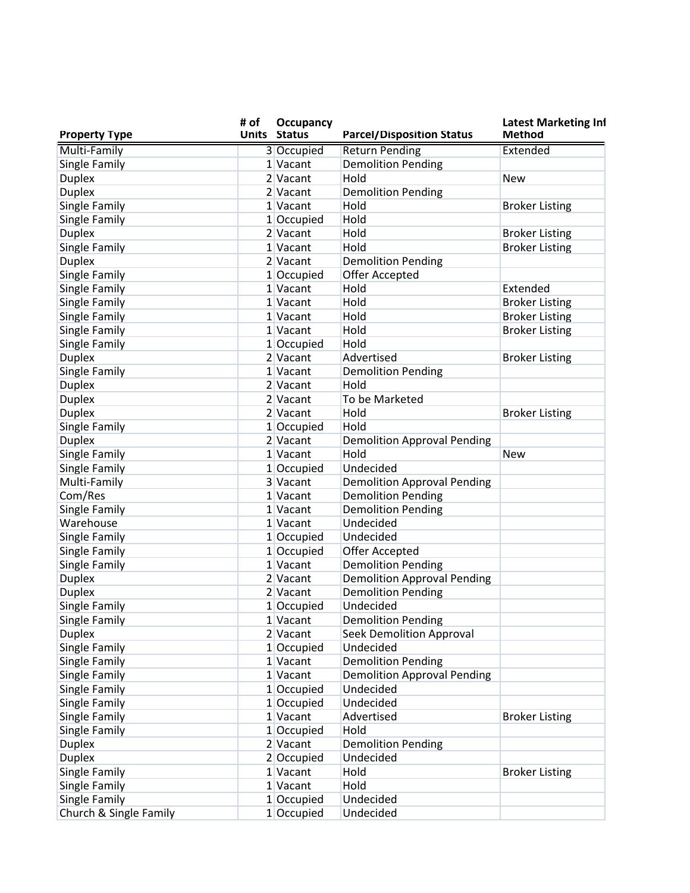| Property Type | # of Units | Occupancy Status | Parcel/Disposition Status | Latest Marketing Inf Method |
|---|---|---|---|---|
| Multi-Family | 3 | Occupied | Return Pending | Extended |
| Single Family | 1 | Vacant | Demolition Pending | |
| Duplex | 2 | Vacant | Hold | New |
| Duplex | 2 | Vacant | Demolition Pending | |
| Single Family | 1 | Vacant | Hold | Broker Listing |
| Single Family | 1 | Occupied | Hold | |
| Duplex | 2 | Vacant | Hold | Broker Listing |
| Single Family | 1 | Vacant | Hold | Broker Listing |
| Duplex | 2 | Vacant | Demolition Pending | |
| Single Family | 1 | Occupied | Offer Accepted | |
| Single Family | 1 | Vacant | Hold | Extended |
| Single Family | 1 | Vacant | Hold | Broker Listing |
| Single Family | 1 | Vacant | Hold | Broker Listing |
| Single Family | 1 | Vacant | Hold | Broker Listing |
| Single Family | 1 | Occupied | Hold | |
| Duplex | 2 | Vacant | Advertised | Broker Listing |
| Single Family | 1 | Vacant | Demolition Pending | |
| Duplex | 2 | Vacant | Hold | |
| Duplex | 2 | Vacant | To be Marketed | |
| Duplex | 2 | Vacant | Hold | Broker Listing |
| Single Family | 1 | Occupied | Hold | |
| Duplex | 2 | Vacant | Demolition Approval Pending | |
| Single Family | 1 | Vacant | Hold | New |
| Single Family | 1 | Occupied | Undecided | |
| Multi-Family | 3 | Vacant | Demolition Approval Pending | |
| Com/Res | 1 | Vacant | Demolition Pending | |
| Single Family | 1 | Vacant | Demolition Pending | |
| Warehouse | 1 | Vacant | Undecided | |
| Single Family | 1 | Occupied | Undecided | |
| Single Family | 1 | Occupied | Offer Accepted | |
| Single Family | 1 | Vacant | Demolition Pending | |
| Duplex | 2 | Vacant | Demolition Approval Pending | |
| Duplex | 2 | Vacant | Demolition Pending | |
| Single Family | 1 | Occupied | Undecided | |
| Single Family | 1 | Vacant | Demolition Pending | |
| Duplex | 2 | Vacant | Seek Demolition Approval | |
| Single Family | 1 | Occupied | Undecided | |
| Single Family | 1 | Vacant | Demolition Pending | |
| Single Family | 1 | Vacant | Demolition Approval Pending | |
| Single Family | 1 | Occupied | Undecided | |
| Single Family | 1 | Occupied | Undecided | |
| Single Family | 1 | Vacant | Advertised | Broker Listing |
| Single Family | 1 | Occupied | Hold | |
| Duplex | 2 | Vacant | Demolition Pending | |
| Duplex | 2 | Occupied | Undecided | |
| Single Family | 1 | Vacant | Hold | Broker Listing |
| Single Family | 1 | Vacant | Hold | |
| Single Family | 1 | Occupied | Undecided | |
| Church & Single Family | 1 | Occupied | Undecided | |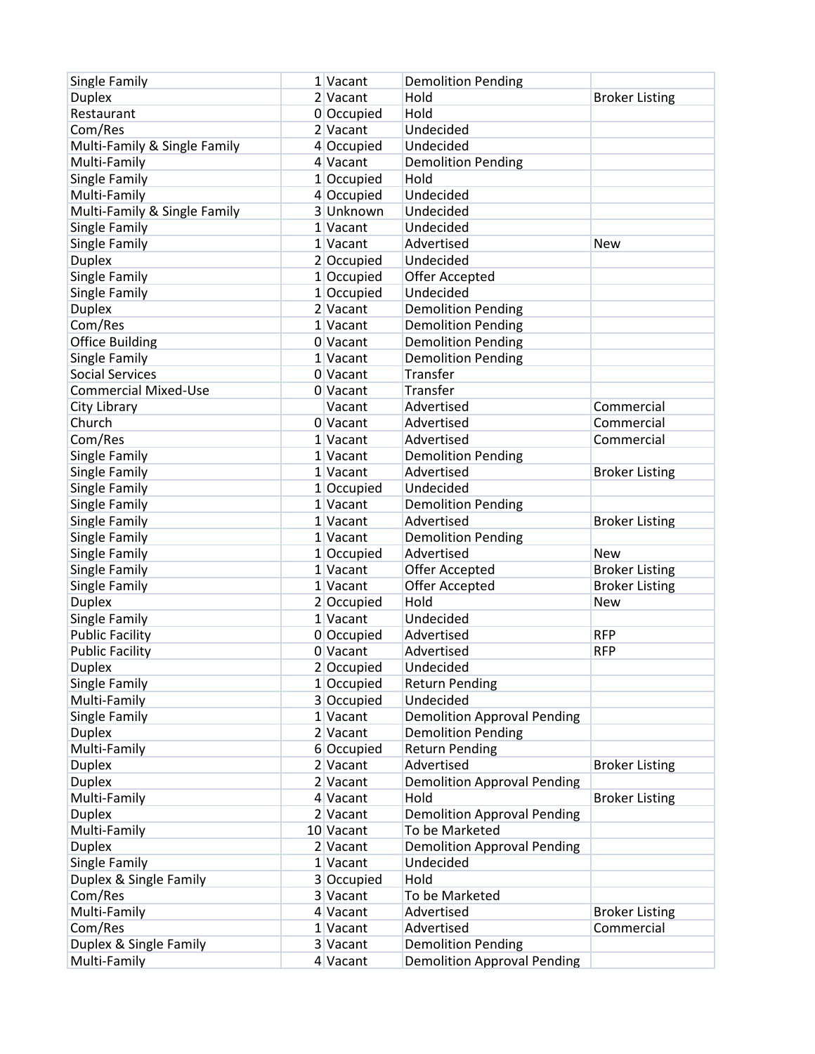| | | | | |
|---|---|---|---|---|
| Single Family | 1 | Vacant | Demolition Pending | |
| Duplex | 2 | Vacant | Hold | Broker Listing |
| Restaurant | 0 | Occupied | Hold | |
| Com/Res | 2 | Vacant | Undecided | |
| Multi-Family & Single Family | 4 | Occupied | Undecided | |
| Multi-Family | 4 | Vacant | Demolition Pending | |
| Single Family | 1 | Occupied | Hold | |
| Multi-Family | 4 | Occupied | Undecided | |
| Multi-Family & Single Family | 3 | Unknown | Undecided | |
| Single Family | 1 | Vacant | Undecided | |
| Single Family | 1 | Vacant | Advertised | New |
| Duplex | 2 | Occupied | Undecided | |
| Single Family | 1 | Occupied | Offer Accepted | |
| Single Family | 1 | Occupied | Undecided | |
| Duplex | 2 | Vacant | Demolition Pending | |
| Com/Res | 1 | Vacant | Demolition Pending | |
| Office Building | 0 | Vacant | Demolition Pending | |
| Single Family | 1 | Vacant | Demolition Pending | |
| Social Services | 0 | Vacant | Transfer | |
| Commercial Mixed-Use | 0 | Vacant | Transfer | |
| City Library | | Vacant | Advertised | Commercial |
| Church | 0 | Vacant | Advertised | Commercial |
| Com/Res | 1 | Vacant | Advertised | Commercial |
| Single Family | 1 | Vacant | Demolition Pending | |
| Single Family | 1 | Vacant | Advertised | Broker Listing |
| Single Family | 1 | Occupied | Undecided | |
| Single Family | 1 | Vacant | Demolition Pending | |
| Single Family | 1 | Vacant | Advertised | Broker Listing |
| Single Family | 1 | Vacant | Demolition Pending | |
| Single Family | 1 | Occupied | Advertised | New |
| Single Family | 1 | Vacant | Offer Accepted | Broker Listing |
| Single Family | 1 | Vacant | Offer Accepted | Broker Listing |
| Duplex | 2 | Occupied | Hold | New |
| Single Family | 1 | Vacant | Undecided | |
| Public Facility | 0 | Occupied | Advertised | RFP |
| Public Facility | 0 | Vacant | Advertised | RFP |
| Duplex | 2 | Occupied | Undecided | |
| Single Family | 1 | Occupied | Return Pending | |
| Multi-Family | 3 | Occupied | Undecided | |
| Single Family | 1 | Vacant | Demolition Approval Pending | |
| Duplex | 2 | Vacant | Demolition Pending | |
| Multi-Family | 6 | Occupied | Return Pending | |
| Duplex | 2 | Vacant | Advertised | Broker Listing |
| Duplex | 2 | Vacant | Demolition Approval Pending | |
| Multi-Family | 4 | Vacant | Hold | Broker Listing |
| Duplex | 2 | Vacant | Demolition Approval Pending | |
| Multi-Family | 10 | Vacant | To be Marketed | |
| Duplex | 2 | Vacant | Demolition Approval Pending | |
| Single Family | 1 | Vacant | Undecided | |
| Duplex & Single Family | 3 | Occupied | Hold | |
| Com/Res | 3 | Vacant | To be Marketed | |
| Multi-Family | 4 | Vacant | Advertised | Broker Listing |
| Com/Res | 1 | Vacant | Advertised | Commercial |
| Duplex & Single Family | 3 | Vacant | Demolition Pending | |
| Multi-Family | 4 | Vacant | Demolition Approval Pending | |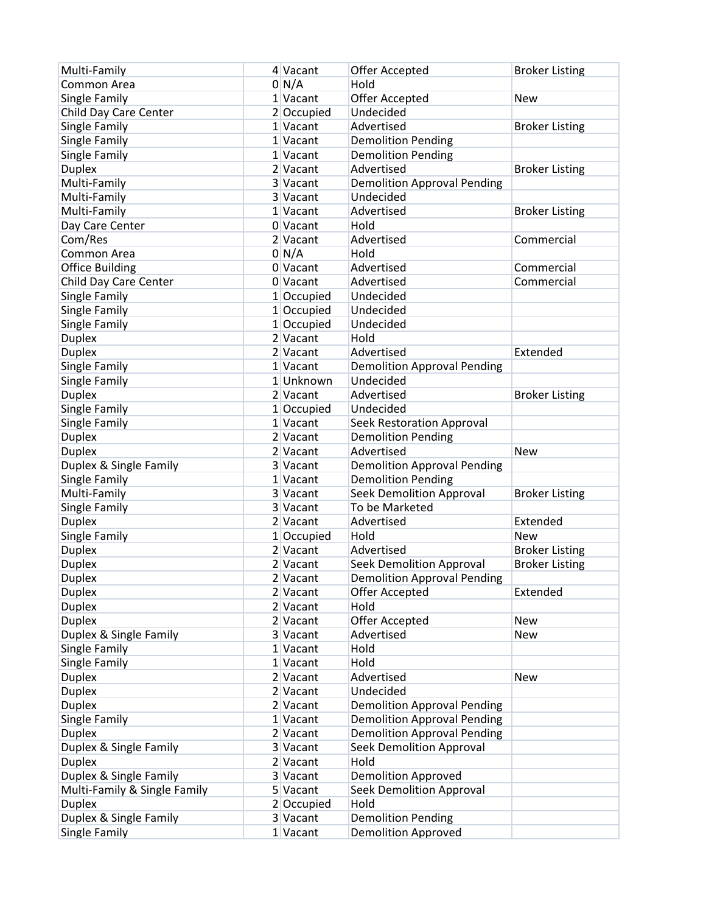| | | | | |
|---|---|---|---|---|
| Multi-Family | 4 | Vacant | Offer Accepted | Broker Listing |
| Common Area | 0 | N/A | Hold | |
| Single Family | 1 | Vacant | Offer Accepted | New |
| Child Day Care Center | 2 | Occupied | Undecided | |
| Single Family | 1 | Vacant | Advertised | Broker Listing |
| Single Family | 1 | Vacant | Demolition Pending | |
| Single Family | 1 | Vacant | Demolition Pending | |
| Duplex | 2 | Vacant | Advertised | Broker Listing |
| Multi-Family | 3 | Vacant | Demolition Approval Pending | |
| Multi-Family | 3 | Vacant | Undecided | |
| Multi-Family | 1 | Vacant | Advertised | Broker Listing |
| Day Care Center | 0 | Vacant | Hold | |
| Com/Res | 2 | Vacant | Advertised | Commercial |
| Common Area | 0 | N/A | Hold | |
| Office Building | 0 | Vacant | Advertised | Commercial |
| Child Day Care Center | 0 | Vacant | Advertised | Commercial |
| Single Family | 1 | Occupied | Undecided | |
| Single Family | 1 | Occupied | Undecided | |
| Single Family | 1 | Occupied | Undecided | |
| Duplex | 2 | Vacant | Hold | |
| Duplex | 2 | Vacant | Advertised | Extended |
| Single Family | 1 | Vacant | Demolition Approval Pending | |
| Single Family | 1 | Unknown | Undecided | |
| Duplex | 2 | Vacant | Advertised | Broker Listing |
| Single Family | 1 | Occupied | Undecided | |
| Single Family | 1 | Vacant | Seek Restoration Approval | |
| Duplex | 2 | Vacant | Demolition Pending | |
| Duplex | 2 | Vacant | Advertised | New |
| Duplex & Single Family | 3 | Vacant | Demolition Approval Pending | |
| Single Family | 1 | Vacant | Demolition Pending | |
| Multi-Family | 3 | Vacant | Seek Demolition Approval | Broker Listing |
| Single Family | 3 | Vacant | To be Marketed | |
| Duplex | 2 | Vacant | Advertised | Extended |
| Single Family | 1 | Occupied | Hold | New |
| Duplex | 2 | Vacant | Advertised | Broker Listing |
| Duplex | 2 | Vacant | Seek Demolition Approval | Broker Listing |
| Duplex | 2 | Vacant | Demolition Approval Pending | |
| Duplex | 2 | Vacant | Offer Accepted | Extended |
| Duplex | 2 | Vacant | Hold | |
| Duplex | 2 | Vacant | Offer Accepted | New |
| Duplex & Single Family | 3 | Vacant | Advertised | New |
| Single Family | 1 | Vacant | Hold | |
| Single Family | 1 | Vacant | Hold | |
| Duplex | 2 | Vacant | Advertised | New |
| Duplex | 2 | Vacant | Undecided | |
| Duplex | 2 | Vacant | Demolition Approval Pending | |
| Single Family | 1 | Vacant | Demolition Approval Pending | |
| Duplex | 2 | Vacant | Demolition Approval Pending | |
| Duplex & Single Family | 3 | Vacant | Seek Demolition Approval | |
| Duplex | 2 | Vacant | Hold | |
| Duplex & Single Family | 3 | Vacant | Demolition Approved | |
| Multi-Family & Single Family | 5 | Vacant | Seek Demolition Approval | |
| Duplex | 2 | Occupied | Hold | |
| Duplex & Single Family | 3 | Vacant | Demolition Pending | |
| Single Family | 1 | Vacant | Demolition Approved | |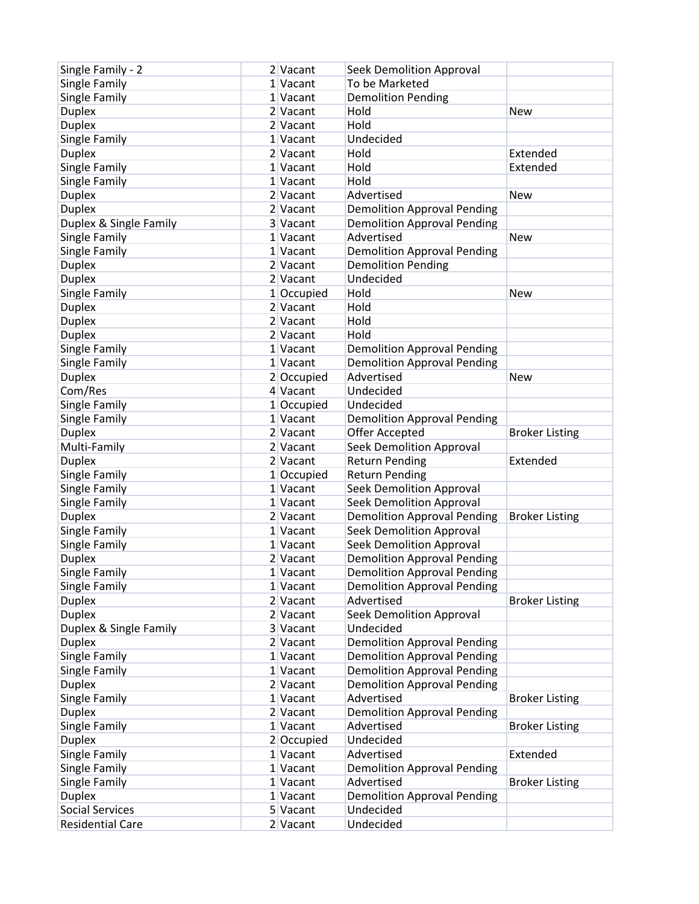| | | | | |
|---|---|---|---|---|
| Single Family - 2 | 2 | Vacant | Seek Demolition Approval | |
| Single Family | 1 | Vacant | To be Marketed | |
| Single Family | 1 | Vacant | Demolition Pending | |
| Duplex | 2 | Vacant | Hold | New |
| Duplex | 2 | Vacant | Hold | |
| Single Family | 1 | Vacant | Undecided | |
| Duplex | 2 | Vacant | Hold | Extended |
| Single Family | 1 | Vacant | Hold | Extended |
| Single Family | 1 | Vacant | Hold | |
| Duplex | 2 | Vacant | Advertised | New |
| Duplex | 2 | Vacant | Demolition Approval Pending | |
| Duplex & Single Family | 3 | Vacant | Demolition Approval Pending | |
| Single Family | 1 | Vacant | Advertised | New |
| Single Family | 1 | Vacant | Demolition Approval Pending | |
| Duplex | 2 | Vacant | Demolition Pending | |
| Duplex | 2 | Vacant | Undecided | |
| Single Family | 1 | Occupied | Hold | New |
| Duplex | 2 | Vacant | Hold | |
| Duplex | 2 | Vacant | Hold | |
| Duplex | 2 | Vacant | Hold | |
| Single Family | 1 | Vacant | Demolition Approval Pending | |
| Single Family | 1 | Vacant | Demolition Approval Pending | |
| Duplex | 2 | Occupied | Advertised | New |
| Com/Res | 4 | Vacant | Undecided | |
| Single Family | 1 | Occupied | Undecided | |
| Single Family | 1 | Vacant | Demolition Approval Pending | |
| Duplex | 2 | Vacant | Offer Accepted | Broker Listing |
| Multi-Family | 2 | Vacant | Seek Demolition Approval | |
| Duplex | 2 | Vacant | Return Pending | Extended |
| Single Family | 1 | Occupied | Return Pending | |
| Single Family | 1 | Vacant | Seek Demolition Approval | |
| Single Family | 1 | Vacant | Seek Demolition Approval | |
| Duplex | 2 | Vacant | Demolition Approval Pending | Broker Listing |
| Single Family | 1 | Vacant | Seek Demolition Approval | |
| Single Family | 1 | Vacant | Seek Demolition Approval | |
| Duplex | 2 | Vacant | Demolition Approval Pending | |
| Single Family | 1 | Vacant | Demolition Approval Pending | |
| Single Family | 1 | Vacant | Demolition Approval Pending | |
| Duplex | 2 | Vacant | Advertised | Broker Listing |
| Duplex | 2 | Vacant | Seek Demolition Approval | |
| Duplex & Single Family | 3 | Vacant | Undecided | |
| Duplex | 2 | Vacant | Demolition Approval Pending | |
| Single Family | 1 | Vacant | Demolition Approval Pending | |
| Single Family | 1 | Vacant | Demolition Approval Pending | |
| Duplex | 2 | Vacant | Demolition Approval Pending | |
| Single Family | 1 | Vacant | Advertised | Broker Listing |
| Duplex | 2 | Vacant | Demolition Approval Pending | |
| Single Family | 1 | Vacant | Advertised | Broker Listing |
| Duplex | 2 | Occupied | Undecided | |
| Single Family | 1 | Vacant | Advertised | Extended |
| Single Family | 1 | Vacant | Demolition Approval Pending | |
| Single Family | 1 | Vacant | Advertised | Broker Listing |
| Duplex | 1 | Vacant | Demolition Approval Pending | |
| Social Services | 5 | Vacant | Undecided | |
| Residential Care | 2 | Vacant | Undecided | |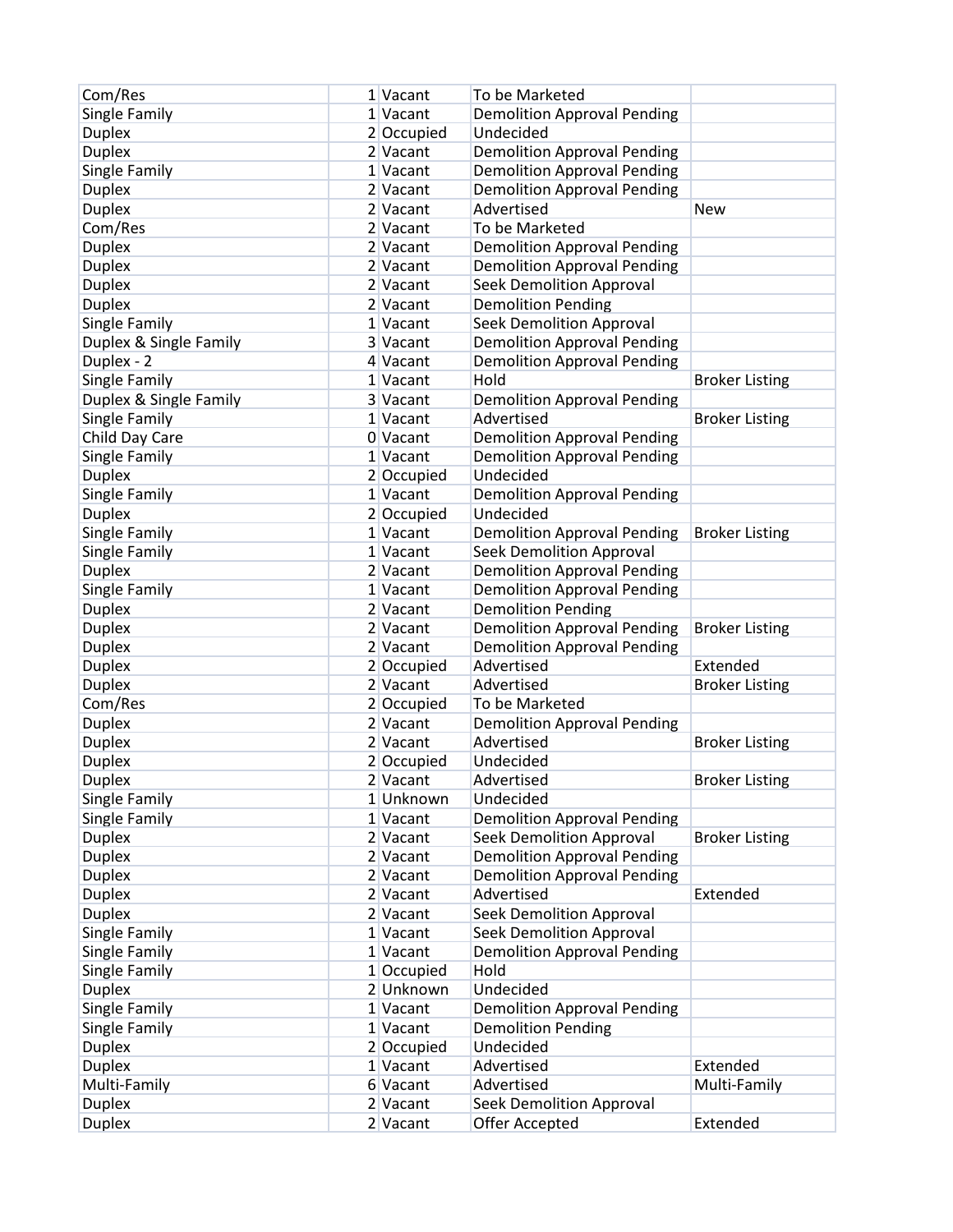| | | | | |
|---|---|---|---|---|
| Com/Res | 1 | Vacant | To be Marketed | |
| Single Family | 1 | Vacant | Demolition Approval Pending | |
| Duplex | 2 | Occupied | Undecided | |
| Duplex | 2 | Vacant | Demolition Approval Pending | |
| Single Family | 1 | Vacant | Demolition Approval Pending | |
| Duplex | 2 | Vacant | Demolition Approval Pending | |
| Duplex | 2 | Vacant | Advertised | New |
| Com/Res | 2 | Vacant | To be Marketed | |
| Duplex | 2 | Vacant | Demolition Approval Pending | |
| Duplex | 2 | Vacant | Demolition Approval Pending | |
| Duplex | 2 | Vacant | Seek Demolition Approval | |
| Duplex | 2 | Vacant | Demolition Pending | |
| Single Family | 1 | Vacant | Seek Demolition Approval | |
| Duplex & Single Family | 3 | Vacant | Demolition Approval Pending | |
| Duplex - 2 | 4 | Vacant | Demolition Approval Pending | |
| Single Family | 1 | Vacant | Hold | Broker Listing |
| Duplex & Single Family | 3 | Vacant | Demolition Approval Pending | |
| Single Family | 1 | Vacant | Advertised | Broker Listing |
| Child Day Care | 0 | Vacant | Demolition Approval Pending | |
| Single Family | 1 | Vacant | Demolition Approval Pending | |
| Duplex | 2 | Occupied | Undecided | |
| Single Family | 1 | Vacant | Demolition Approval Pending | |
| Duplex | 2 | Occupied | Undecided | |
| Single Family | 1 | Vacant | Demolition Approval Pending | Broker Listing |
| Single Family | 1 | Vacant | Seek Demolition Approval | |
| Duplex | 2 | Vacant | Demolition Approval Pending | |
| Single Family | 1 | Vacant | Demolition Approval Pending | |
| Duplex | 2 | Vacant | Demolition Pending | |
| Duplex | 2 | Vacant | Demolition Approval Pending | Broker Listing |
| Duplex | 2 | Vacant | Demolition Approval Pending | |
| Duplex | 2 | Occupied | Advertised | Extended |
| Duplex | 2 | Vacant | Advertised | Broker Listing |
| Com/Res | 2 | Occupied | To be Marketed | |
| Duplex | 2 | Vacant | Demolition Approval Pending | |
| Duplex | 2 | Vacant | Advertised | Broker Listing |
| Duplex | 2 | Occupied | Undecided | |
| Duplex | 2 | Vacant | Advertised | Broker Listing |
| Single Family | 1 | Unknown | Undecided | |
| Single Family | 1 | Vacant | Demolition Approval Pending | |
| Duplex | 2 | Vacant | Seek Demolition Approval | Broker Listing |
| Duplex | 2 | Vacant | Demolition Approval Pending | |
| Duplex | 2 | Vacant | Demolition Approval Pending | |
| Duplex | 2 | Vacant | Advertised | Extended |
| Duplex | 2 | Vacant | Seek Demolition Approval | |
| Single Family | 1 | Vacant | Seek Demolition Approval | |
| Single Family | 1 | Vacant | Demolition Approval Pending | |
| Single Family | 1 | Occupied | Hold | |
| Duplex | 2 | Unknown | Undecided | |
| Single Family | 1 | Vacant | Demolition Approval Pending | |
| Single Family | 1 | Vacant | Demolition Pending | |
| Duplex | 2 | Occupied | Undecided | |
| Duplex | 1 | Vacant | Advertised | Extended |
| Multi-Family | 6 | Vacant | Advertised | Multi-Family |
| Duplex | 2 | Vacant | Seek Demolition Approval | |
| Duplex | 2 | Vacant | Offer Accepted | Extended |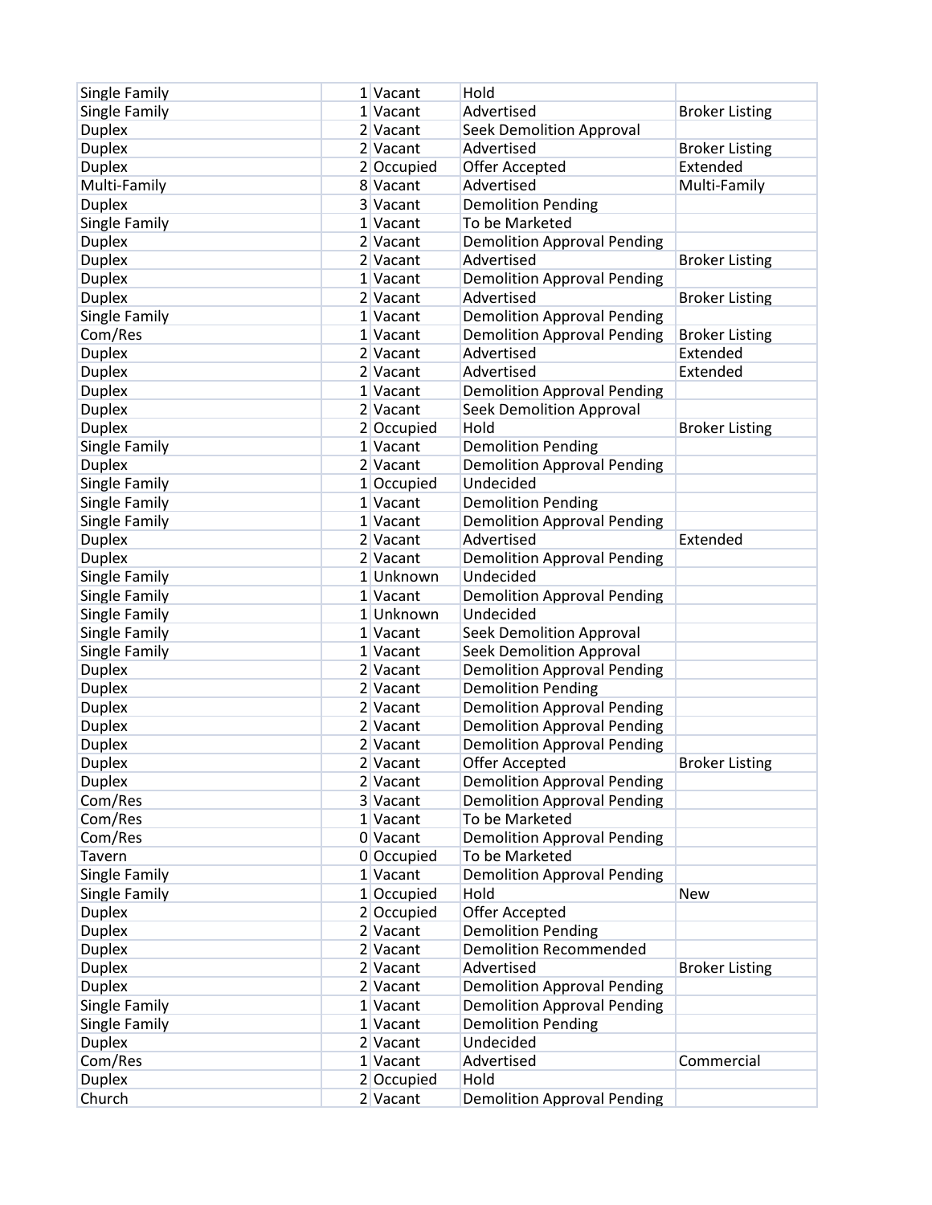| | | | | |
|---|---|---|---|---|
| Single Family | 1 | Vacant | Hold | |
| Single Family | 1 | Vacant | Advertised | Broker Listing |
| Duplex | 2 | Vacant | Seek Demolition Approval | |
| Duplex | 2 | Vacant | Advertised | Broker Listing |
| Duplex | 2 | Occupied | Offer Accepted | Extended |
| Multi-Family | 8 | Vacant | Advertised | Multi-Family |
| Duplex | 3 | Vacant | Demolition Pending | |
| Single Family | 1 | Vacant | To be Marketed | |
| Duplex | 2 | Vacant | Demolition Approval Pending | |
| Duplex | 2 | Vacant | Advertised | Broker Listing |
| Duplex | 1 | Vacant | Demolition Approval Pending | |
| Duplex | 2 | Vacant | Advertised | Broker Listing |
| Single Family | 1 | Vacant | Demolition Approval Pending | |
| Com/Res | 1 | Vacant | Demolition Approval Pending | Broker Listing |
| Duplex | 2 | Vacant | Advertised | Extended |
| Duplex | 2 | Vacant | Advertised | Extended |
| Duplex | 1 | Vacant | Demolition Approval Pending | |
| Duplex | 2 | Vacant | Seek Demolition Approval | |
| Duplex | 2 | Occupied | Hold | Broker Listing |
| Single Family | 1 | Vacant | Demolition Pending | |
| Duplex | 2 | Vacant | Demolition Approval Pending | |
| Single Family | 1 | Occupied | Undecided | |
| Single Family | 1 | Vacant | Demolition Pending | |
| Single Family | 1 | Vacant | Demolition Approval Pending | |
| Duplex | 2 | Vacant | Advertised | Extended |
| Duplex | 2 | Vacant | Demolition Approval Pending | |
| Single Family | 1 | Unknown | Undecided | |
| Single Family | 1 | Vacant | Demolition Approval Pending | |
| Single Family | 1 | Unknown | Undecided | |
| Single Family | 1 | Vacant | Seek Demolition Approval | |
| Single Family | 1 | Vacant | Seek Demolition Approval | |
| Duplex | 2 | Vacant | Demolition Approval Pending | |
| Duplex | 2 | Vacant | Demolition Pending | |
| Duplex | 2 | Vacant | Demolition Approval Pending | |
| Duplex | 2 | Vacant | Demolition Approval Pending | |
| Duplex | 2 | Vacant | Demolition Approval Pending | |
| Duplex | 2 | Vacant | Offer Accepted | Broker Listing |
| Duplex | 2 | Vacant | Demolition Approval Pending | |
| Com/Res | 3 | Vacant | Demolition Approval Pending | |
| Com/Res | 1 | Vacant | To be Marketed | |
| Com/Res | 0 | Vacant | Demolition Approval Pending | |
| Tavern | 0 | Occupied | To be Marketed | |
| Single Family | 1 | Vacant | Demolition Approval Pending | |
| Single Family | 1 | Occupied | Hold | New |
| Duplex | 2 | Occupied | Offer Accepted | |
| Duplex | 2 | Vacant | Demolition Pending | |
| Duplex | 2 | Vacant | Demolition Recommended | |
| Duplex | 2 | Vacant | Advertised | Broker Listing |
| Duplex | 2 | Vacant | Demolition Approval Pending | |
| Single Family | 1 | Vacant | Demolition Approval Pending | |
| Single Family | 1 | Vacant | Demolition Pending | |
| Duplex | 2 | Vacant | Undecided | |
| Com/Res | 1 | Vacant | Advertised | Commercial |
| Duplex | 2 | Occupied | Hold | |
| Church | 2 | Vacant | Demolition Approval Pending | |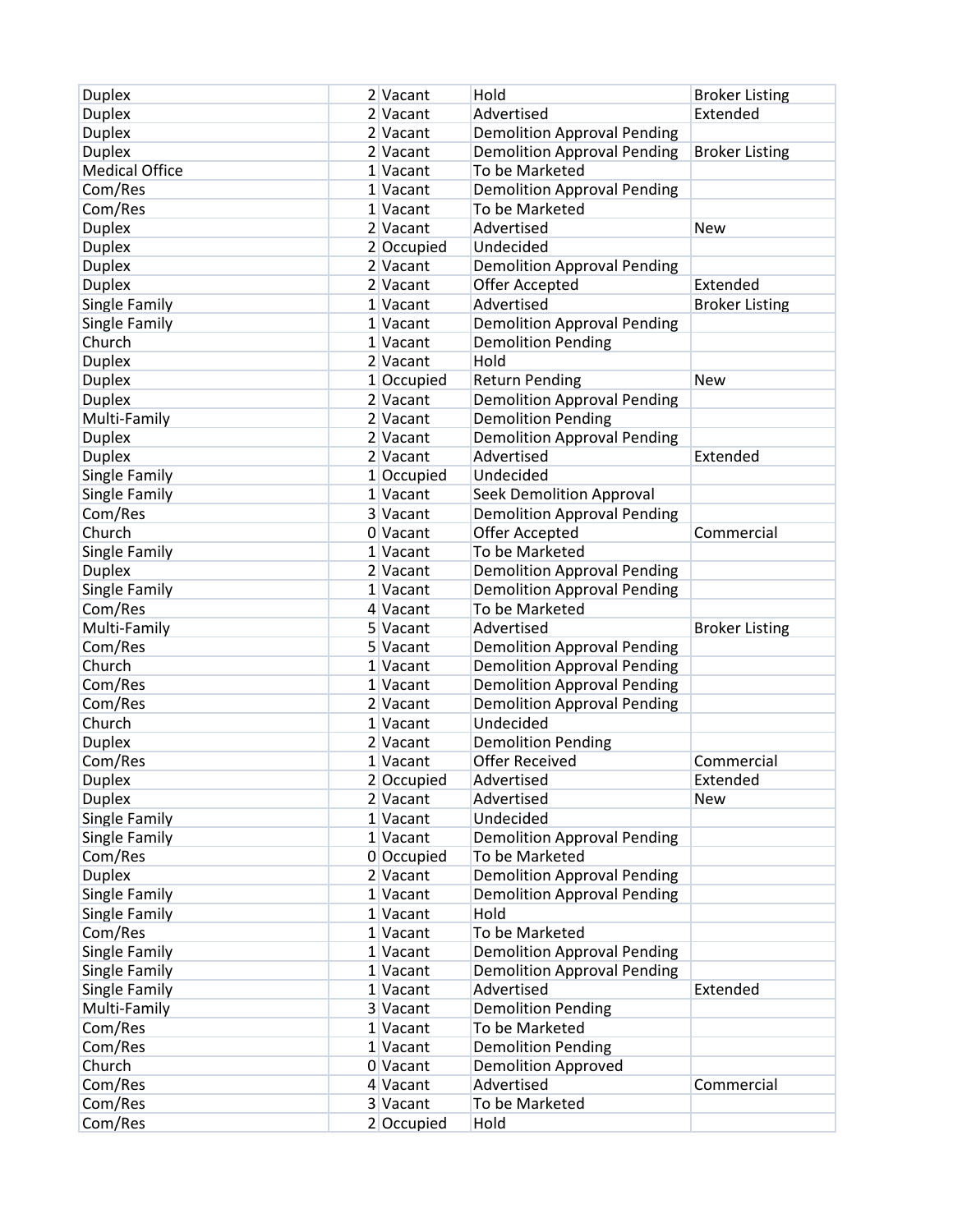| | | | | |
|---|---|---|---|---|
| Duplex | 2 | Vacant | Hold | Broker Listing |
| Duplex | 2 | Vacant | Advertised | Extended |
| Duplex | 2 | Vacant | Demolition Approval Pending | |
| Duplex | 2 | Vacant | Demolition Approval Pending | Broker Listing |
| Medical Office | 1 | Vacant | To be Marketed | |
| Com/Res | 1 | Vacant | Demolition Approval Pending | |
| Com/Res | 1 | Vacant | To be Marketed | |
| Duplex | 2 | Vacant | Advertised | New |
| Duplex | 2 | Occupied | Undecided | |
| Duplex | 2 | Vacant | Demolition Approval Pending | |
| Duplex | 2 | Vacant | Offer Accepted | Extended |
| Single Family | 1 | Vacant | Advertised | Broker Listing |
| Single Family | 1 | Vacant | Demolition Approval Pending | |
| Church | 1 | Vacant | Demolition Pending | |
| Duplex | 2 | Vacant | Hold | |
| Duplex | 1 | Occupied | Return Pending | New |
| Duplex | 2 | Vacant | Demolition Approval Pending | |
| Multi-Family | 2 | Vacant | Demolition Pending | |
| Duplex | 2 | Vacant | Demolition Approval Pending | |
| Duplex | 2 | Vacant | Advertised | Extended |
| Single Family | 1 | Occupied | Undecided | |
| Single Family | 1 | Vacant | Seek Demolition Approval | |
| Com/Res | 3 | Vacant | Demolition Approval Pending | |
| Church | 0 | Vacant | Offer Accepted | Commercial |
| Single Family | 1 | Vacant | To be Marketed | |
| Duplex | 2 | Vacant | Demolition Approval Pending | |
| Single Family | 1 | Vacant | Demolition Approval Pending | |
| Com/Res | 4 | Vacant | To be Marketed | |
| Multi-Family | 5 | Vacant | Advertised | Broker Listing |
| Com/Res | 5 | Vacant | Demolition Approval Pending | |
| Church | 1 | Vacant | Demolition Approval Pending | |
| Com/Res | 1 | Vacant | Demolition Approval Pending | |
| Com/Res | 2 | Vacant | Demolition Approval Pending | |
| Church | 1 | Vacant | Undecided | |
| Duplex | 2 | Vacant | Demolition Pending | |
| Com/Res | 1 | Vacant | Offer Received | Commercial |
| Duplex | 2 | Occupied | Advertised | Extended |
| Duplex | 2 | Vacant | Advertised | New |
| Single Family | 1 | Vacant | Undecided | |
| Single Family | 1 | Vacant | Demolition Approval Pending | |
| Com/Res | 0 | Occupied | To be Marketed | |
| Duplex | 2 | Vacant | Demolition Approval Pending | |
| Single Family | 1 | Vacant | Demolition Approval Pending | |
| Single Family | 1 | Vacant | Hold | |
| Com/Res | 1 | Vacant | To be Marketed | |
| Single Family | 1 | Vacant | Demolition Approval Pending | |
| Single Family | 1 | Vacant | Demolition Approval Pending | |
| Single Family | 1 | Vacant | Advertised | Extended |
| Multi-Family | 3 | Vacant | Demolition Pending | |
| Com/Res | 1 | Vacant | To be Marketed | |
| Com/Res | 1 | Vacant | Demolition Pending | |
| Church | 0 | Vacant | Demolition Approved | |
| Com/Res | 4 | Vacant | Advertised | Commercial |
| Com/Res | 3 | Vacant | To be Marketed | |
| Com/Res | 2 | Occupied | Hold | |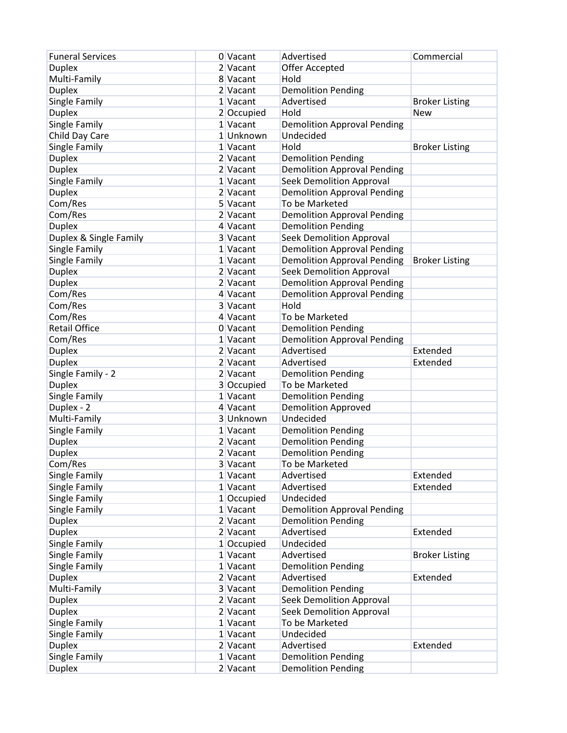| | | | | |
|---|---|---|---|---|
| Funeral Services | 0 | Vacant | Advertised | Commercial |
| Duplex | 2 | Vacant | Offer Accepted | |
| Multi-Family | 8 | Vacant | Hold | |
| Duplex | 2 | Vacant | Demolition Pending | |
| Single Family | 1 | Vacant | Advertised | Broker Listing |
| Duplex | 2 | Occupied | Hold | New |
| Single Family | 1 | Vacant | Demolition Approval Pending | |
| Child Day Care | 1 | Unknown | Undecided | |
| Single Family | 1 | Vacant | Hold | Broker Listing |
| Duplex | 2 | Vacant | Demolition Pending | |
| Duplex | 2 | Vacant | Demolition Approval Pending | |
| Single Family | 1 | Vacant | Seek Demolition Approval | |
| Duplex | 2 | Vacant | Demolition Approval Pending | |
| Com/Res | 5 | Vacant | To be Marketed | |
| Com/Res | 2 | Vacant | Demolition Approval Pending | |
| Duplex | 4 | Vacant | Demolition Pending | |
| Duplex & Single Family | 3 | Vacant | Seek Demolition Approval | |
| Single Family | 1 | Vacant | Demolition Approval Pending | |
| Single Family | 1 | Vacant | Demolition Approval Pending | Broker Listing |
| Duplex | 2 | Vacant | Seek Demolition Approval | |
| Duplex | 2 | Vacant | Demolition Approval Pending | |
| Com/Res | 4 | Vacant | Demolition Approval Pending | |
| Com/Res | 3 | Vacant | Hold | |
| Com/Res | 4 | Vacant | To be Marketed | |
| Retail Office | 0 | Vacant | Demolition Pending | |
| Com/Res | 1 | Vacant | Demolition Approval Pending | |
| Duplex | 2 | Vacant | Advertised | Extended |
| Duplex | 2 | Vacant | Advertised | Extended |
| Single Family - 2 | 2 | Vacant | Demolition Pending | |
| Duplex | 3 | Occupied | To be Marketed | |
| Single Family | 1 | Vacant | Demolition Pending | |
| Duplex - 2 | 4 | Vacant | Demolition Approved | |
| Multi-Family | 3 | Unknown | Undecided | |
| Single Family | 1 | Vacant | Demolition Pending | |
| Duplex | 2 | Vacant | Demolition Pending | |
| Duplex | 2 | Vacant | Demolition Pending | |
| Com/Res | 3 | Vacant | To be Marketed | |
| Single Family | 1 | Vacant | Advertised | Extended |
| Single Family | 1 | Vacant | Advertised | Extended |
| Single Family | 1 | Occupied | Undecided | |
| Single Family | 1 | Vacant | Demolition Approval Pending | |
| Duplex | 2 | Vacant | Demolition Pending | |
| Duplex | 2 | Vacant | Advertised | Extended |
| Single Family | 1 | Occupied | Undecided | |
| Single Family | 1 | Vacant | Advertised | Broker Listing |
| Single Family | 1 | Vacant | Demolition Pending | |
| Duplex | 2 | Vacant | Advertised | Extended |
| Multi-Family | 3 | Vacant | Demolition Pending | |
| Duplex | 2 | Vacant | Seek Demolition Approval | |
| Duplex | 2 | Vacant | Seek Demolition Approval | |
| Single Family | 1 | Vacant | To be Marketed | |
| Single Family | 1 | Vacant | Undecided | |
| Duplex | 2 | Vacant | Advertised | Extended |
| Single Family | 1 | Vacant | Demolition Pending | |
| Duplex | 2 | Vacant | Demolition Pending | |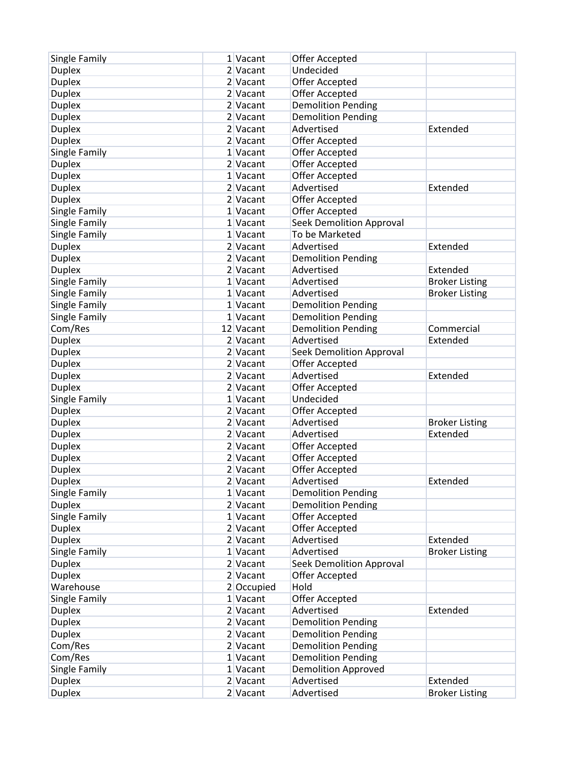| | | | | |
|---|---|---|---|---|
| Single Family | 1 | Vacant | Offer Accepted | |
| Duplex | 2 | Vacant | Undecided | |
| Duplex | 2 | Vacant | Offer Accepted | |
| Duplex | 2 | Vacant | Offer Accepted | |
| Duplex | 2 | Vacant | Demolition Pending | |
| Duplex | 2 | Vacant | Demolition Pending | |
| Duplex | 2 | Vacant | Advertised | Extended |
| Duplex | 2 | Vacant | Offer Accepted | |
| Single Family | 1 | Vacant | Offer Accepted | |
| Duplex | 2 | Vacant | Offer Accepted | |
| Duplex | 1 | Vacant | Offer Accepted | |
| Duplex | 2 | Vacant | Advertised | Extended |
| Duplex | 2 | Vacant | Offer Accepted | |
| Single Family | 1 | Vacant | Offer Accepted | |
| Single Family | 1 | Vacant | Seek Demolition Approval | |
| Single Family | 1 | Vacant | To be Marketed | |
| Duplex | 2 | Vacant | Advertised | Extended |
| Duplex | 2 | Vacant | Demolition Pending | |
| Duplex | 2 | Vacant | Advertised | Extended |
| Single Family | 1 | Vacant | Advertised | Broker Listing |
| Single Family | 1 | Vacant | Advertised | Broker Listing |
| Single Family | 1 | Vacant | Demolition Pending | |
| Single Family | 1 | Vacant | Demolition Pending | |
| Com/Res | 12 | Vacant | Demolition Pending | Commercial |
| Duplex | 2 | Vacant | Advertised | Extended |
| Duplex | 2 | Vacant | Seek Demolition Approval | |
| Duplex | 2 | Vacant | Offer Accepted | |
| Duplex | 2 | Vacant | Advertised | Extended |
| Duplex | 2 | Vacant | Offer Accepted | |
| Single Family | 1 | Vacant | Undecided | |
| Duplex | 2 | Vacant | Offer Accepted | |
| Duplex | 2 | Vacant | Advertised | Broker Listing |
| Duplex | 2 | Vacant | Advertised | Extended |
| Duplex | 2 | Vacant | Offer Accepted | |
| Duplex | 2 | Vacant | Offer Accepted | |
| Duplex | 2 | Vacant | Offer Accepted | |
| Duplex | 2 | Vacant | Advertised | Extended |
| Single Family | 1 | Vacant | Demolition Pending | |
| Duplex | 2 | Vacant | Demolition Pending | |
| Single Family | 1 | Vacant | Offer Accepted | |
| Duplex | 2 | Vacant | Offer Accepted | |
| Duplex | 2 | Vacant | Advertised | Extended |
| Single Family | 1 | Vacant | Advertised | Broker Listing |
| Duplex | 2 | Vacant | Seek Demolition Approval | |
| Duplex | 2 | Vacant | Offer Accepted | |
| Warehouse | 2 | Occupied | Hold | |
| Single Family | 1 | Vacant | Offer Accepted | |
| Duplex | 2 | Vacant | Advertised | Extended |
| Duplex | 2 | Vacant | Demolition Pending | |
| Duplex | 2 | Vacant | Demolition Pending | |
| Com/Res | 2 | Vacant | Demolition Pending | |
| Com/Res | 1 | Vacant | Demolition Pending | |
| Single Family | 1 | Vacant | Demolition Approved | |
| Duplex | 2 | Vacant | Advertised | Extended |
| Duplex | 2 | Vacant | Advertised | Broker Listing |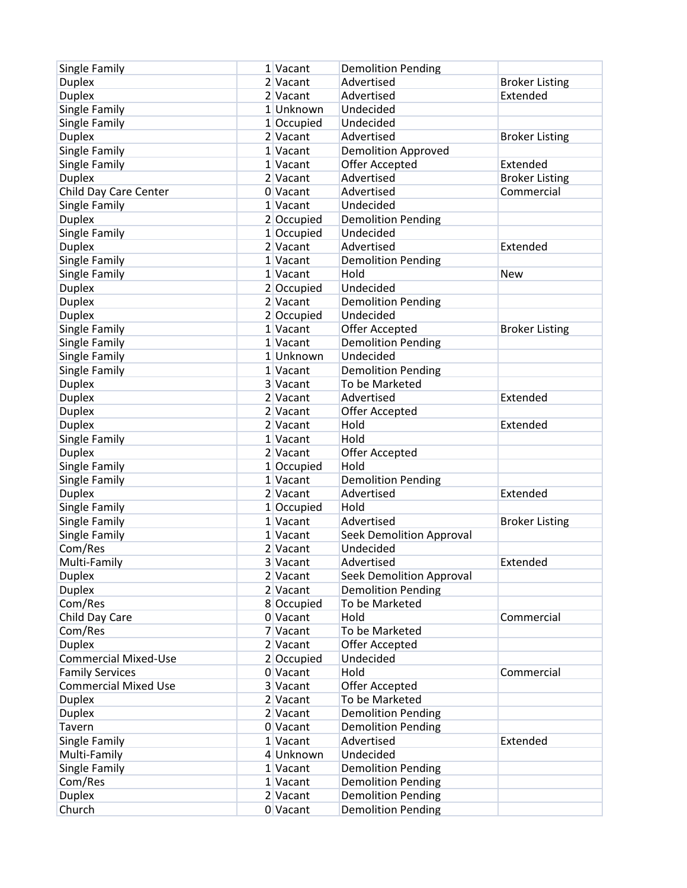| | | | | |
|---|---|---|---|---|
| Single Family | 1 | Vacant | Demolition Pending | |
| Duplex | 2 | Vacant | Advertised | Broker Listing |
| Duplex | 2 | Vacant | Advertised | Extended |
| Single Family | 1 | Unknown | Undecided | |
| Single Family | 1 | Occupied | Undecided | |
| Duplex | 2 | Vacant | Advertised | Broker Listing |
| Single Family | 1 | Vacant | Demolition Approved | |
| Single Family | 1 | Vacant | Offer Accepted | Extended |
| Duplex | 2 | Vacant | Advertised | Broker Listing |
| Child Day Care Center | 0 | Vacant | Advertised | Commercial |
| Single Family | 1 | Vacant | Undecided | |
| Duplex | 2 | Occupied | Demolition Pending | |
| Single Family | 1 | Occupied | Undecided | |
| Duplex | 2 | Vacant | Advertised | Extended |
| Single Family | 1 | Vacant | Demolition Pending | |
| Single Family | 1 | Vacant | Hold | New |
| Duplex | 2 | Occupied | Undecided | |
| Duplex | 2 | Vacant | Demolition Pending | |
| Duplex | 2 | Occupied | Undecided | |
| Single Family | 1 | Vacant | Offer Accepted | Broker Listing |
| Single Family | 1 | Vacant | Demolition Pending | |
| Single Family | 1 | Unknown | Undecided | |
| Single Family | 1 | Vacant | Demolition Pending | |
| Duplex | 3 | Vacant | To be Marketed | |
| Duplex | 2 | Vacant | Advertised | Extended |
| Duplex | 2 | Vacant | Offer Accepted | |
| Duplex | 2 | Vacant | Hold | Extended |
| Single Family | 1 | Vacant | Hold | |
| Duplex | 2 | Vacant | Offer Accepted | |
| Single Family | 1 | Occupied | Hold | |
| Single Family | 1 | Vacant | Demolition Pending | |
| Duplex | 2 | Vacant | Advertised | Extended |
| Single Family | 1 | Occupied | Hold | |
| Single Family | 1 | Vacant | Advertised | Broker Listing |
| Single Family | 1 | Vacant | Seek Demolition Approval | |
| Com/Res | 2 | Vacant | Undecided | |
| Multi-Family | 3 | Vacant | Advertised | Extended |
| Duplex | 2 | Vacant | Seek Demolition Approval | |
| Duplex | 2 | Vacant | Demolition Pending | |
| Com/Res | 8 | Occupied | To be Marketed | |
| Child Day Care | 0 | Vacant | Hold | Commercial |
| Com/Res | 7 | Vacant | To be Marketed | |
| Duplex | 2 | Vacant | Offer Accepted | |
| Commercial Mixed-Use | 2 | Occupied | Undecided | |
| Family Services | 0 | Vacant | Hold | Commercial |
| Commercial Mixed Use | 3 | Vacant | Offer Accepted | |
| Duplex | 2 | Vacant | To be Marketed | |
| Duplex | 2 | Vacant | Demolition Pending | |
| Tavern | 0 | Vacant | Demolition Pending | |
| Single Family | 1 | Vacant | Advertised | Extended |
| Multi-Family | 4 | Unknown | Undecided | |
| Single Family | 1 | Vacant | Demolition Pending | |
| Com/Res | 1 | Vacant | Demolition Pending | |
| Duplex | 2 | Vacant | Demolition Pending | |
| Church | 0 | Vacant | Demolition Pending | |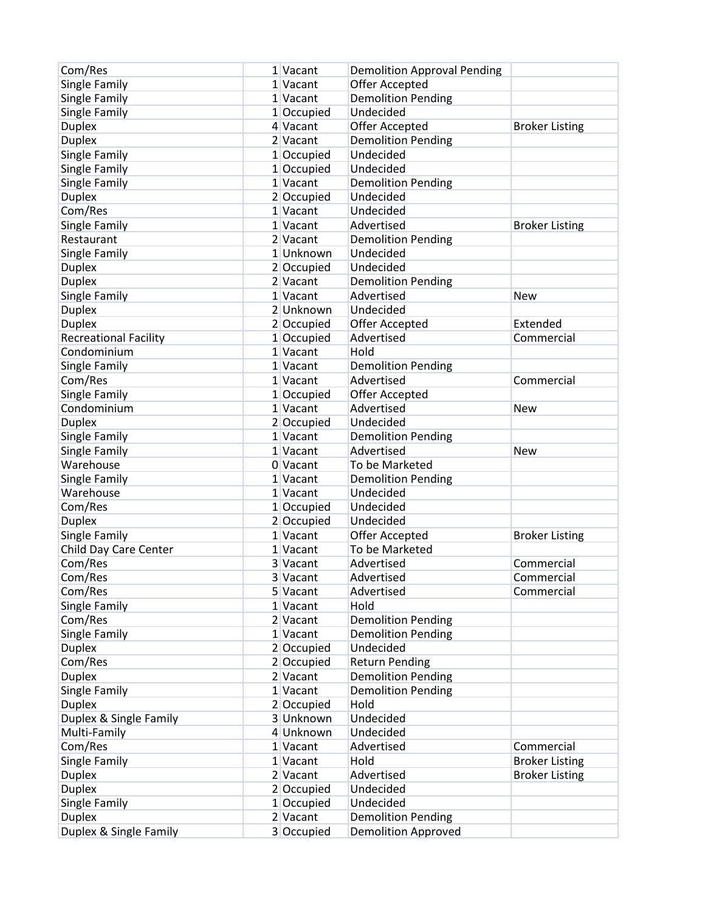| | | | | |
|---|---|---|---|---|
| Com/Res | 1 | Vacant | Demolition Approval Pending | |
| Single Family | 1 | Vacant | Offer Accepted | |
| Single Family | 1 | Vacant | Demolition Pending | |
| Single Family | 1 | Occupied | Undecided | |
| Duplex | 4 | Vacant | Offer Accepted | Broker Listing |
| Duplex | 2 | Vacant | Demolition Pending | |
| Single Family | 1 | Occupied | Undecided | |
| Single Family | 1 | Occupied | Undecided | |
| Single Family | 1 | Vacant | Demolition Pending | |
| Duplex | 2 | Occupied | Undecided | |
| Com/Res | 1 | Vacant | Undecided | |
| Single Family | 1 | Vacant | Advertised | Broker Listing |
| Restaurant | 2 | Vacant | Demolition Pending | |
| Single Family | 1 | Unknown | Undecided | |
| Duplex | 2 | Occupied | Undecided | |
| Duplex | 2 | Vacant | Demolition Pending | |
| Single Family | 1 | Vacant | Advertised | New |
| Duplex | 2 | Unknown | Undecided | |
| Duplex | 2 | Occupied | Offer Accepted | Extended |
| Recreational Facility | 1 | Occupied | Advertised | Commercial |
| Condominium | 1 | Vacant | Hold | |
| Single Family | 1 | Vacant | Demolition Pending | |
| Com/Res | 1 | Vacant | Advertised | Commercial |
| Single Family | 1 | Occupied | Offer Accepted | |
| Condominium | 1 | Vacant | Advertised | New |
| Duplex | 2 | Occupied | Undecided | |
| Single Family | 1 | Vacant | Demolition Pending | |
| Single Family | 1 | Vacant | Advertised | New |
| Warehouse | 0 | Vacant | To be Marketed | |
| Single Family | 1 | Vacant | Demolition Pending | |
| Warehouse | 1 | Vacant | Undecided | |
| Com/Res | 1 | Occupied | Undecided | |
| Duplex | 2 | Occupied | Undecided | |
| Single Family | 1 | Vacant | Offer Accepted | Broker Listing |
| Child Day Care Center | 1 | Vacant | To be Marketed | |
| Com/Res | 3 | Vacant | Advertised | Commercial |
| Com/Res | 3 | Vacant | Advertised | Commercial |
| Com/Res | 5 | Vacant | Advertised | Commercial |
| Single Family | 1 | Vacant | Hold | |
| Com/Res | 2 | Vacant | Demolition Pending | |
| Single Family | 1 | Vacant | Demolition Pending | |
| Duplex | 2 | Occupied | Undecided | |
| Com/Res | 2 | Occupied | Return Pending | |
| Duplex | 2 | Vacant | Demolition Pending | |
| Single Family | 1 | Vacant | Demolition Pending | |
| Duplex | 2 | Occupied | Hold | |
| Duplex & Single Family | 3 | Unknown | Undecided | |
| Multi-Family | 4 | Unknown | Undecided | |
| Com/Res | 1 | Vacant | Advertised | Commercial |
| Single Family | 1 | Vacant | Hold | Broker Listing |
| Duplex | 2 | Vacant | Advertised | Broker Listing |
| Duplex | 2 | Occupied | Undecided | |
| Single Family | 1 | Occupied | Undecided | |
| Duplex | 2 | Vacant | Demolition Pending | |
| Duplex & Single Family | 3 | Occupied | Demolition Approved | |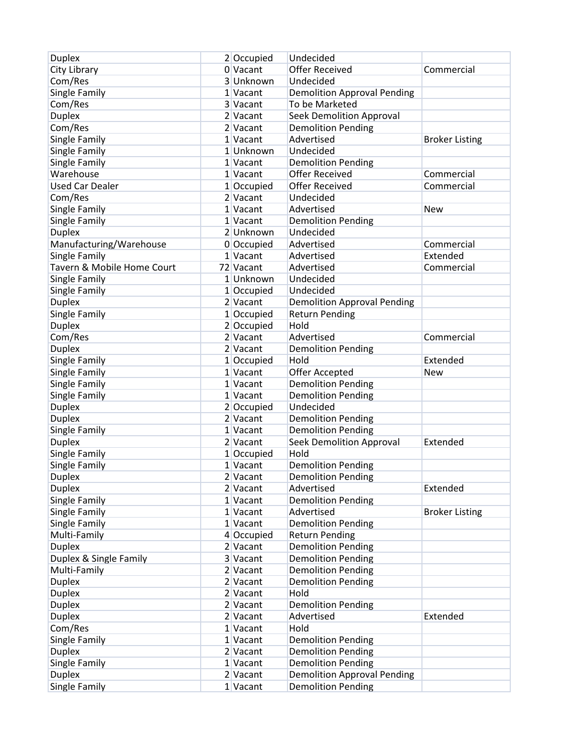| | | | | |
|---|---|---|---|---|
| Duplex | 2 | Occupied | Undecided | |
| City Library | 0 | Vacant | Offer Received | Commercial |
| Com/Res | 3 | Unknown | Undecided | |
| Single Family | 1 | Vacant | Demolition Approval Pending | |
| Com/Res | 3 | Vacant | To be Marketed | |
| Duplex | 2 | Vacant | Seek Demolition Approval | |
| Com/Res | 2 | Vacant | Demolition Pending | |
| Single Family | 1 | Vacant | Advertised | Broker Listing |
| Single Family | 1 | Unknown | Undecided | |
| Single Family | 1 | Vacant | Demolition Pending | |
| Warehouse | 1 | Vacant | Offer Received | Commercial |
| Used Car Dealer | 1 | Occupied | Offer Received | Commercial |
| Com/Res | 2 | Vacant | Undecided | |
| Single Family | 1 | Vacant | Advertised | New |
| Single Family | 1 | Vacant | Demolition Pending | |
| Duplex | 2 | Unknown | Undecided | |
| Manufacturing/Warehouse | 0 | Occupied | Advertised | Commercial |
| Single Family | 1 | Vacant | Advertised | Extended |
| Tavern & Mobile Home Court | 72 | Vacant | Advertised | Commercial |
| Single Family | 1 | Unknown | Undecided | |
| Single Family | 1 | Occupied | Undecided | |
| Duplex | 2 | Vacant | Demolition Approval Pending | |
| Single Family | 1 | Occupied | Return Pending | |
| Duplex | 2 | Occupied | Hold | |
| Com/Res | 2 | Vacant | Advertised | Commercial |
| Duplex | 2 | Vacant | Demolition Pending | |
| Single Family | 1 | Occupied | Hold | Extended |
| Single Family | 1 | Vacant | Offer Accepted | New |
| Single Family | 1 | Vacant | Demolition Pending | |
| Single Family | 1 | Vacant | Demolition Pending | |
| Duplex | 2 | Occupied | Undecided | |
| Duplex | 2 | Vacant | Demolition Pending | |
| Single Family | 1 | Vacant | Demolition Pending | |
| Duplex | 2 | Vacant | Seek Demolition Approval | Extended |
| Single Family | 1 | Occupied | Hold | |
| Single Family | 1 | Vacant | Demolition Pending | |
| Duplex | 2 | Vacant | Demolition Pending | |
| Duplex | 2 | Vacant | Advertised | Extended |
| Single Family | 1 | Vacant | Demolition Pending | |
| Single Family | 1 | Vacant | Advertised | Broker Listing |
| Single Family | 1 | Vacant | Demolition Pending | |
| Multi-Family | 4 | Occupied | Return Pending | |
| Duplex | 2 | Vacant | Demolition Pending | |
| Duplex & Single Family | 3 | Vacant | Demolition Pending | |
| Multi-Family | 2 | Vacant | Demolition Pending | |
| Duplex | 2 | Vacant | Demolition Pending | |
| Duplex | 2 | Vacant | Hold | |
| Duplex | 2 | Vacant | Demolition Pending | |
| Duplex | 2 | Vacant | Advertised | Extended |
| Com/Res | 1 | Vacant | Hold | |
| Single Family | 1 | Vacant | Demolition Pending | |
| Duplex | 2 | Vacant | Demolition Pending | |
| Single Family | 1 | Vacant | Demolition Pending | |
| Duplex | 2 | Vacant | Demolition Approval Pending | |
| Single Family | 1 | Vacant | Demolition Pending | |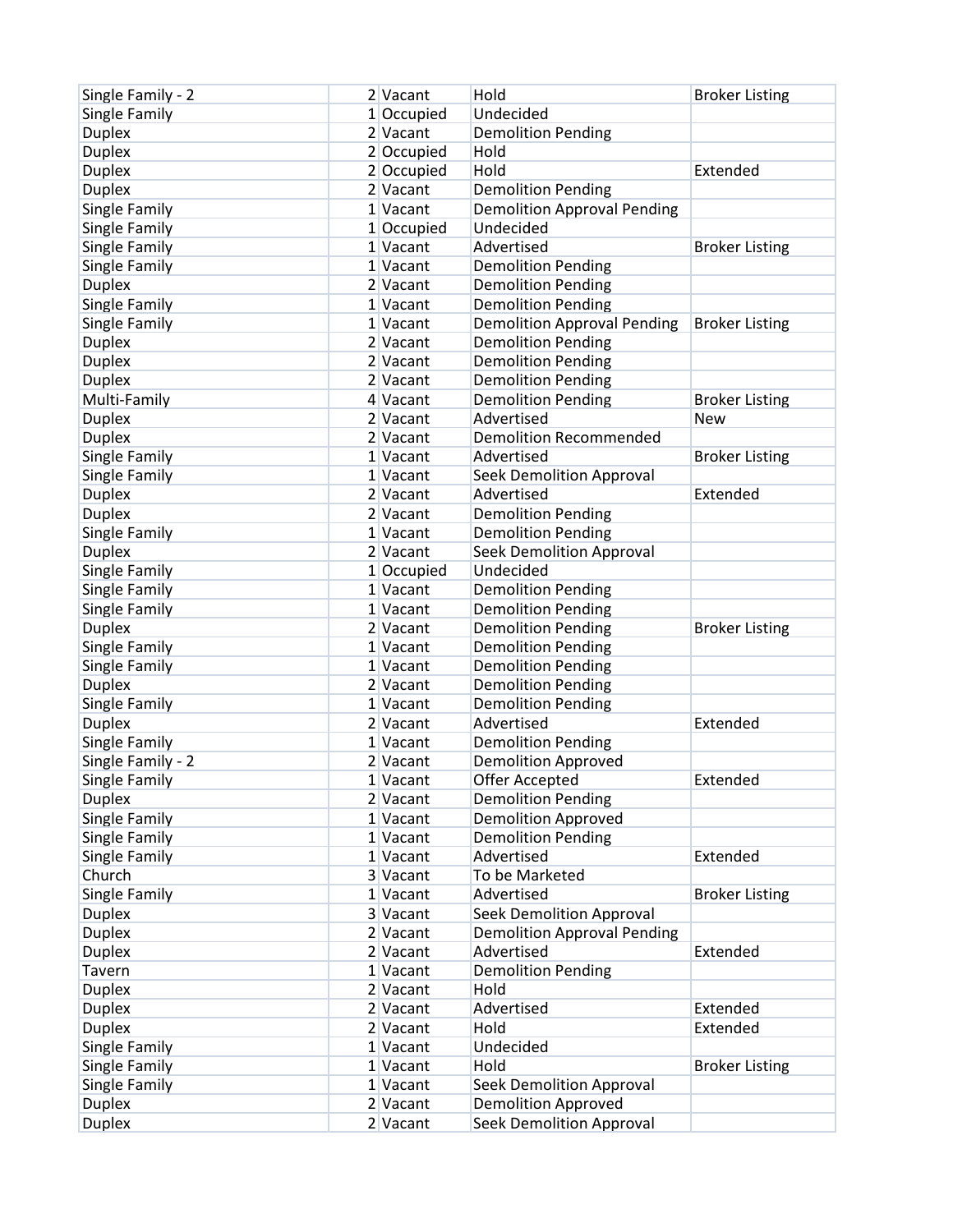| | | | | |
|---|---|---|---|---|
| Single Family - 2 | 2 | Vacant | Hold | Broker Listing |
| Single Family | 1 | Occupied | Undecided | |
| Duplex | 2 | Vacant | Demolition Pending | |
| Duplex | 2 | Occupied | Hold | |
| Duplex | 2 | Occupied | Hold | Extended |
| Duplex | 2 | Vacant | Demolition Pending | |
| Single Family | 1 | Vacant | Demolition Approval Pending | |
| Single Family | 1 | Occupied | Undecided | |
| Single Family | 1 | Vacant | Advertised | Broker Listing |
| Single Family | 1 | Vacant | Demolition Pending | |
| Duplex | 2 | Vacant | Demolition Pending | |
| Single Family | 1 | Vacant | Demolition Pending | |
| Single Family | 1 | Vacant | Demolition Approval Pending | Broker Listing |
| Duplex | 2 | Vacant | Demolition Pending | |
| Duplex | 2 | Vacant | Demolition Pending | |
| Duplex | 2 | Vacant | Demolition Pending | |
| Multi-Family | 4 | Vacant | Demolition Pending | Broker Listing |
| Duplex | 2 | Vacant | Advertised | New |
| Duplex | 2 | Vacant | Demolition Recommended | |
| Single Family | 1 | Vacant | Advertised | Broker Listing |
| Single Family | 1 | Vacant | Seek Demolition Approval | |
| Duplex | 2 | Vacant | Advertised | Extended |
| Duplex | 2 | Vacant | Demolition Pending | |
| Single Family | 1 | Vacant | Demolition Pending | |
| Duplex | 2 | Vacant | Seek Demolition Approval | |
| Single Family | 1 | Occupied | Undecided | |
| Single Family | 1 | Vacant | Demolition Pending | |
| Single Family | 1 | Vacant | Demolition Pending | |
| Duplex | 2 | Vacant | Demolition Pending | Broker Listing |
| Single Family | 1 | Vacant | Demolition Pending | |
| Single Family | 1 | Vacant | Demolition Pending | |
| Duplex | 2 | Vacant | Demolition Pending | |
| Single Family | 1 | Vacant | Demolition Pending | |
| Duplex | 2 | Vacant | Advertised | Extended |
| Single Family | 1 | Vacant | Demolition Pending | |
| Single Family - 2 | 2 | Vacant | Demolition Approved | |
| Single Family | 1 | Vacant | Offer Accepted | Extended |
| Duplex | 2 | Vacant | Demolition Pending | |
| Single Family | 1 | Vacant | Demolition Approved | |
| Single Family | 1 | Vacant | Demolition Pending | |
| Single Family | 1 | Vacant | Advertised | Extended |
| Church | 3 | Vacant | To be Marketed | |
| Single Family | 1 | Vacant | Advertised | Broker Listing |
| Duplex | 3 | Vacant | Seek Demolition Approval | |
| Duplex | 2 | Vacant | Demolition Approval Pending | |
| Duplex | 2 | Vacant | Advertised | Extended |
| Tavern | 1 | Vacant | Demolition Pending | |
| Duplex | 2 | Vacant | Hold | |
| Duplex | 2 | Vacant | Advertised | Extended |
| Duplex | 2 | Vacant | Hold | Extended |
| Single Family | 1 | Vacant | Undecided | |
| Single Family | 1 | Vacant | Hold | Broker Listing |
| Single Family | 1 | Vacant | Seek Demolition Approval | |
| Duplex | 2 | Vacant | Demolition Approved | |
| Duplex | 2 | Vacant | Seek Demolition Approval | |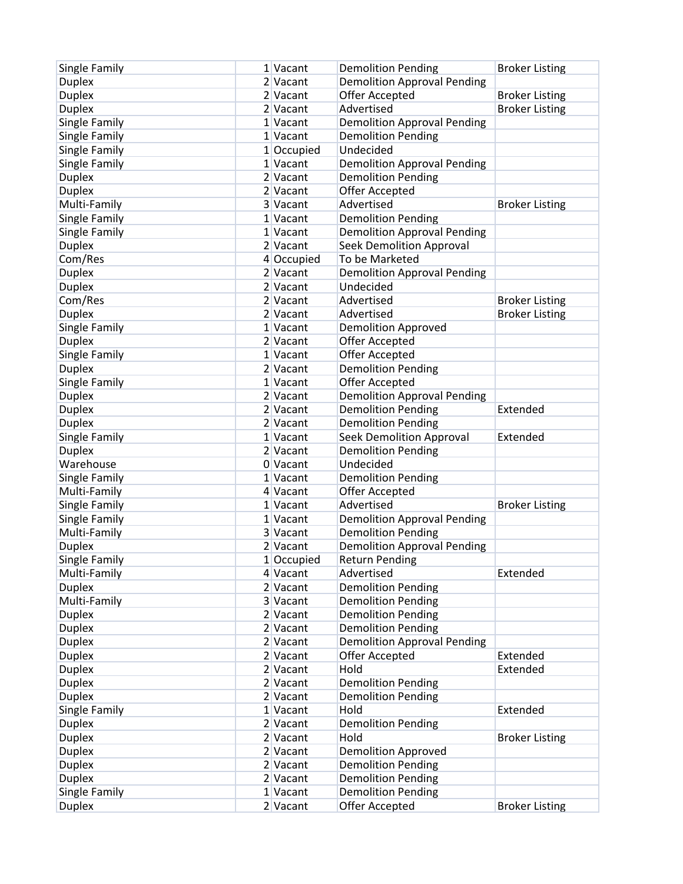| | | | | |
|---|---|---|---|---|
| Single Family | 1 | Vacant | Demolition Pending | Broker Listing |
| Duplex | 2 | Vacant | Demolition Approval Pending | |
| Duplex | 2 | Vacant | Offer Accepted | Broker Listing |
| Duplex | 2 | Vacant | Advertised | Broker Listing |
| Single Family | 1 | Vacant | Demolition Approval Pending | |
| Single Family | 1 | Vacant | Demolition Pending | |
| Single Family | 1 | Occupied | Undecided | |
| Single Family | 1 | Vacant | Demolition Approval Pending | |
| Duplex | 2 | Vacant | Demolition Pending | |
| Duplex | 2 | Vacant | Offer Accepted | |
| Multi-Family | 3 | Vacant | Advertised | Broker Listing |
| Single Family | 1 | Vacant | Demolition Pending | |
| Single Family | 1 | Vacant | Demolition Approval Pending | |
| Duplex | 2 | Vacant | Seek Demolition Approval | |
| Com/Res | 4 | Occupied | To be Marketed | |
| Duplex | 2 | Vacant | Demolition Approval Pending | |
| Duplex | 2 | Vacant | Undecided | |
| Com/Res | 2 | Vacant | Advertised | Broker Listing |
| Duplex | 2 | Vacant | Advertised | Broker Listing |
| Single Family | 1 | Vacant | Demolition Approved | |
| Duplex | 2 | Vacant | Offer Accepted | |
| Single Family | 1 | Vacant | Offer Accepted | |
| Duplex | 2 | Vacant | Demolition Pending | |
| Single Family | 1 | Vacant | Offer Accepted | |
| Duplex | 2 | Vacant | Demolition Approval Pending | |
| Duplex | 2 | Vacant | Demolition Pending | Extended |
| Duplex | 2 | Vacant | Demolition Pending | |
| Single Family | 1 | Vacant | Seek Demolition Approval | Extended |
| Duplex | 2 | Vacant | Demolition Pending | |
| Warehouse | 0 | Vacant | Undecided | |
| Single Family | 1 | Vacant | Demolition Pending | |
| Multi-Family | 4 | Vacant | Offer Accepted | |
| Single Family | 1 | Vacant | Advertised | Broker Listing |
| Single Family | 1 | Vacant | Demolition Approval Pending | |
| Multi-Family | 3 | Vacant | Demolition Pending | |
| Duplex | 2 | Vacant | Demolition Approval Pending | |
| Single Family | 1 | Occupied | Return Pending | |
| Multi-Family | 4 | Vacant | Advertised | Extended |
| Duplex | 2 | Vacant | Demolition Pending | |
| Multi-Family | 3 | Vacant | Demolition Pending | |
| Duplex | 2 | Vacant | Demolition Pending | |
| Duplex | 2 | Vacant | Demolition Pending | |
| Duplex | 2 | Vacant | Demolition Approval Pending | |
| Duplex | 2 | Vacant | Offer Accepted | Extended |
| Duplex | 2 | Vacant | Hold | Extended |
| Duplex | 2 | Vacant | Demolition Pending | |
| Duplex | 2 | Vacant | Demolition Pending | |
| Single Family | 1 | Vacant | Hold | Extended |
| Duplex | 2 | Vacant | Demolition Pending | |
| Duplex | 2 | Vacant | Hold | Broker Listing |
| Duplex | 2 | Vacant | Demolition Approved | |
| Duplex | 2 | Vacant | Demolition Pending | |
| Duplex | 2 | Vacant | Demolition Pending | |
| Single Family | 1 | Vacant | Demolition Pending | |
| Duplex | 2 | Vacant | Offer Accepted | Broker Listing |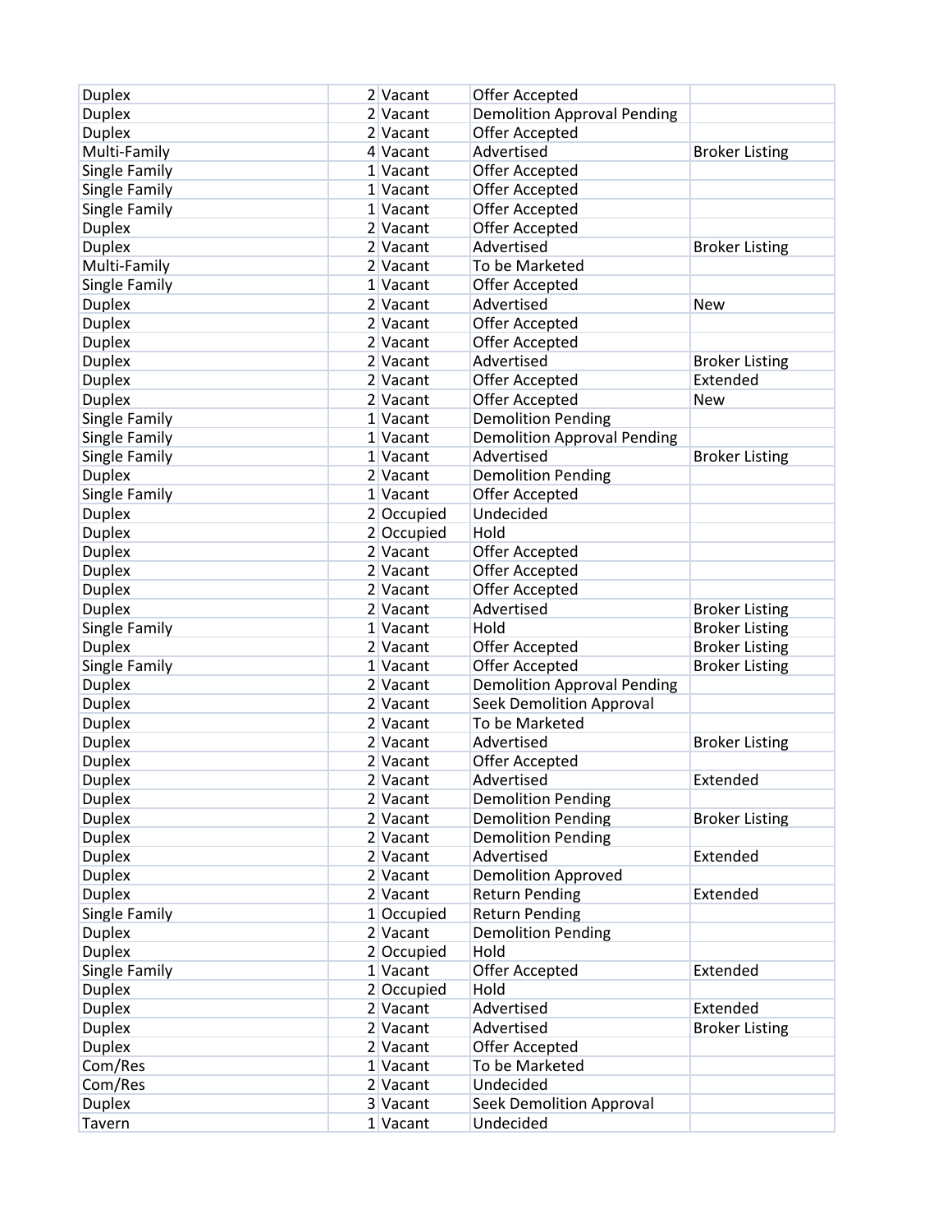| | | | | |
|---|---|---|---|---|
| Duplex | 2 | Vacant | Offer Accepted | |
| Duplex | 2 | Vacant | Demolition Approval Pending | |
| Duplex | 2 | Vacant | Offer Accepted | |
| Multi-Family | 4 | Vacant | Advertised | Broker Listing |
| Single Family | 1 | Vacant | Offer Accepted | |
| Single Family | 1 | Vacant | Offer Accepted | |
| Single Family | 1 | Vacant | Offer Accepted | |
| Duplex | 2 | Vacant | Offer Accepted | |
| Duplex | 2 | Vacant | Advertised | Broker Listing |
| Multi-Family | 2 | Vacant | To be Marketed | |
| Single Family | 1 | Vacant | Offer Accepted | |
| Duplex | 2 | Vacant | Advertised | New |
| Duplex | 2 | Vacant | Offer Accepted | |
| Duplex | 2 | Vacant | Offer Accepted | |
| Duplex | 2 | Vacant | Advertised | Broker Listing |
| Duplex | 2 | Vacant | Offer Accepted | Extended |
| Duplex | 2 | Vacant | Offer Accepted | New |
| Single Family | 1 | Vacant | Demolition Pending | |
| Single Family | 1 | Vacant | Demolition Approval Pending | |
| Single Family | 1 | Vacant | Advertised | Broker Listing |
| Duplex | 2 | Vacant | Demolition Pending | |
| Single Family | 1 | Vacant | Offer Accepted | |
| Duplex | 2 | Occupied | Undecided | |
| Duplex | 2 | Occupied | Hold | |
| Duplex | 2 | Vacant | Offer Accepted | |
| Duplex | 2 | Vacant | Offer Accepted | |
| Duplex | 2 | Vacant | Offer Accepted | |
| Duplex | 2 | Vacant | Advertised | Broker Listing |
| Single Family | 1 | Vacant | Hold | Broker Listing |
| Duplex | 2 | Vacant | Offer Accepted | Broker Listing |
| Single Family | 1 | Vacant | Offer Accepted | Broker Listing |
| Duplex | 2 | Vacant | Demolition Approval Pending | |
| Duplex | 2 | Vacant | Seek Demolition Approval | |
| Duplex | 2 | Vacant | To be Marketed | |
| Duplex | 2 | Vacant | Advertised | Broker Listing |
| Duplex | 2 | Vacant | Offer Accepted | |
| Duplex | 2 | Vacant | Advertised | Extended |
| Duplex | 2 | Vacant | Demolition Pending | |
| Duplex | 2 | Vacant | Demolition Pending | Broker Listing |
| Duplex | 2 | Vacant | Demolition Pending | |
| Duplex | 2 | Vacant | Advertised | Extended |
| Duplex | 2 | Vacant | Demolition Approved | |
| Duplex | 2 | Vacant | Return Pending | Extended |
| Single Family | 1 | Occupied | Return Pending | |
| Duplex | 2 | Vacant | Demolition Pending | |
| Duplex | 2 | Occupied | Hold | |
| Single Family | 1 | Vacant | Offer Accepted | Extended |
| Duplex | 2 | Occupied | Hold | |
| Duplex | 2 | Vacant | Advertised | Extended |
| Duplex | 2 | Vacant | Advertised | Broker Listing |
| Duplex | 2 | Vacant | Offer Accepted | |
| Com/Res | 1 | Vacant | To be Marketed | |
| Com/Res | 2 | Vacant | Undecided | |
| Duplex | 3 | Vacant | Seek Demolition Approval | |
| Tavern | 1 | Vacant | Undecided | |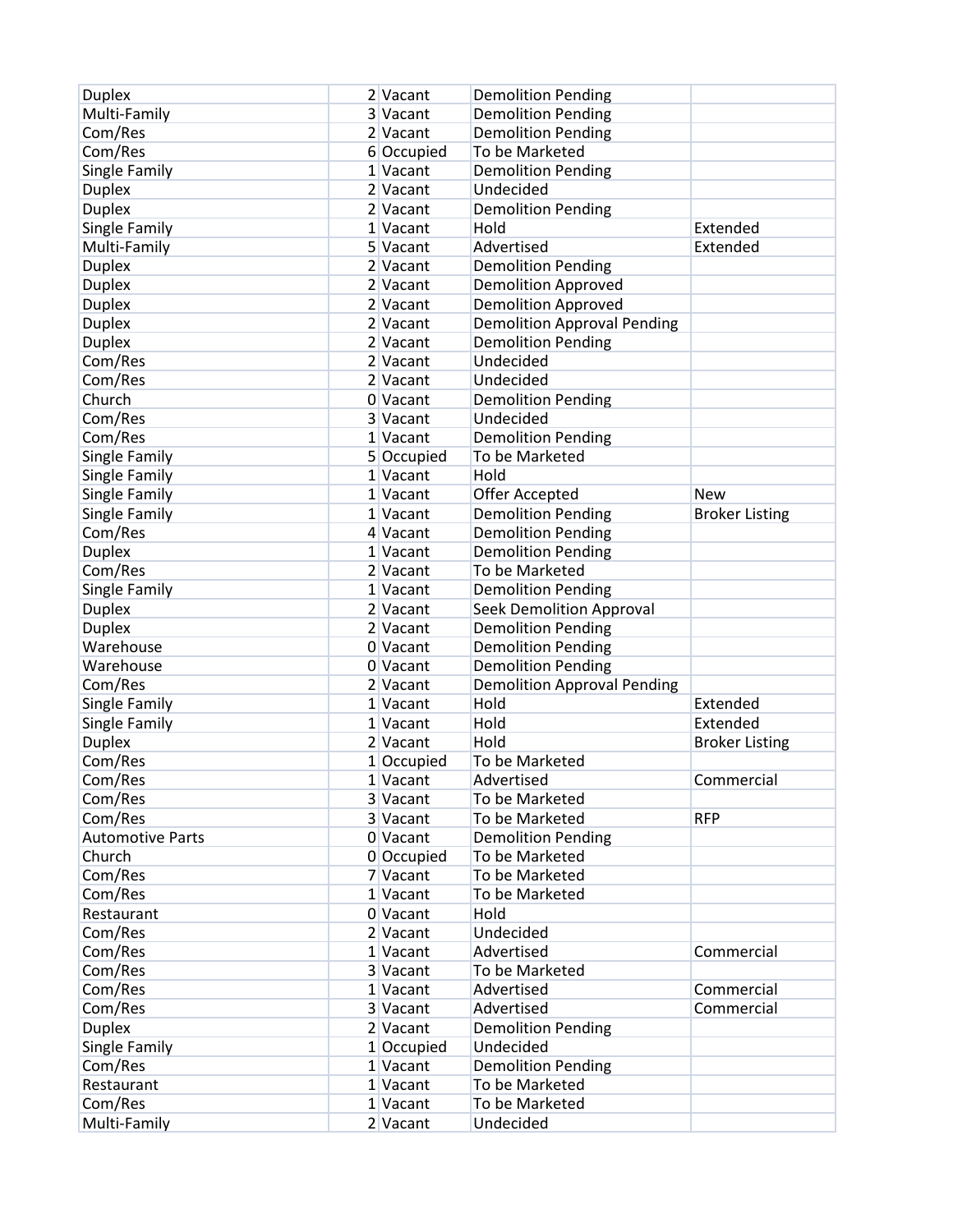| | | | | |
|---|---|---|---|---|
| Duplex | 2 | Vacant | Demolition Pending | |
| Multi-Family | 3 | Vacant | Demolition Pending | |
| Com/Res | 2 | Vacant | Demolition Pending | |
| Com/Res | 6 | Occupied | To be Marketed | |
| Single Family | 1 | Vacant | Demolition Pending | |
| Duplex | 2 | Vacant | Undecided | |
| Duplex | 2 | Vacant | Demolition Pending | |
| Single Family | 1 | Vacant | Hold | Extended |
| Multi-Family | 5 | Vacant | Advertised | Extended |
| Duplex | 2 | Vacant | Demolition Pending | |
| Duplex | 2 | Vacant | Demolition Approved | |
| Duplex | 2 | Vacant | Demolition Approved | |
| Duplex | 2 | Vacant | Demolition Approval Pending | |
| Duplex | 2 | Vacant | Demolition Pending | |
| Com/Res | 2 | Vacant | Undecided | |
| Com/Res | 2 | Vacant | Undecided | |
| Church | 0 | Vacant | Demolition Pending | |
| Com/Res | 3 | Vacant | Undecided | |
| Com/Res | 1 | Vacant | Demolition Pending | |
| Single Family | 5 | Occupied | To be Marketed | |
| Single Family | 1 | Vacant | Hold | |
| Single Family | 1 | Vacant | Offer Accepted | New |
| Single Family | 1 | Vacant | Demolition Pending | Broker Listing |
| Com/Res | 4 | Vacant | Demolition Pending | |
| Duplex | 1 | Vacant | Demolition Pending | |
| Com/Res | 2 | Vacant | To be Marketed | |
| Single Family | 1 | Vacant | Demolition Pending | |
| Duplex | 2 | Vacant | Seek Demolition Approval | |
| Duplex | 2 | Vacant | Demolition Pending | |
| Warehouse | 0 | Vacant | Demolition Pending | |
| Warehouse | 0 | Vacant | Demolition Pending | |
| Com/Res | 2 | Vacant | Demolition Approval Pending | |
| Single Family | 1 | Vacant | Hold | Extended |
| Single Family | 1 | Vacant | Hold | Extended |
| Duplex | 2 | Vacant | Hold | Broker Listing |
| Com/Res | 1 | Occupied | To be Marketed | |
| Com/Res | 1 | Vacant | Advertised | Commercial |
| Com/Res | 3 | Vacant | To be Marketed | |
| Com/Res | 3 | Vacant | To be Marketed | RFP |
| Automotive Parts | 0 | Vacant | Demolition Pending | |
| Church | 0 | Occupied | To be Marketed | |
| Com/Res | 7 | Vacant | To be Marketed | |
| Com/Res | 1 | Vacant | To be Marketed | |
| Restaurant | 0 | Vacant | Hold | |
| Com/Res | 2 | Vacant | Undecided | |
| Com/Res | 1 | Vacant | Advertised | Commercial |
| Com/Res | 3 | Vacant | To be Marketed | |
| Com/Res | 1 | Vacant | Advertised | Commercial |
| Com/Res | 3 | Vacant | Advertised | Commercial |
| Duplex | 2 | Vacant | Demolition Pending | |
| Single Family | 1 | Occupied | Undecided | |
| Com/Res | 1 | Vacant | Demolition Pending | |
| Restaurant | 1 | Vacant | To be Marketed | |
| Com/Res | 1 | Vacant | To be Marketed | |
| Multi-Family | 2 | Vacant | Undecided | |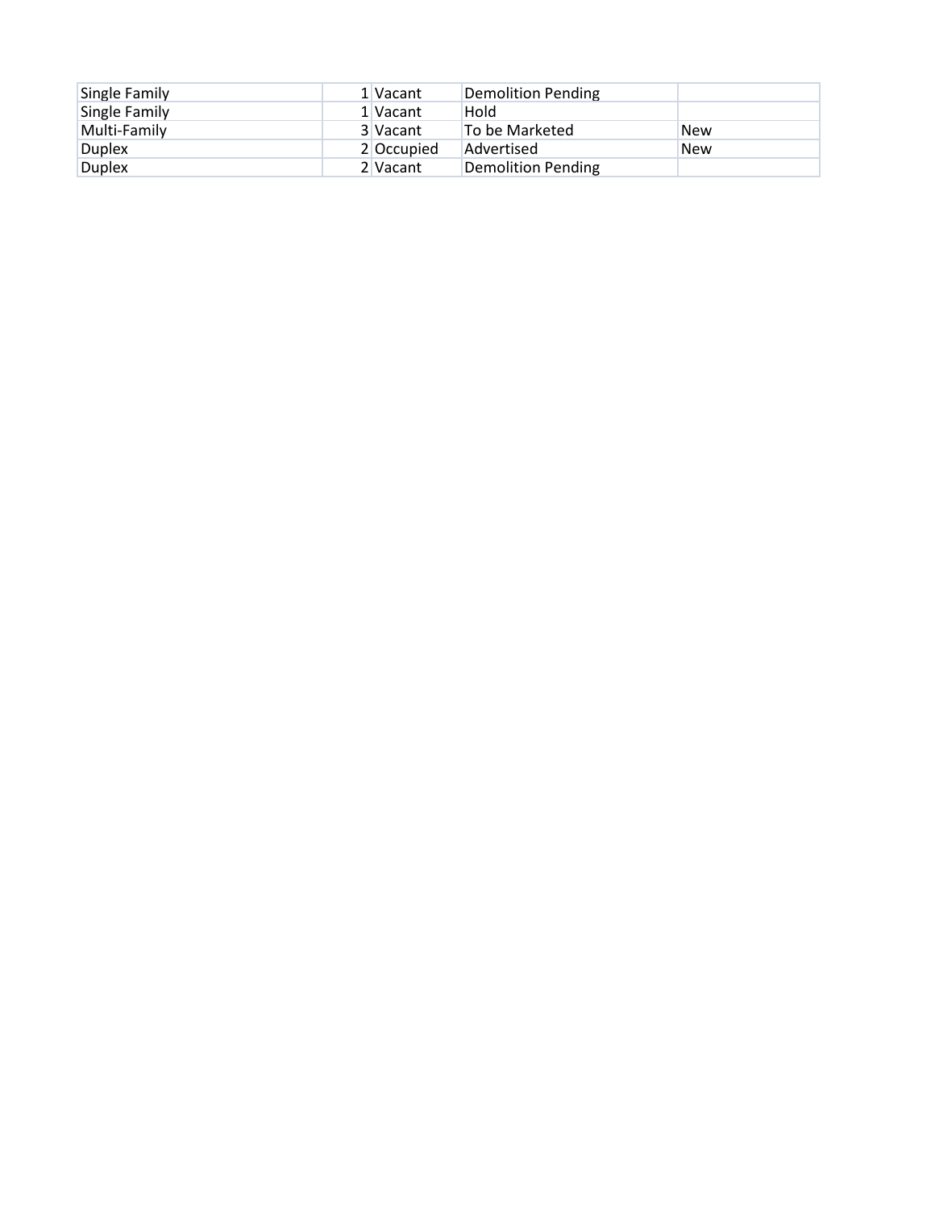| | | | | |
|---|---|---|---|---|
| Single Family | 1 | Vacant | Demolition Pending | |
| Single Family | 1 | Vacant | Hold | |
| Multi-Family | 3 | Vacant | To be Marketed | New |
| Duplex | 2 | Occupied | Advertised | New |
| Duplex | 2 | Vacant | Demolition Pending | |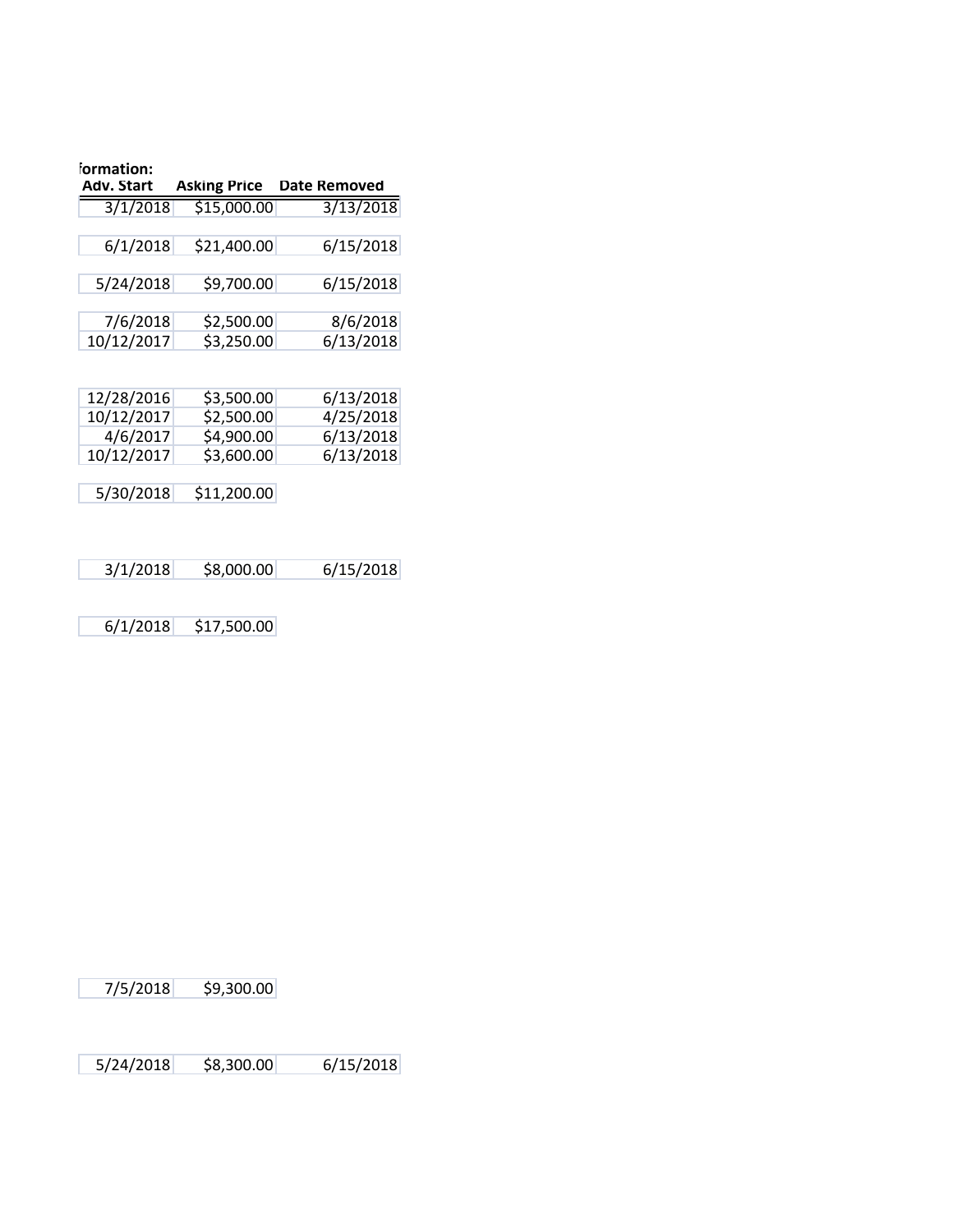formation:

| Adv. Start | Asking Price | Date Removed |
|---|---|---|
| 3/1/2018 | $15,000.00 | 3/13/2018 |
| | | |
| 6/1/2018 | $21,400.00 | 6/15/2018 |
| | | |
| 5/24/2018 | $9,700.00 | 6/15/2018 |
| | | |
| 7/6/2018 | $2,500.00 | 8/6/2018 |
| 10/12/2017 | $3,250.00 | 6/13/2018 |
| | | |
| | | |
| 12/28/2016 | $3,500.00 | 6/13/2018 |
| 10/12/2017 | $2,500.00 | 4/25/2018 |
| 4/6/2017 | $4,900.00 | 6/13/2018 |
| 10/12/2017 | $3,600.00 | 6/13/2018 |
| | | |
| 5/30/2018 | $11,200.00 | |
| | | |
| | | |
| | | |
| 3/1/2018 | $8,000.00 | 6/15/2018 |
| | | |
| | | |
| 6/1/2018 | $17,500.00 | |
| | | |
| 7/5/2018 | $9,300.00 | |
| | | |
| 5/24/2018 | $8,300.00 | 6/15/2018 |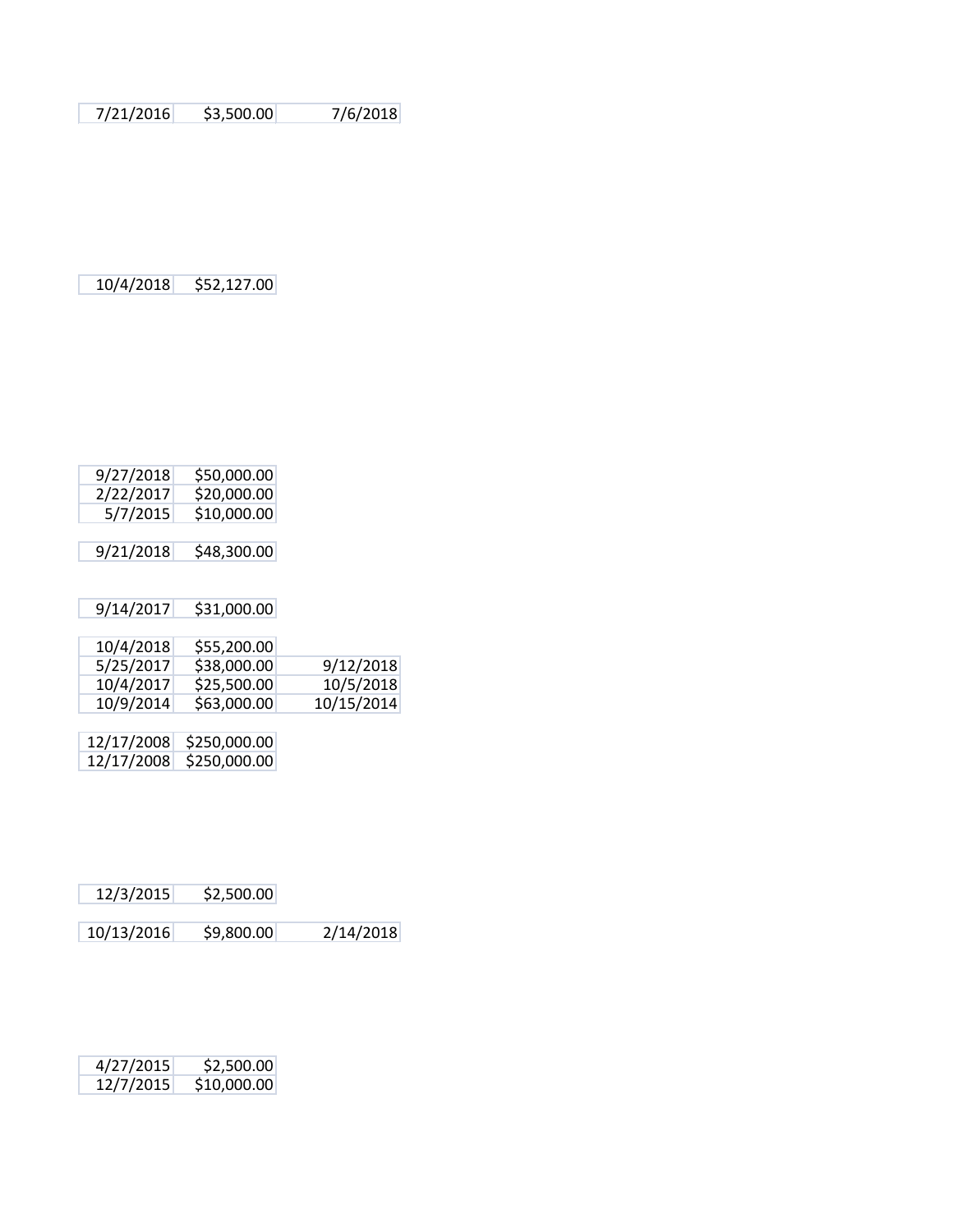| | | |
|---|---|---|
| 7/21/2016 | $3,500.00 | 7/6/2018 |

| | |
|---|---|
| 10/4/2018 | $52,127.00 |

| | |
|---|---|
| 9/27/2018 | $50,000.00 |
| 2/22/2017 | $20,000.00 |
| 5/7/2015 | $10,000.00 |

| | |
|---|---|
| 9/21/2018 | $48,300.00 |

| | |
|---|---|
| 9/14/2017 | $31,000.00 |

| | | |
|---|---|---|
| 10/4/2018 | $55,200.00 | |
| 5/25/2017 | $38,000.00 | 9/12/2018 |
| 10/4/2017 | $25,500.00 | 10/5/2018 |
| 10/9/2014 | $63,000.00 | 10/15/2014 |

| | |
|---|---|
| 12/17/2008 | $250,000.00 |
| 12/17/2008 | $250,000.00 |

| | |
|---|---|
| 12/3/2015 | $2,500.00 |

| | | |
|---|---|---|
| 10/13/2016 | $9,800.00 | 2/14/2018 |

| | |
|---|---|
| 4/27/2015 | $2,500.00 |
| 12/7/2015 | $10,000.00 |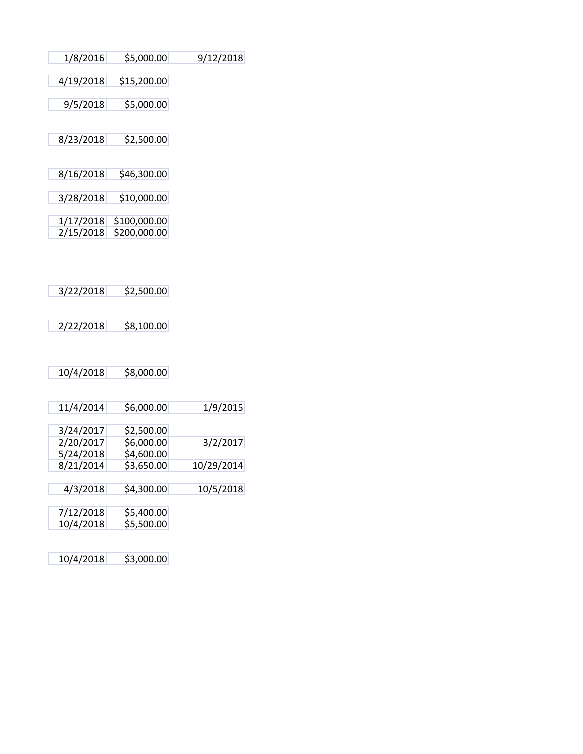| | | |
|---|---|---|
| 1/8/2016 | $5,000.00 | 9/12/2018 |
| 4/19/2018 | $15,200.00 | |
| 9/5/2018 | $5,000.00 | |
| 8/23/2018 | $2,500.00 | |
| 8/16/2018 | $46,300.00 | |
| 3/28/2018 | $10,000.00 | |
| 1/17/2018 | $100,000.00 | |
| 2/15/2018 | $200,000.00 | |
| 3/22/2018 | $2,500.00 | |
| 2/22/2018 | $8,100.00 | |
| 10/4/2018 | $8,000.00 | |
| 11/4/2014 | $6,000.00 | 1/9/2015 |
| 3/24/2017 | $2,500.00 | |
| 2/20/2017 | $6,000.00 | 3/2/2017 |
| 5/24/2018 | $4,600.00 | |
| 8/21/2014 | $3,650.00 | 10/29/2014 |
| 4/3/2018 | $4,300.00 | 10/5/2018 |
| 7/12/2018 | $5,400.00 | |
| 10/4/2018 | $5,500.00 | |
| 10/4/2018 | $3,000.00 | |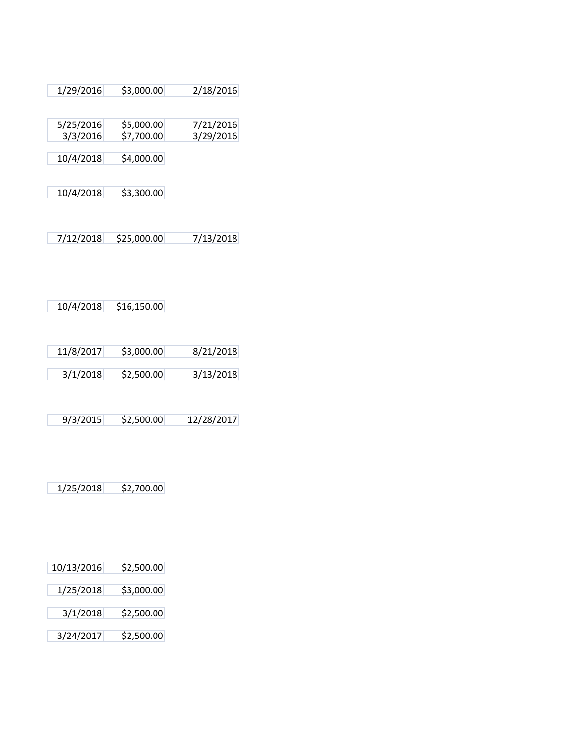| | | |
|---|---|---|
| 1/29/2016 | $3,000.00 | 2/18/2016 |
| 5/25/2016 | $5,000.00 | 7/21/2016 |
| 3/3/2016 | $7,700.00 | 3/29/2016 |
| 10/4/2018 | $4,000.00 | |
| 10/4/2018 | $3,300.00 | |
| 7/12/2018 | $25,000.00 | 7/13/2018 |
| 10/4/2018 | $16,150.00 | |
| 11/8/2017 | $3,000.00 | 8/21/2018 |
| 3/1/2018 | $2,500.00 | 3/13/2018 |
| 9/3/2015 | $2,500.00 | 12/28/2017 |
| 1/25/2018 | $2,700.00 | |
| 10/13/2016 | $2,500.00 | |
| 1/25/2018 | $3,000.00 | |
| 3/1/2018 | $2,500.00 | |
| 3/24/2017 | $2,500.00 | |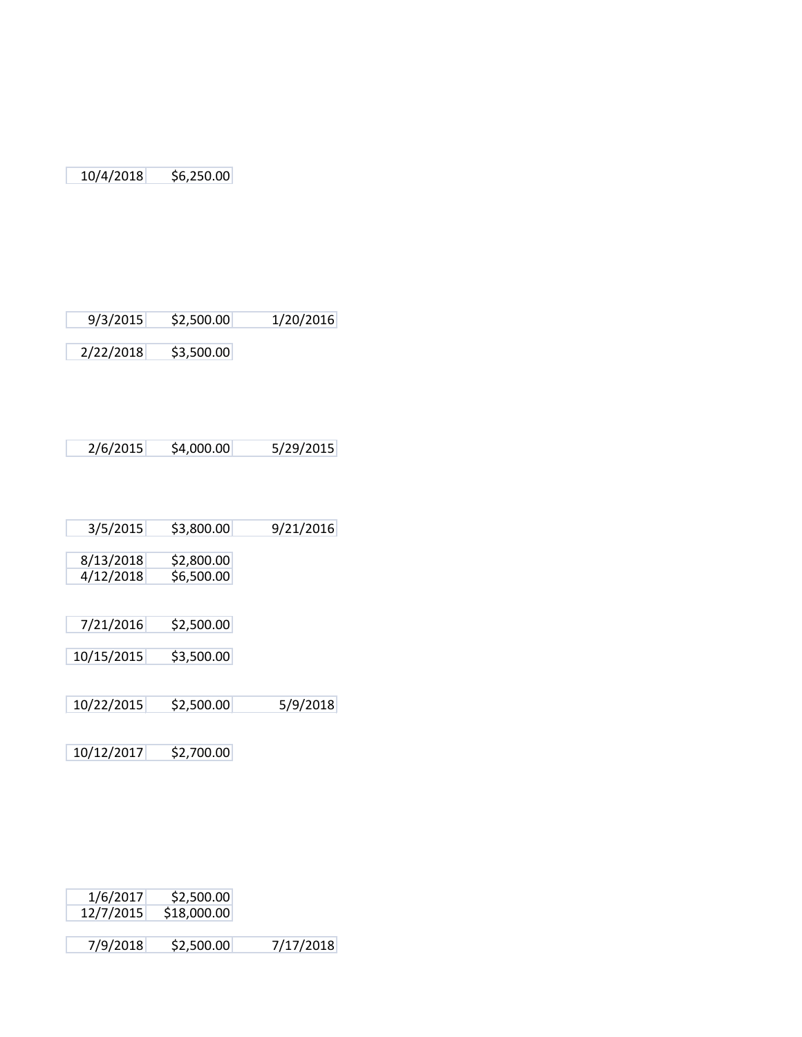| | | |
|---|---|---|
| 10/4/2018 | $6,250.00 | |
| 9/3/2015 | $2,500.00 | 1/20/2016 |
| 2/22/2018 | $3,500.00 | |
| 2/6/2015 | $4,000.00 | 5/29/2015 |
| 3/5/2015 | $3,800.00 | 9/21/2016 |
| 8/13/2018 | $2,800.00 | |
| 4/12/2018 | $6,500.00 | |
| 7/21/2016 | $2,500.00 | |
| 10/15/2015 | $3,500.00 | |
| 10/22/2015 | $2,500.00 | 5/9/2018 |
| 10/12/2017 | $2,700.00 | |
| 1/6/2017 | $2,500.00 | |
| 12/7/2015 | $18,000.00 | |
| 7/9/2018 | $2,500.00 | 7/17/2018 |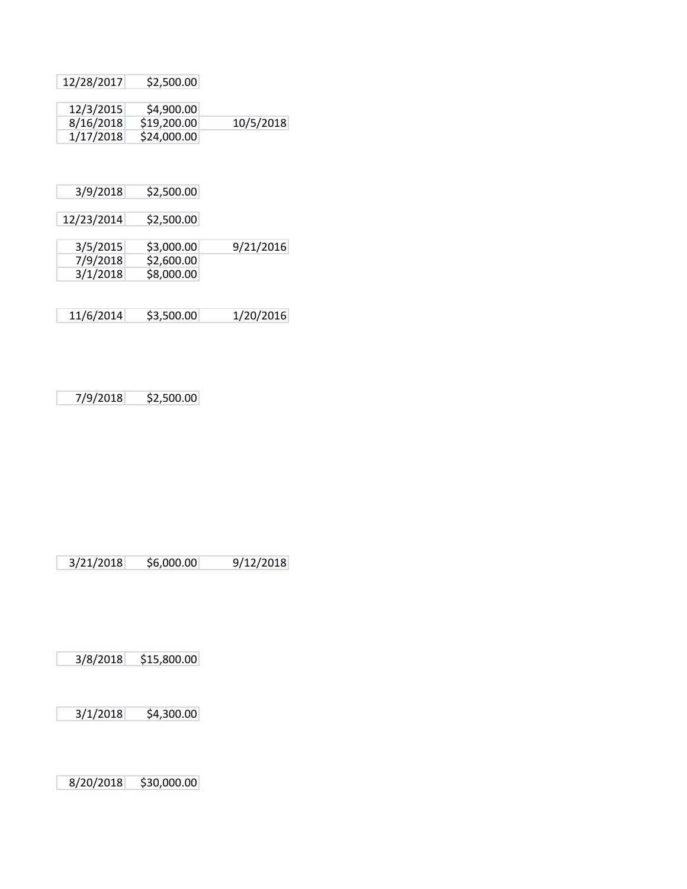| | | |
|---|---|---|
| 12/28/2017 | $2,500.00 | |
| | | |
| 12/3/2015 | $4,900.00 | |
| 8/16/2018 | $19,200.00 | 10/5/2018 |
| 1/17/2018 | $24,000.00 | |
| | | |
| 3/9/2018 | $2,500.00 | |
| | | |
| 12/23/2014 | $2,500.00 | |
| | | |
| 3/5/2015 | $3,000.00 | 9/21/2016 |
| 7/9/2018 | $2,600.00 | |
| 3/1/2018 | $8,000.00 | |
| | | |
| 11/6/2014 | $3,500.00 | 1/20/2016 |
| | | |
| 7/9/2018 | $2,500.00 | |
| | | |
| 3/21/2018 | $6,000.00 | 9/12/2018 |
| | | |
| 3/8/2018 | $15,800.00 | |
| | | |
| 3/1/2018 | $4,300.00 | |
| | | |
| 8/20/2018 | $30,000.00 | |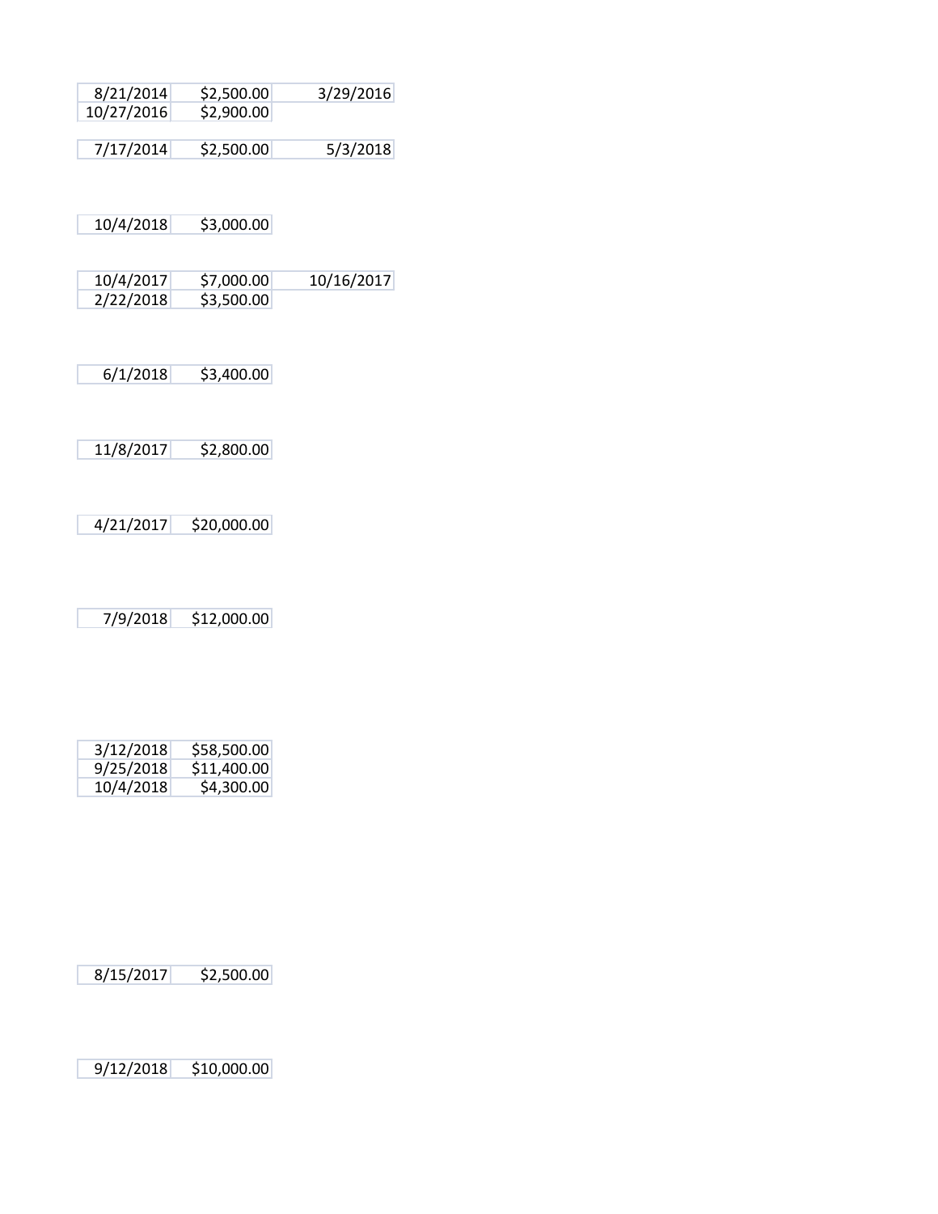| | | |
|---|---|---|
| 8/21/2014 | $2,500.00 | 3/29/2016 |
| 10/27/2016 | $2,900.00 | |

| | | |
|---|---|---|
| 7/17/2014 | $2,500.00 | 5/3/2018 |

| | |
|---|---|
| 10/4/2018 | $3,000.00 |

| | | |
|---|---|---|
| 10/4/2017 | $7,000.00 | 10/16/2017 |
| 2/22/2018 | $3,500.00 | |

| | |
|---|---|
| 6/1/2018 | $3,400.00 |

| | |
|---|---|
| 11/8/2017 | $2,800.00 |

| | |
|---|---|
| 4/21/2017 | $20,000.00 |

| | |
|---|---|
| 7/9/2018 | $12,000.00 |

| | |
|---|---|
| 3/12/2018 | $58,500.00 |
| 9/25/2018 | $11,400.00 |
| 10/4/2018 | $4,300.00 |

| | |
|---|---|
| 8/15/2017 | $2,500.00 |

| | |
|---|---|
| 9/12/2018 | $10,000.00 |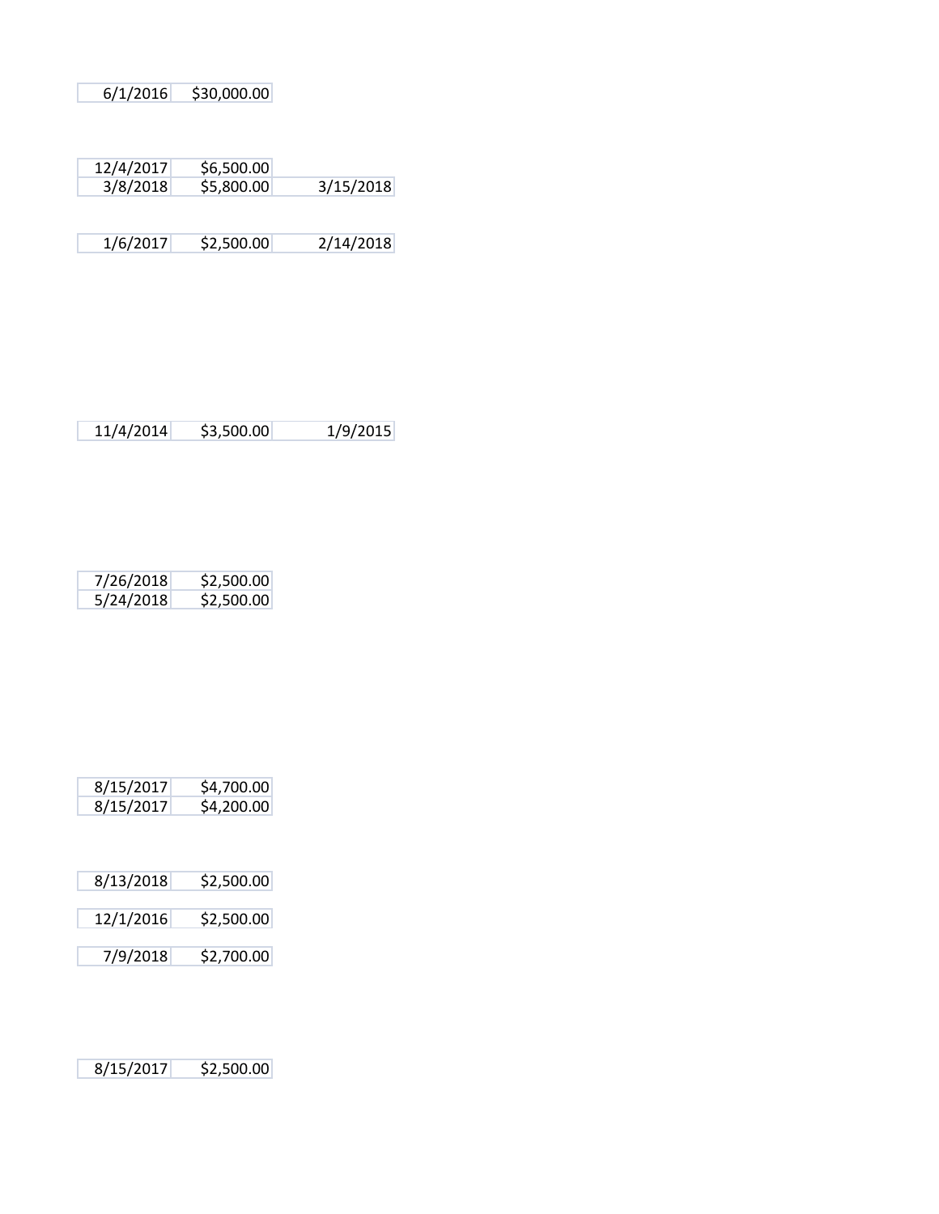| | | |
|---|---|---|
| 6/1/2016 | $30,000.00 | |

| | | |
|---|---|---|
| 12/4/2017 | $6,500.00 | |
| 3/8/2018 | $5,800.00 | 3/15/2018 |

| | | |
|---|---|---|
| 1/6/2017 | $2,500.00 | 2/14/2018 |

| | | |
|---|---|---|
| 11/4/2014 | $3,500.00 | 1/9/2015 |

| | |
|---|---|
| 7/26/2018 | $2,500.00 |
| 5/24/2018 | $2,500.00 |

| | |
|---|---|
| 8/15/2017 | $4,700.00 |
| 8/15/2017 | $4,200.00 |

| | |
|---|---|
| 8/13/2018 | $2,500.00 |

| | |
|---|---|
| 12/1/2016 | $2,500.00 |

| | |
|---|---|
| 7/9/2018 | $2,700.00 |

| | |
|---|---|
| 8/15/2017 | $2,500.00 |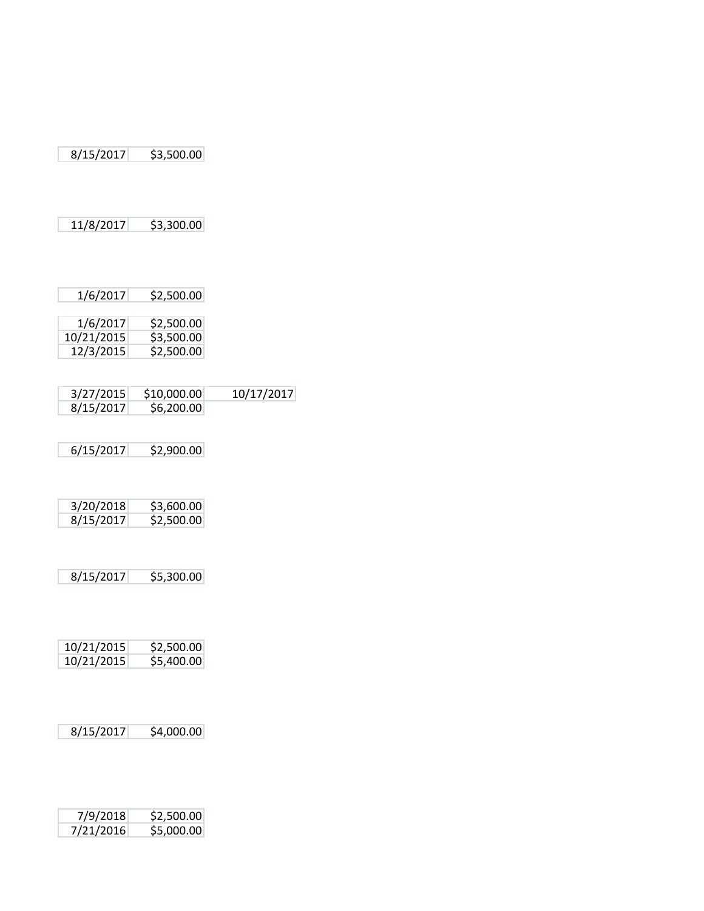| | | |
|---|---|---|
| 8/15/2017 | $3,500.00 | |

| | | |
|---|---|---|
| 11/8/2017 | $3,300.00 | |

| | | |
|---|---|---|
| 1/6/2017 | $2,500.00 | |

| | | |
|---|---|---|
| 1/6/2017 | $2,500.00 | |
| 10/21/2015 | $3,500.00 | |
| 12/3/2015 | $2,500.00 | |

| | | |
|---|---|---|
| 3/27/2015 | $10,000.00 | 10/17/2017 |
| 8/15/2017 | $6,200.00 | |

| | | |
|---|---|---|
| 6/15/2017 | $2,900.00 | |

| | | |
|---|---|---|
| 3/20/2018 | $3,600.00 | |
| 8/15/2017 | $2,500.00 | |

| | | |
|---|---|---|
| 8/15/2017 | $5,300.00 | |

| | | |
|---|---|---|
| 10/21/2015 | $2,500.00 | |
| 10/21/2015 | $5,400.00 | |

| | | |
|---|---|---|
| 8/15/2017 | $4,000.00 | |

| | | |
|---|---|---|
| 7/9/2018 | $2,500.00 | |
| 7/21/2016 | $5,000.00 | |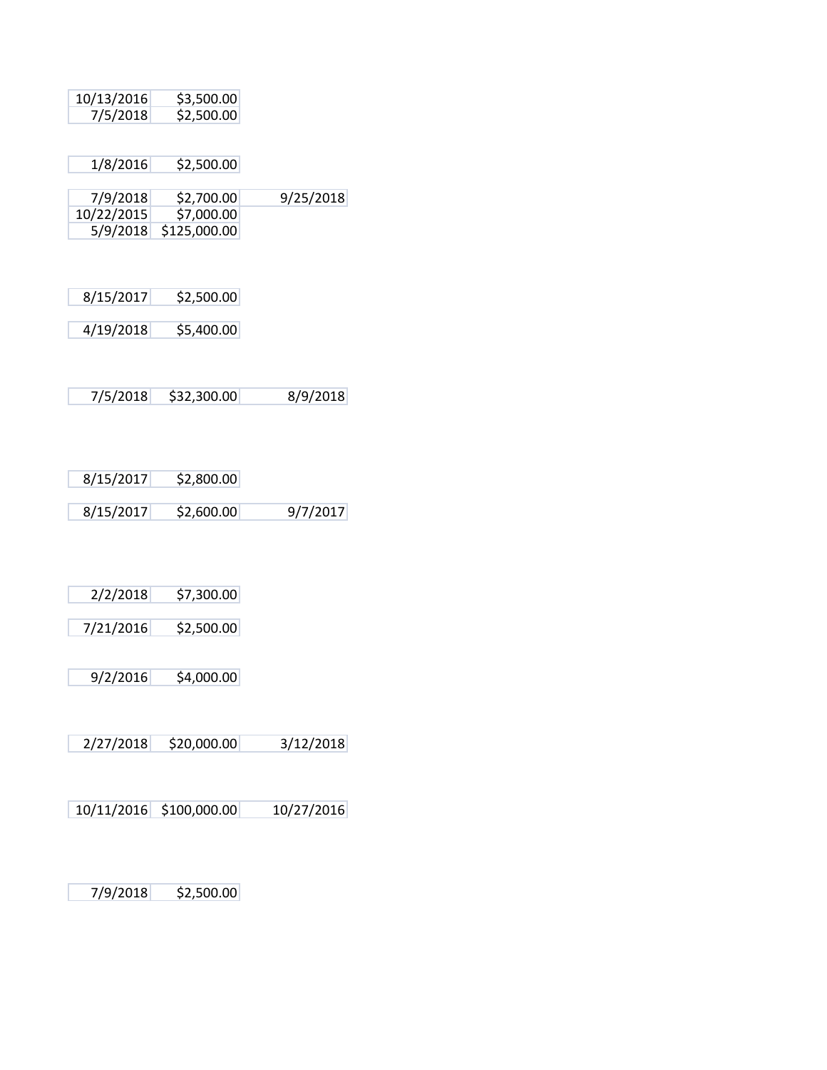| | | |
|---|---|---|
| 10/13/2016 | $3,500.00 | |
| 7/5/2018 | $2,500.00 | |
| | | |
| 1/8/2016 | $2,500.00 | |
| | | |
| 7/9/2018 | $2,700.00 | 9/25/2018 |
| 10/22/2015 | $7,000.00 | |
| 5/9/2018 | $125,000.00 | |
| | | |
| 8/15/2017 | $2,500.00 | |
| | | |
| 4/19/2018 | $5,400.00 | |
| | | |
| 7/5/2018 | $32,300.00 | 8/9/2018 |
| | | |
| 8/15/2017 | $2,800.00 | |
| | | |
| 8/15/2017 | $2,600.00 | 9/7/2017 |
| | | |
| 2/2/2018 | $7,300.00 | |
| | | |
| 7/21/2016 | $2,500.00 | |
| | | |
| 9/2/2016 | $4,000.00 | |
| | | |
| 2/27/2018 | $20,000.00 | 3/12/2018 |
| | | |
| 10/11/2016 | $100,000.00 | 10/27/2016 |
| | | |
| 7/9/2018 | $2,500.00 | |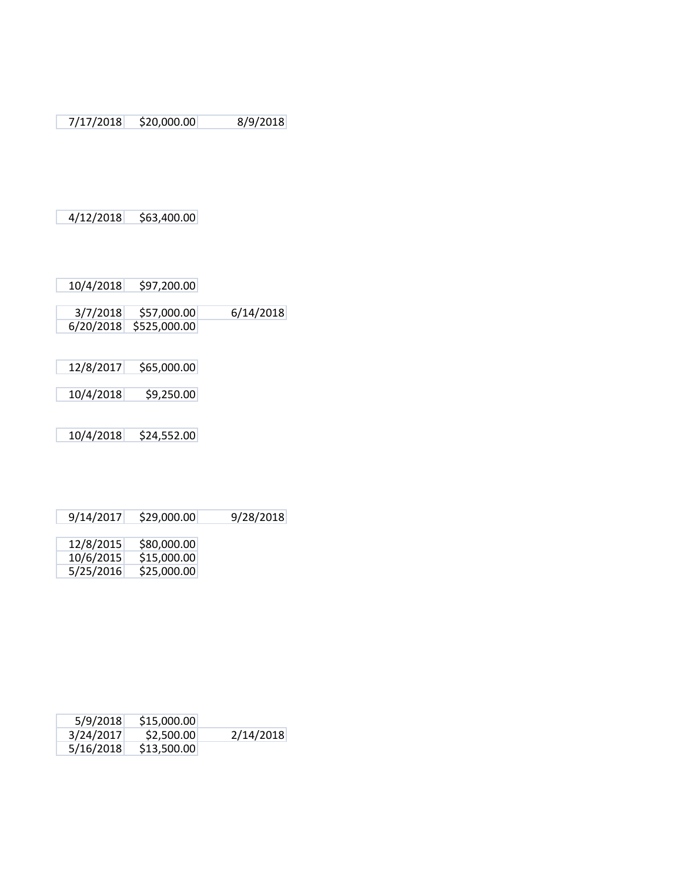| | | |
|---|---|---|
| 7/17/2018 | $20,000.00 | 8/9/2018 |
| 4/12/2018 | $63,400.00 | |
| 10/4/2018 | $97,200.00 | |
| 3/7/2018 | $57,000.00 | 6/14/2018 |
| 6/20/2018 | $525,000.00 | |
| 12/8/2017 | $65,000.00 | |
| 10/4/2018 | $9,250.00 | |
| 10/4/2018 | $24,552.00 | |
| 9/14/2017 | $29,000.00 | 9/28/2018 |
| 12/8/2015 | $80,000.00 | |
| 10/6/2015 | $15,000.00 | |
| 5/25/2016 | $25,000.00 | |
| 5/9/2018 | $15,000.00 | |
| 3/24/2017 | $2,500.00 | 2/14/2018 |
| 5/16/2018 | $13,500.00 | |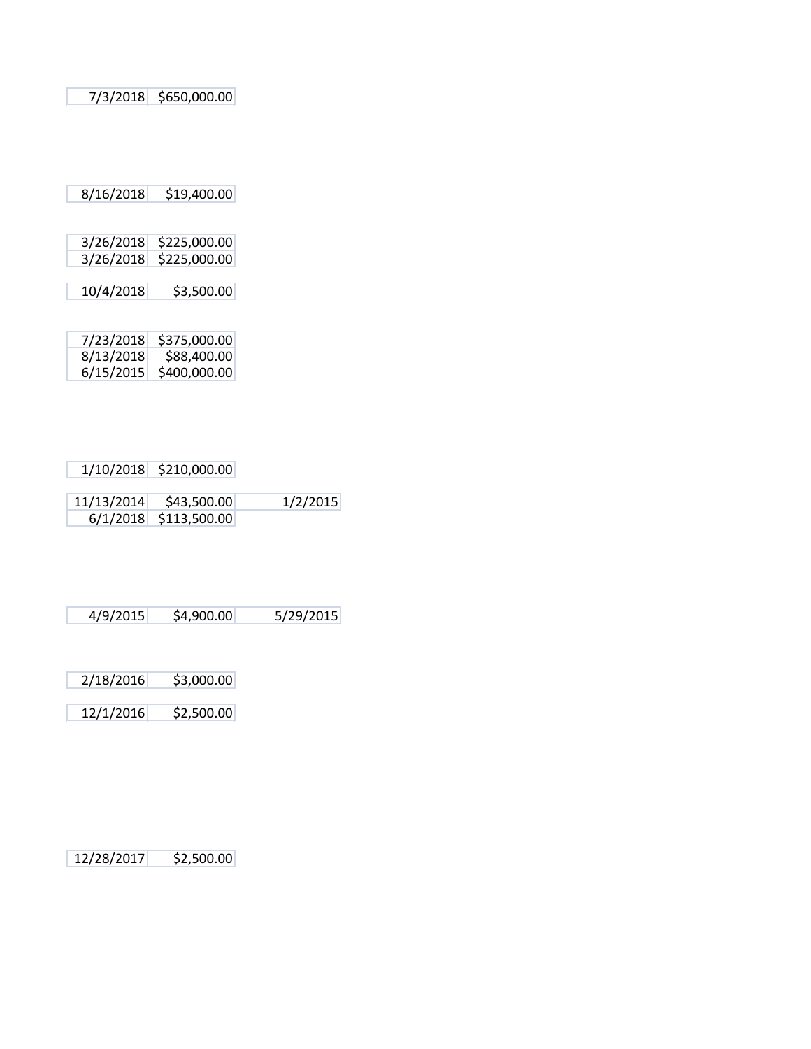| | | |
|---|---|---|
| 7/3/2018 | $650,000.00 | |
| 8/16/2018 | $19,400.00 | |
| 3/26/2018 | $225,000.00 | |
| 3/26/2018 | $225,000.00 | |
| 10/4/2018 | $3,500.00 | |
| 7/23/2018 | $375,000.00 | |
| 8/13/2018 | $88,400.00 | |
| 6/15/2015 | $400,000.00 | |
| 1/10/2018 | $210,000.00 | |
| 11/13/2014 | $43,500.00 | 1/2/2015 |
| 6/1/2018 | $113,500.00 | |
| 4/9/2015 | $4,900.00 | 5/29/2015 |
| 2/18/2016 | $3,000.00 | |
| 12/1/2016 | $2,500.00 | |
| 12/28/2017 | $2,500.00 | |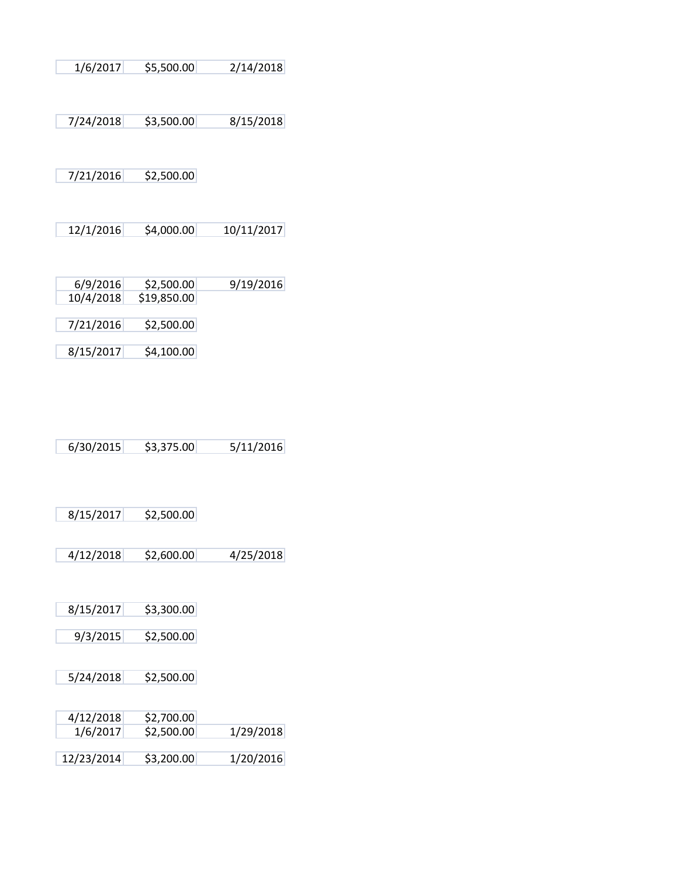| | | |
|---|---|---|
| 1/6/2017 | $5,500.00 | 2/14/2018 |
| 7/24/2018 | $3,500.00 | 8/15/2018 |
| 7/21/2016 | $2,500.00 | |
| 12/1/2016 | $4,000.00 | 10/11/2017 |
| 6/9/2016 | $2,500.00 | 9/19/2016 |
| 10/4/2018 | $19,850.00 | |
| 7/21/2016 | $2,500.00 | |
| 8/15/2017 | $4,100.00 | |
| 6/30/2015 | $3,375.00 | 5/11/2016 |
| 8/15/2017 | $2,500.00 | |
| 4/12/2018 | $2,600.00 | 4/25/2018 |
| 8/15/2017 | $3,300.00 | |
| 9/3/2015 | $2,500.00 | |
| 5/24/2018 | $2,500.00 | |
| 4/12/2018 | $2,700.00 | |
| 1/6/2017 | $2,500.00 | 1/29/2018 |
| 12/23/2014 | $3,200.00 | 1/20/2016 |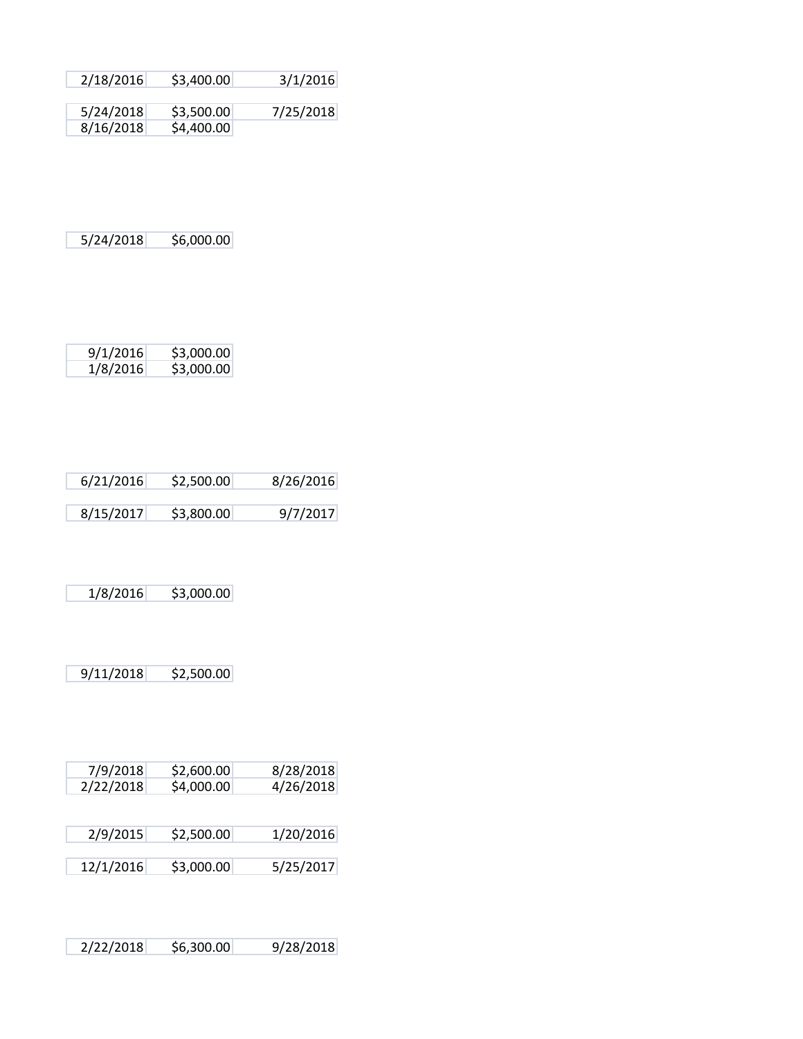| | | |
|---|---|---|
| 2/18/2016 | $3,400.00 | 3/1/2016 |

| | | |
|---|---|---|
| 5/24/2018 | $3,500.00 | 7/25/2018 |
| 8/16/2018 | $4,400.00 | |

| | |
|---|---|
| 5/24/2018 | $6,000.00 |

| | |
|---|---|
| 9/1/2016 | $3,000.00 |
| 1/8/2016 | $3,000.00 |

| | | |
|---|---|---|
| 6/21/2016 | $2,500.00 | 8/26/2016 |

| | | |
|---|---|---|
| 8/15/2017 | $3,800.00 | 9/7/2017 |

| | |
|---|---|
| 1/8/2016 | $3,000.00 |

| | |
|---|---|
| 9/11/2018 | $2,500.00 |

| | | |
|---|---|---|
| 7/9/2018 | $2,600.00 | 8/28/2018 |
| 2/22/2018 | $4,000.00 | 4/26/2018 |

| | | |
|---|---|---|
| 2/9/2015 | $2,500.00 | 1/20/2016 |

| | | |
|---|---|---|
| 12/1/2016 | $3,000.00 | 5/25/2017 |

| | | |
|---|---|---|
| 2/22/2018 | $6,300.00 | 9/28/2018 |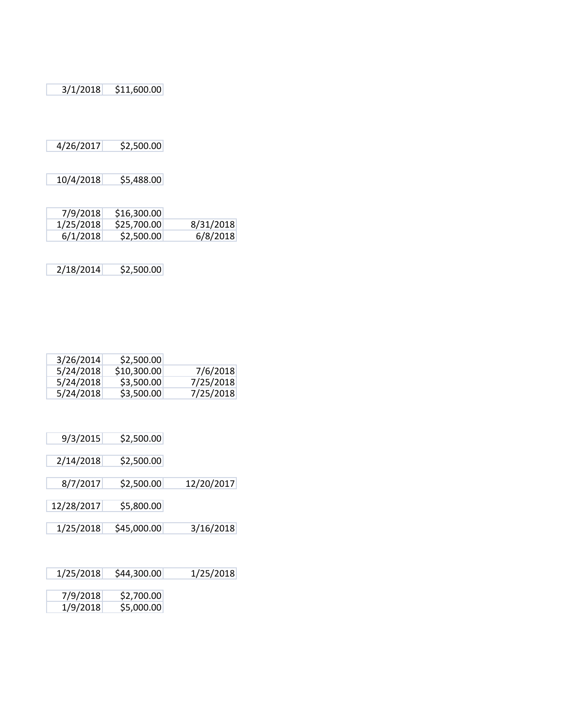| | | |
|---|---|---|
| 3/1/2018 | $11,600.00 | |
| 4/26/2017 | $2,500.00 | |
| 10/4/2018 | $5,488.00 | |
| 7/9/2018 | $16,300.00 | |
| 1/25/2018 | $25,700.00 | 8/31/2018 |
| 6/1/2018 | $2,500.00 | 6/8/2018 |
| 2/18/2014 | $2,500.00 | |
| 3/26/2014 | $2,500.00 | |
| 5/24/2018 | $10,300.00 | 7/6/2018 |
| 5/24/2018 | $3,500.00 | 7/25/2018 |
| 5/24/2018 | $3,500.00 | 7/25/2018 |
| 9/3/2015 | $2,500.00 | |
| 2/14/2018 | $2,500.00 | |
| 8/7/2017 | $2,500.00 | 12/20/2017 |
| 12/28/2017 | $5,800.00 | |
| 1/25/2018 | $45,000.00 | 3/16/2018 |
| 1/25/2018 | $44,300.00 | 1/25/2018 |
| 7/9/2018 | $2,700.00 | |
| 1/9/2018 | $5,000.00 | |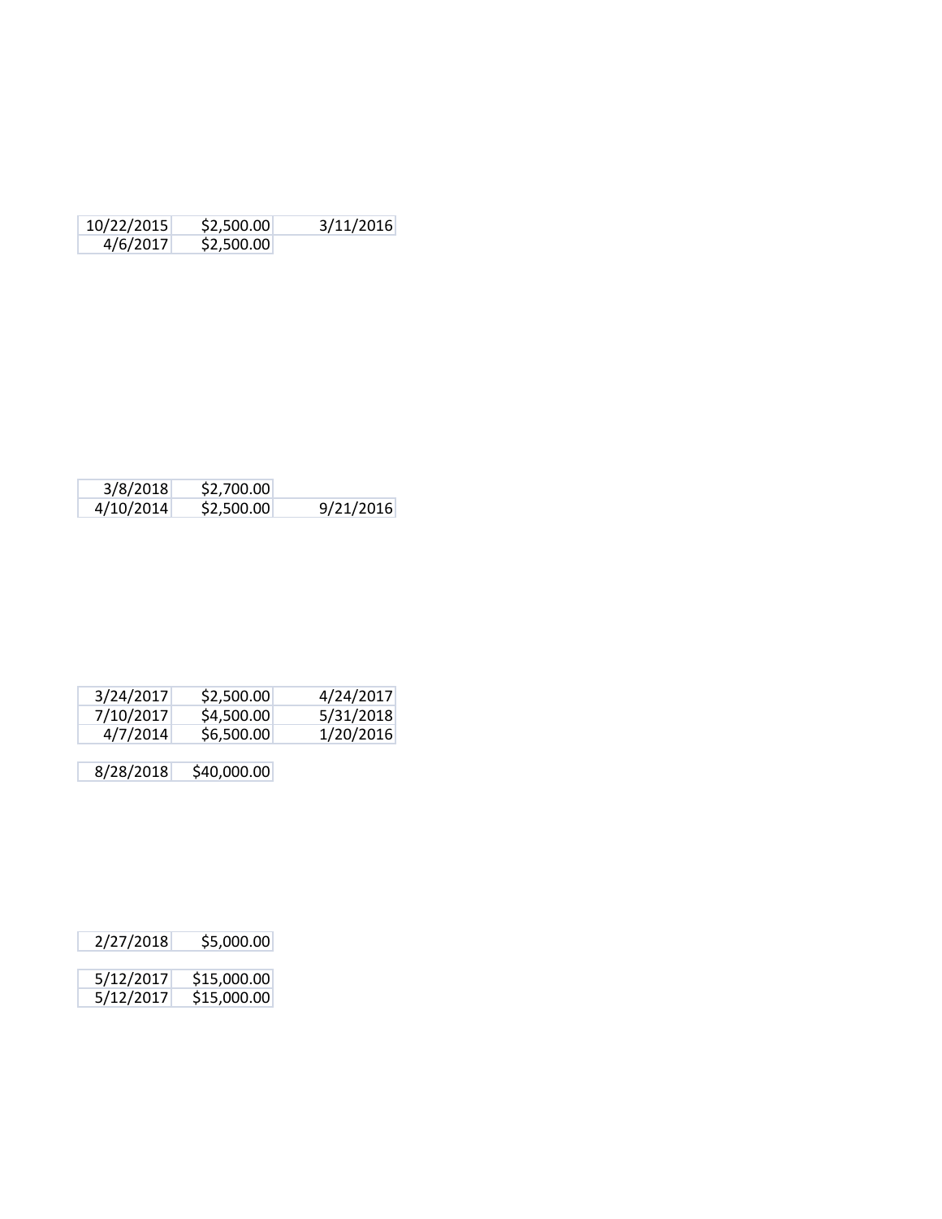| | | |
|---|---|---|
| 10/22/2015 | $2,500.00 | 3/11/2016 |
| 4/6/2017 | $2,500.00 | |

| | | |
|---|---|---|
| 3/8/2018 | $2,700.00 | |
| 4/10/2014 | $2,500.00 | 9/21/2016 |

| | | |
|---|---|---|
| 3/24/2017 | $2,500.00 | 4/24/2017 |
| 7/10/2017 | $4,500.00 | 5/31/2018 |
| 4/7/2014 | $6,500.00 | 1/20/2016 |

| | |
|---|---|
| 8/28/2018 | $40,000.00 |

| | |
|---|---|
| 2/27/2018 | $5,000.00 |

| | |
|---|---|
| 5/12/2017 | $15,000.00 |
| 5/12/2017 | $15,000.00 |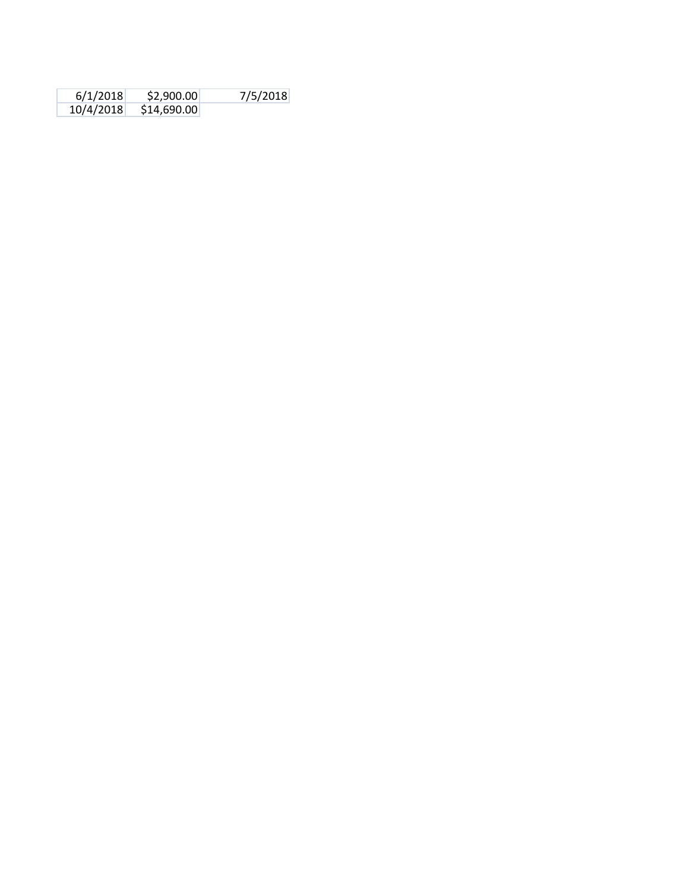| | | |
|---|---|---|
| 6/1/2018 | $2,900.00 | 7/5/2018 |
| 10/4/2018 | $14,690.00 | |